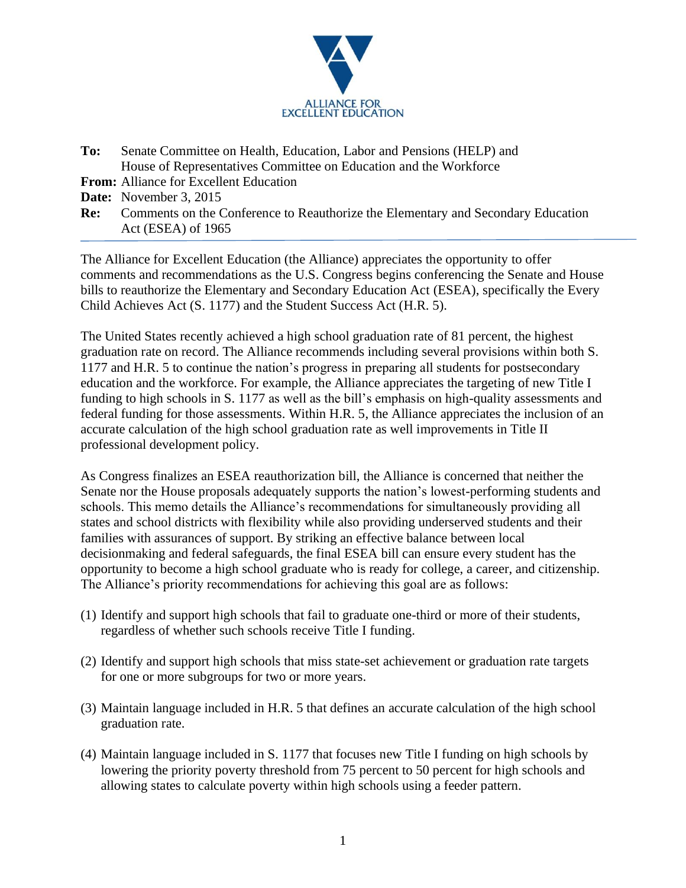ALLIANCE FOR EXCELLENT EDUCATION

**To:** Senate Committee on Health, Education, Labor and Pensions (HELP) and House of Representatives Committee on Education and the Workforce
**From:** Alliance for Excellent Education
**Date:** November 3, 2015
**Re:** Comments on the Conference to Reauthorize the Elementary and Secondary Education Act (ESEA) of 1965

---

The Alliance for Excellent Education (the Alliance) appreciates the opportunity to offer comments and recommendations as the U.S. Congress begins conferencing the Senate and House bills to reauthorize the Elementary and Secondary Education Act (ESEA), specifically the Every Child Achieves Act (S. 1177) and the Student Success Act (H.R. 5).

The United States recently achieved a high school graduation rate of 81 percent, the highest graduation rate on record. The Alliance recommends including several provisions within both S. 1177 and H.R. 5 to continue the nation's progress in preparing all students for postsecondary education and the workforce. For example, the Alliance appreciates the targeting of new Title I funding to high schools in S. 1177 as well as the bill's emphasis on high-quality assessments and federal funding for those assessments. Within H.R. 5, the Alliance appreciates the inclusion of an accurate calculation of the high school graduation rate as well improvements in Title II professional development policy.

As Congress finalizes an ESEA reauthorization bill, the Alliance is concerned that neither the Senate nor the House proposals adequately supports the nation's lowest-performing students and schools. This memo details the Alliance's recommendations for simultaneously providing all states and school districts with flexibility while also providing underserved students and their families with assurances of support. By striking an effective balance between local decisionmaking and federal safeguards, the final ESEA bill can ensure every student has the opportunity to become a high school graduate who is ready for college, a career, and citizenship. The Alliance's priority recommendations for achieving this goal are as follows:

(1) Identify and support high schools that fail to graduate one-third or more of their students, regardless of whether such schools receive Title I funding.

(2) Identify and support high schools that miss state-set achievement or graduation rate targets for one or more subgroups for two or more years.

(3) Maintain language included in H.R. 5 that defines an accurate calculation of the high school graduation rate.

(4) Maintain language included in S. 1177 that focuses new Title I funding on high schools by lowering the priority poverty threshold from 75 percent to 50 percent for high schools and allowing states to calculate poverty within high schools using a feeder pattern.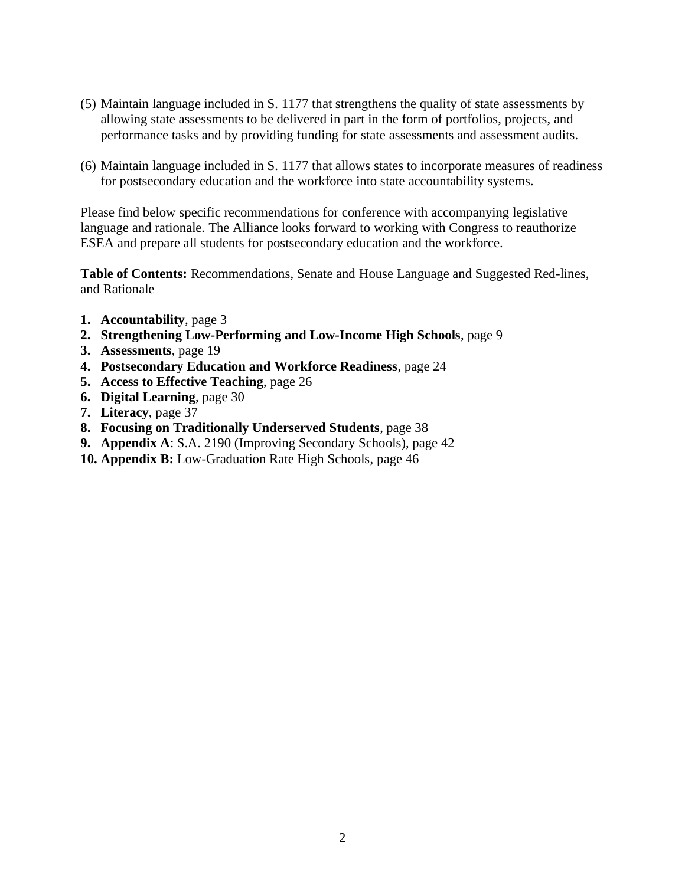(5) Maintain language included in S. 1177 that strengthens the quality of state assessments by allowing state assessments to be delivered in part in the form of portfolios, projects, and performance tasks and by providing funding for state assessments and assessment audits.

(6) Maintain language included in S. 1177 that allows states to incorporate measures of readiness for postsecondary education and the workforce into state accountability systems.

Please find below specific recommendations for conference with accompanying legislative language and rationale. The Alliance looks forward to working with Congress to reauthorize ESEA and prepare all students for postsecondary education and the workforce.

**Table of Contents:** Recommendations, Senate and House Language and Suggested Red-lines, and Rationale

1. **Accountability**, page 3
2. **Strengthening Low-Performing and Low-Income High Schools**, page 9
3. **Assessments**, page 19
4. **Postsecondary Education and Workforce Readiness**, page 24
5. **Access to Effective Teaching**, page 26
6. **Digital Learning**, page 30
7. **Literacy**, page 37
8. **Focusing on Traditionally Underserved Students**, page 38
9. **Appendix A**: S.A. 2190 (Improving Secondary Schools), page 42
10. **Appendix B:** Low-Graduation Rate High Schools, page 46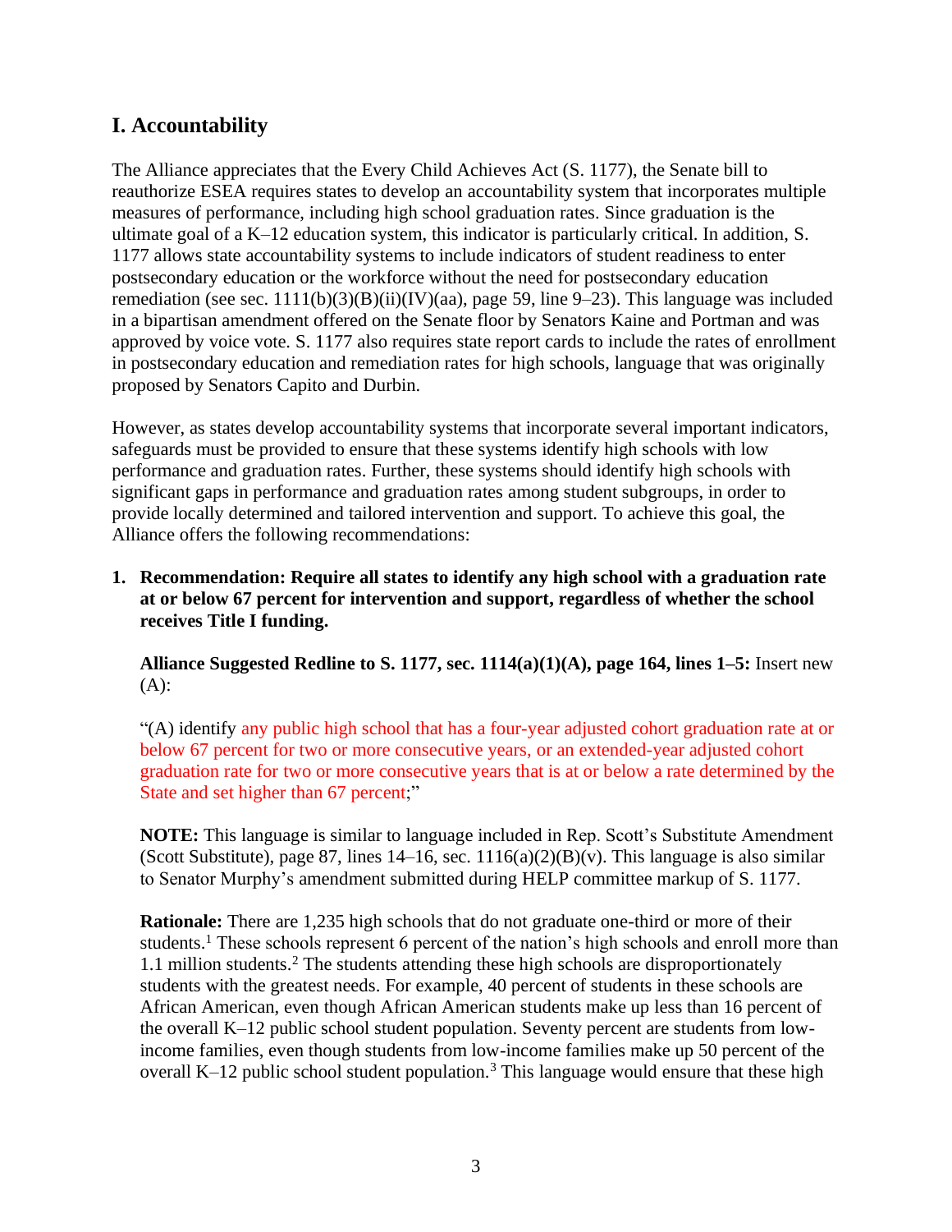## I. Accountability

The Alliance appreciates that the Every Child Achieves Act (S. 1177), the Senate bill to reauthorize ESEA requires states to develop an accountability system that incorporates multiple measures of performance, including high school graduation rates. Since graduation is the ultimate goal of a K–12 education system, this indicator is particularly critical. In addition, S. 1177 allows state accountability systems to include indicators of student readiness to enter postsecondary education or the workforce without the need for postsecondary education remediation (see sec. 1111(b)(3)(B)(ii)(IV)(aa), page 59, line 9–23). This language was included in a bipartisan amendment offered on the Senate floor by Senators Kaine and Portman and was approved by voice vote. S. 1177 also requires state report cards to include the rates of enrollment in postsecondary education and remediation rates for high schools, language that was originally proposed by Senators Capito and Durbin.

However, as states develop accountability systems that incorporate several important indicators, safeguards must be provided to ensure that these systems identify high schools with low performance and graduation rates. Further, these systems should identify high schools with significant gaps in performance and graduation rates among student subgroups, in order to provide locally determined and tailored intervention and support. To achieve this goal, the Alliance offers the following recommendations:

1. **Recommendation: Require all states to identify any high school with a graduation rate at or below 67 percent for intervention and support, regardless of whether the school receives Title I funding.**

   **Alliance Suggested Redline to S. 1177, sec. 1114(a)(1)(A), page 164, lines 1–5:** Insert new (A):

   "(A) identify any public high school that has a four-year adjusted cohort graduation rate at or below 67 percent for two or more consecutive years, or an extended-year adjusted cohort graduation rate for two or more consecutive years that is at or below a rate determined by the State and set higher than 67 percent;"

   **NOTE:** This language is similar to language included in Rep. Scott's Substitute Amendment (Scott Substitute), page 87, lines 14–16, sec. 1116(a)(2)(B)(v). This language is also similar to Senator Murphy's amendment submitted during HELP committee markup of S. 1177.

   **Rationale:** There are 1,235 high schools that do not graduate one-third or more of their students.[1] These schools represent 6 percent of the nation's high schools and enroll more than 1.1 million students.[2] The students attending these high schools are disproportionately students with the greatest needs. For example, 40 percent of students in these schools are African American, even though African American students make up less than 16 percent of the overall K–12 public school student population. Seventy percent are students from low-income families, even though students from low-income families make up 50 percent of the overall K–12 public school student population.[3] This language would ensure that these high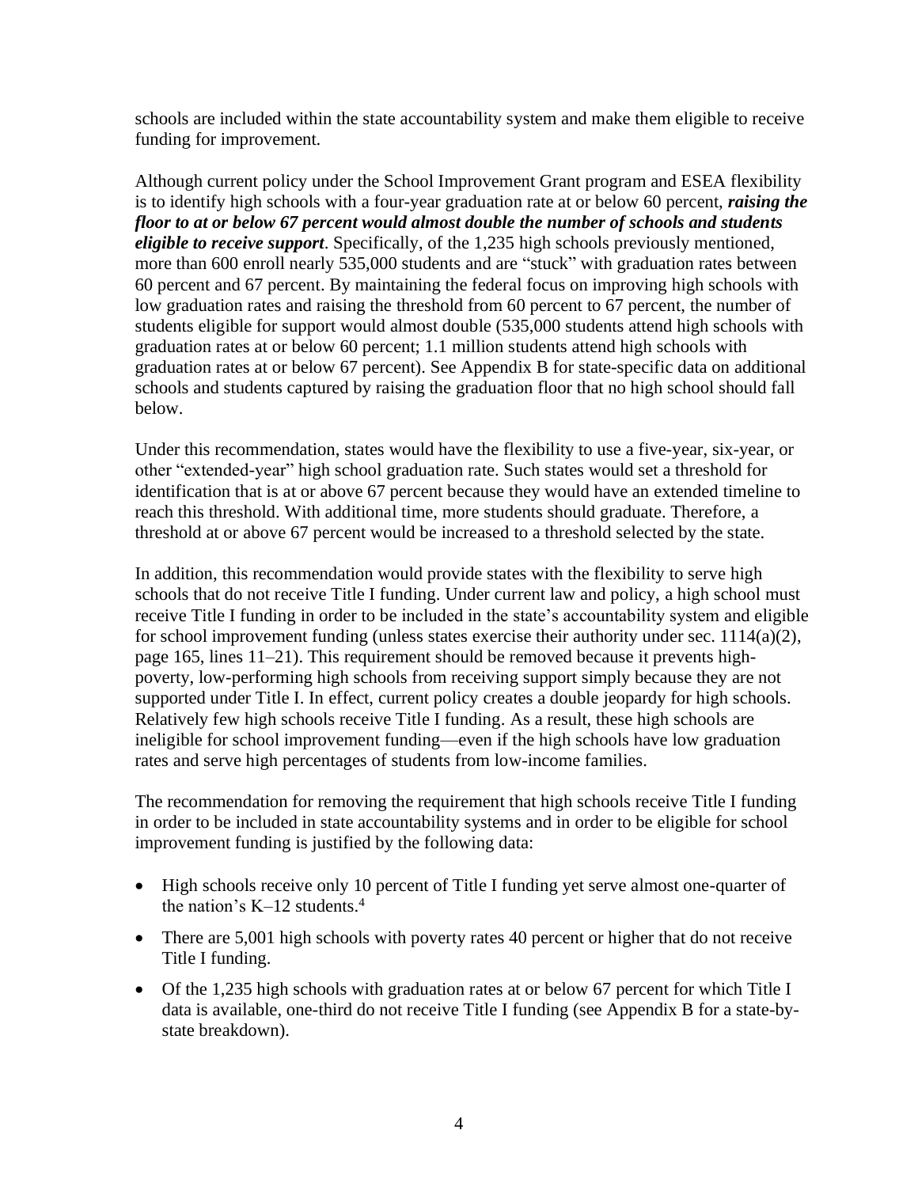schools are included within the state accountability system and make them eligible to receive funding for improvement.

Although current policy under the School Improvement Grant program and ESEA flexibility is to identify high schools with a four-year graduation rate at or below 60 percent, ***raising the floor to at or below 67 percent would almost double the number of schools and students eligible to receive support***. Specifically, of the 1,235 high schools previously mentioned, more than 600 enroll nearly 535,000 students and are "stuck" with graduation rates between 60 percent and 67 percent. By maintaining the federal focus on improving high schools with low graduation rates and raising the threshold from 60 percent to 67 percent, the number of students eligible for support would almost double (535,000 students attend high schools with graduation rates at or below 60 percent; 1.1 million students attend high schools with graduation rates at or below 67 percent). See Appendix B for state-specific data on additional schools and students captured by raising the graduation floor that no high school should fall below.

Under this recommendation, states would have the flexibility to use a five-year, six-year, or other "extended-year" high school graduation rate. Such states would set a threshold for identification that is at or above 67 percent because they would have an extended timeline to reach this threshold. With additional time, more students should graduate. Therefore, a threshold at or above 67 percent would be increased to a threshold selected by the state.

In addition, this recommendation would provide states with the flexibility to serve high schools that do not receive Title I funding. Under current law and policy, a high school must receive Title I funding in order to be included in the state's accountability system and eligible for school improvement funding (unless states exercise their authority under sec. 1114(a)(2), page 165, lines 11–21). This requirement should be removed because it prevents high-poverty, low-performing high schools from receiving support simply because they are not supported under Title I. In effect, current policy creates a double jeopardy for high schools. Relatively few high schools receive Title I funding. As a result, these high schools are ineligible for school improvement funding—even if the high schools have low graduation rates and serve high percentages of students from low-income families.

The recommendation for removing the requirement that high schools receive Title I funding in order to be included in state accountability systems and in order to be eligible for school improvement funding is justified by the following data:

- High schools receive only 10 percent of Title I funding yet serve almost one-quarter of the nation's K–12 students.[4]
- There are 5,001 high schools with poverty rates 40 percent or higher that do not receive Title I funding.
- Of the 1,235 high schools with graduation rates at or below 67 percent for which Title I data is available, one-third do not receive Title I funding (see Appendix B for a state-by-state breakdown).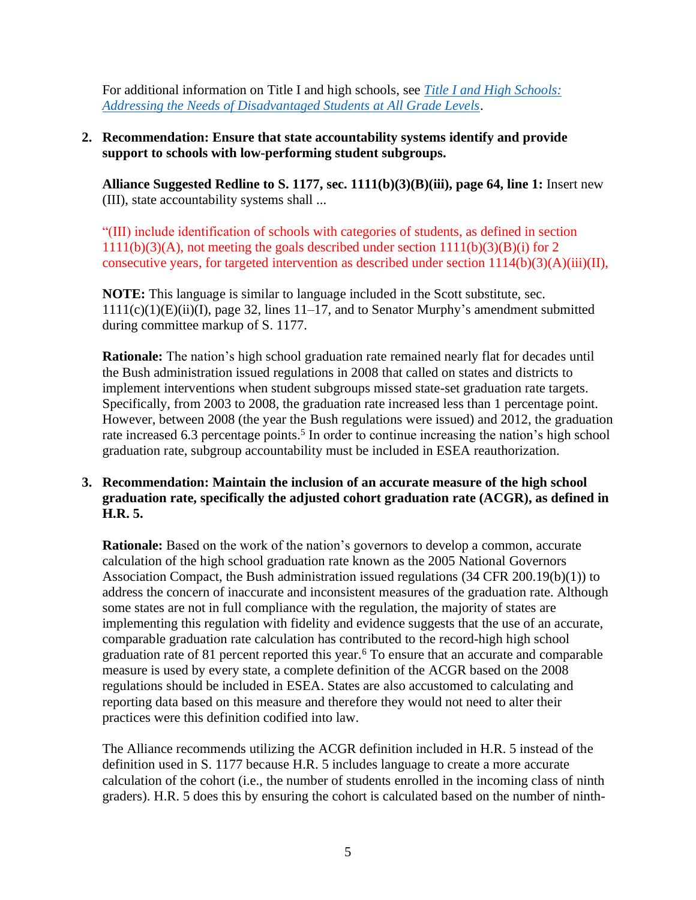For additional information on Title I and high schools, see [*Title I and High Schools: Addressing the Needs of Disadvantaged Students at All Grade Levels*].

2. **Recommendation: Ensure that state accountability systems identify and provide support to schools with low-performing student subgroups.**

   **Alliance Suggested Redline to S. 1177, sec. 1111(b)(3)(B)(iii), page 64, line 1:** Insert new (III), state accountability systems shall ...

   "(III) include identification of schools with categories of students, as defined in section 1111(b)(3)(A), not meeting the goals described under section 1111(b)(3)(B)(i) for 2 consecutive years, for targeted intervention as described under section 1114(b)(3)(A)(iii)(II),

   **NOTE:** This language is similar to language included in the Scott substitute, sec. 1111(c)(1)(E)(ii)(I), page 32, lines 11–17, and to Senator Murphy's amendment submitted during committee markup of S. 1177.

   **Rationale:** The nation's high school graduation rate remained nearly flat for decades until the Bush administration issued regulations in 2008 that called on states and districts to implement interventions when student subgroups missed state-set graduation rate targets. Specifically, from 2003 to 2008, the graduation rate increased less than 1 percentage point. However, between 2008 (the year the Bush regulations were issued) and 2012, the graduation rate increased 6.3 percentage points.[5] In order to continue increasing the nation's high school graduation rate, subgroup accountability must be included in ESEA reauthorization.

3. **Recommendation: Maintain the inclusion of an accurate measure of the high school graduation rate, specifically the adjusted cohort graduation rate (ACGR), as defined in H.R. 5.**

   **Rationale:** Based on the work of the nation's governors to develop a common, accurate calculation of the high school graduation rate known as the 2005 National Governors Association Compact, the Bush administration issued regulations (34 CFR 200.19(b)(1)) to address the concern of inaccurate and inconsistent measures of the graduation rate. Although some states are not in full compliance with the regulation, the majority of states are implementing this regulation with fidelity and evidence suggests that the use of an accurate, comparable graduation rate calculation has contributed to the record-high high school graduation rate of 81 percent reported this year.[6] To ensure that an accurate and comparable measure is used by every state, a complete definition of the ACGR based on the 2008 regulations should be included in ESEA. States are also accustomed to calculating and reporting data based on this measure and therefore they would not need to alter their practices were this definition codified into law.

   The Alliance recommends utilizing the ACGR definition included in H.R. 5 instead of the definition used in S. 1177 because H.R. 5 includes language to create a more accurate calculation of the cohort (i.e., the number of students enrolled in the incoming class of ninth graders). H.R. 5 does this by ensuring the cohort is calculated based on the number of ninth-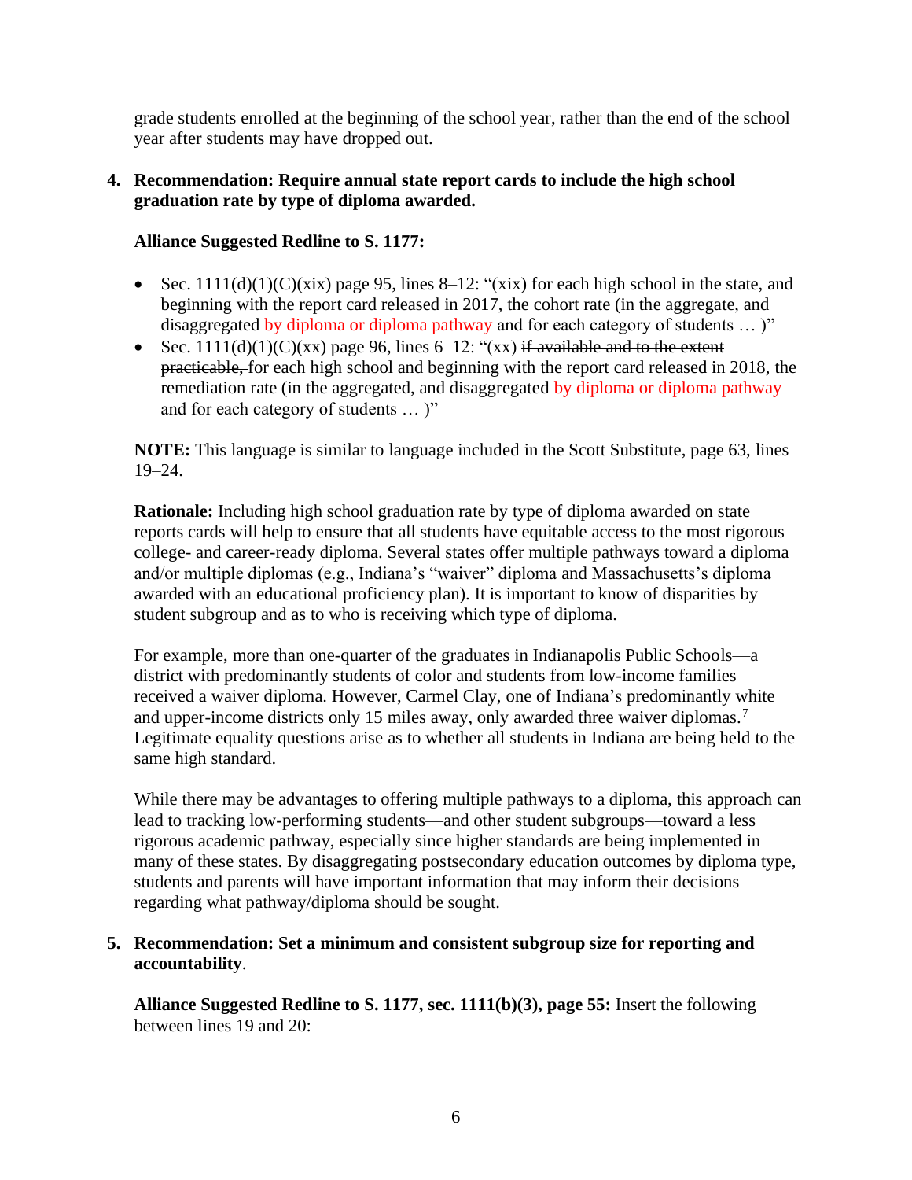grade students enrolled at the beginning of the school year, rather than the end of the school year after students may have dropped out.

4. **Recommendation: Require annual state report cards to include the high school graduation rate by type of diploma awarded.**

   **Alliance Suggested Redline to S. 1177:**

   - Sec. 1111(d)(1)(C)(xix) page 95, lines 8–12: "(xix) for each high school in the state, and beginning with the report card released in 2017, the cohort rate (in the aggregate, and disaggregated by diploma or diploma pathway and for each category of students … )"
   - Sec. 1111(d)(1)(C)(xx) page 96, lines 6–12: "(xx) ~~if available and to the extent practicable,~~ for each high school and beginning with the report card released in 2018, the remediation rate (in the aggregated, and disaggregated by diploma or diploma pathway and for each category of students … )"

   **NOTE:** This language is similar to language included in the Scott Substitute, page 63, lines 19–24.

   **Rationale:** Including high school graduation rate by type of diploma awarded on state reports cards will help to ensure that all students have equitable access to the most rigorous college- and career-ready diploma. Several states offer multiple pathways toward a diploma and/or multiple diplomas (e.g., Indiana's "waiver" diploma and Massachusetts's diploma awarded with an educational proficiency plan). It is important to know of disparities by student subgroup and as to who is receiving which type of diploma.

   For example, more than one-quarter of the graduates in Indianapolis Public Schools—a district with predominantly students of color and students from low-income families—received a waiver diploma. However, Carmel Clay, one of Indiana's predominantly white and upper-income districts only 15 miles away, only awarded three waiver diplomas.[7] Legitimate equality questions arise as to whether all students in Indiana are being held to the same high standard.

   While there may be advantages to offering multiple pathways to a diploma, this approach can lead to tracking low-performing students—and other student subgroups—toward a less rigorous academic pathway, especially since higher standards are being implemented in many of these states. By disaggregating postsecondary education outcomes by diploma type, students and parents will have important information that may inform their decisions regarding what pathway/diploma should be sought.

5. **Recommendation: Set a minimum and consistent subgroup size for reporting and accountability**.

   **Alliance Suggested Redline to S. 1177, sec. 1111(b)(3), page 55:** Insert the following between lines 19 and 20: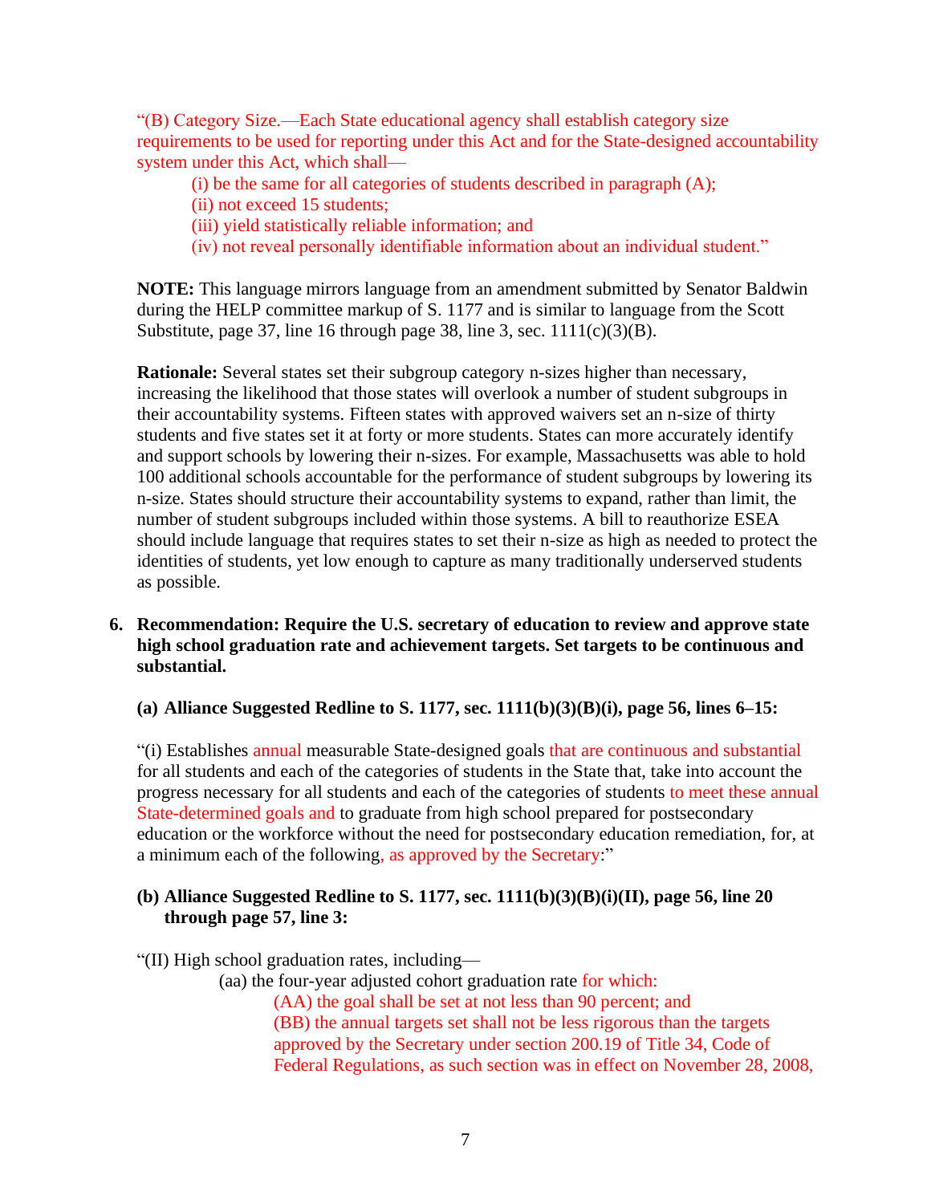"(B) Category Size.—Each State educational agency shall establish category size requirements to be used for reporting under this Act and for the State-designed accountability system under this Act, which shall—

> (i) be the same for all categories of students described in paragraph (A);
> (ii) not exceed 15 students;
> (iii) yield statistically reliable information; and
> (iv) not reveal personally identifiable information about an individual student."

**NOTE:** This language mirrors language from an amendment submitted by Senator Baldwin during the HELP committee markup of S. 1177 and is similar to language from the Scott Substitute, page 37, line 16 through page 38, line 3, sec. 1111(c)(3)(B).

**Rationale:** Several states set their subgroup category n-sizes higher than necessary, increasing the likelihood that those states will overlook a number of student subgroups in their accountability systems. Fifteen states with approved waivers set an n-size of thirty students and five states set it at forty or more students. States can more accurately identify and support schools by lowering their n-sizes. For example, Massachusetts was able to hold 100 additional schools accountable for the performance of student subgroups by lowering its n-size. States should structure their accountability systems to expand, rather than limit, the number of student subgroups included within those systems. A bill to reauthorize ESEA should include language that requires states to set their n-size as high as needed to protect the identities of students, yet low enough to capture as many traditionally underserved students as possible.

6. **Recommendation: Require the U.S. secretary of education to review and approve state high school graduation rate and achievement targets. Set targets to be continuous and substantial.**

   **(a) Alliance Suggested Redline to S. 1177, sec. 1111(b)(3)(B)(i), page 56, lines 6–15:**

   "(i) Establishes annual measurable State-designed goals that are continuous and substantial for all students and each of the categories of students in the State that, take into account the progress necessary for all students and each of the categories of students to meet these annual State-determined goals and to graduate from high school prepared for postsecondary education or the workforce without the need for postsecondary education remediation, for, at a minimum each of the following, as approved by the Secretary:"

   **(b) Alliance Suggested Redline to S. 1177, sec. 1111(b)(3)(B)(i)(II), page 56, line 20 through page 57, line 3:**

"(II) High school graduation rates, including—

> (aa) the four-year adjusted cohort graduation rate for which:
>
> > (AA) the goal shall be set at not less than 90 percent; and
> > (BB) the annual targets set shall not be less rigorous than the targets approved by the Secretary under section 200.19 of Title 34, Code of Federal Regulations, as such section was in effect on November 28, 2008,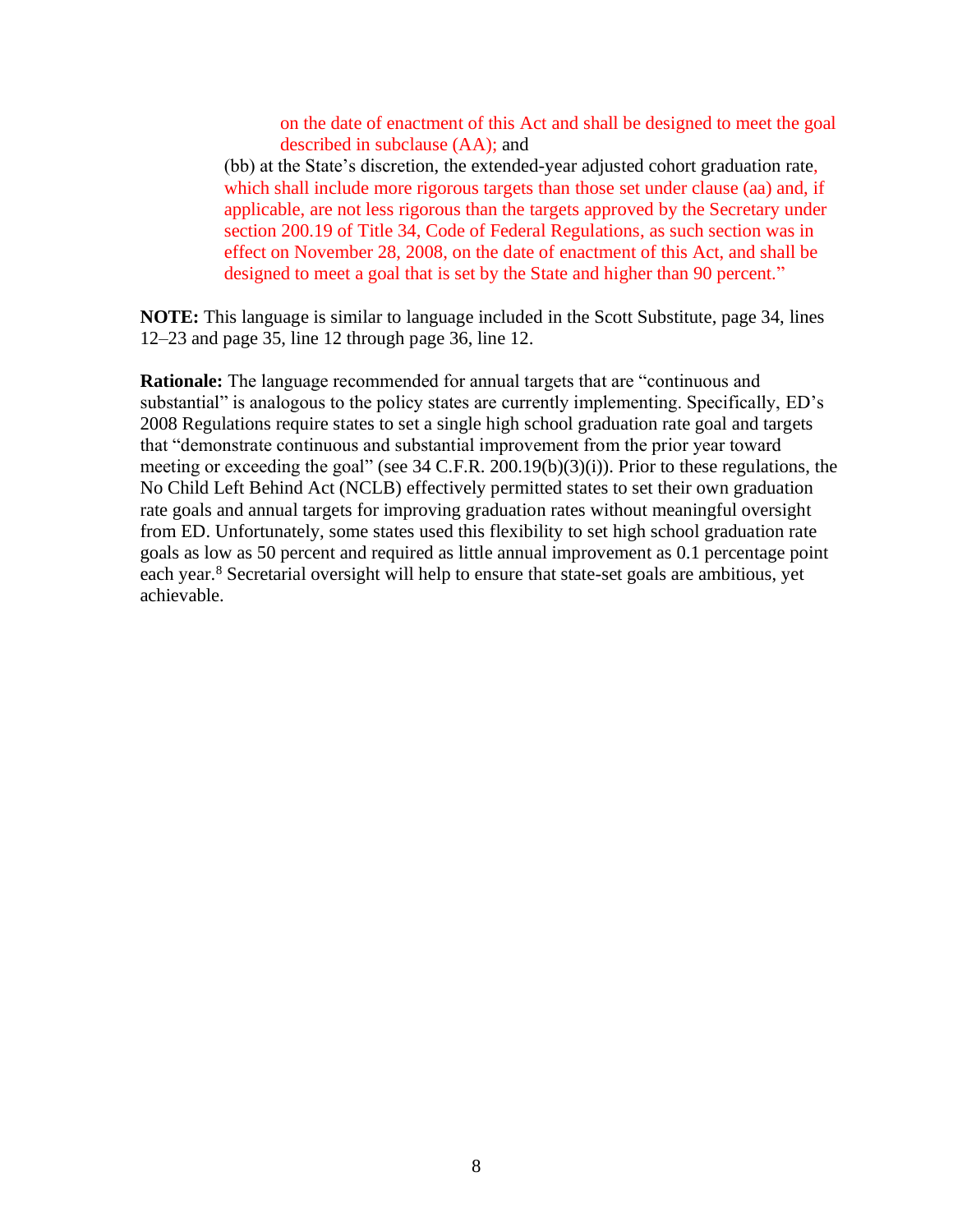on the date of enactment of this Act and shall be designed to meet the goal described in subclause (AA); and

(bb) at the State's discretion, the extended-year adjusted cohort graduation rate, which shall include more rigorous targets than those set under clause (aa) and, if applicable, are not less rigorous than the targets approved by the Secretary under section 200.19 of Title 34, Code of Federal Regulations, as such section was in effect on November 28, 2008, on the date of enactment of this Act, and shall be designed to meet a goal that is set by the State and higher than 90 percent."

**NOTE:** This language is similar to language included in the Scott Substitute, page 34, lines 12–23 and page 35, line 12 through page 36, line 12.

**Rationale:** The language recommended for annual targets that are "continuous and substantial" is analogous to the policy states are currently implementing. Specifically, ED's 2008 Regulations require states to set a single high school graduation rate goal and targets that "demonstrate continuous and substantial improvement from the prior year toward meeting or exceeding the goal" (see 34 C.F.R. 200.19(b)(3)(i)). Prior to these regulations, the No Child Left Behind Act (NCLB) effectively permitted states to set their own graduation rate goals and annual targets for improving graduation rates without meaningful oversight from ED. Unfortunately, some states used this flexibility to set high school graduation rate goals as low as 50 percent and required as little annual improvement as 0.1 percentage point each year.[8] Secretarial oversight will help to ensure that state-set goals are ambitious, yet achievable.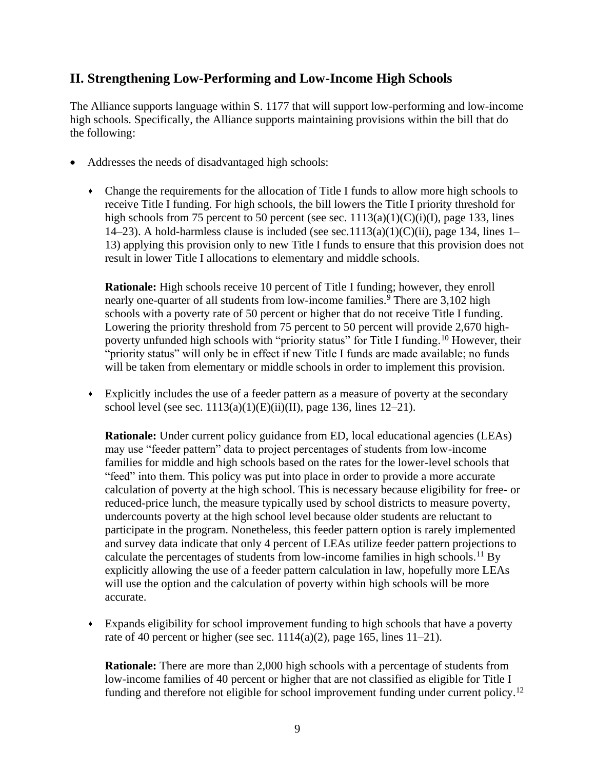## II. Strengthening Low-Performing and Low-Income High Schools

The Alliance supports language within S. 1177 that will support low-performing and low-income high schools. Specifically, the Alliance supports maintaining provisions within the bill that do the following:

- Addresses the needs of disadvantaged high schools:
  - Change the requirements for the allocation of Title I funds to allow more high schools to receive Title I funding. For high schools, the bill lowers the Title I priority threshold for high schools from 75 percent to 50 percent (see sec. 1113(a)(1)(C)(i)(I), page 133, lines 14–23). A hold-harmless clause is included (see sec.1113(a)(1)(C)(ii), page 134, lines 1–13) applying this provision only to new Title I funds to ensure that this provision does not result in lower Title I allocations to elementary and middle schools.

    **Rationale:** High schools receive 10 percent of Title I funding; however, they enroll nearly one-quarter of all students from low-income families.[9] There are 3,102 high schools with a poverty rate of 50 percent or higher that do not receive Title I funding. Lowering the priority threshold from 75 percent to 50 percent will provide 2,670 high-poverty unfunded high schools with "priority status" for Title I funding.[10] However, their "priority status" will only be in effect if new Title I funds are made available; no funds will be taken from elementary or middle schools in order to implement this provision.

  - Explicitly includes the use of a feeder pattern as a measure of poverty at the secondary school level (see sec. 1113(a)(1)(E)(ii)(II), page 136, lines 12–21).

    **Rationale:** Under current policy guidance from ED, local educational agencies (LEAs) may use "feeder pattern" data to project percentages of students from low-income families for middle and high schools based on the rates for the lower-level schools that "feed" into them. This policy was put into place in order to provide a more accurate calculation of poverty at the high school. This is necessary because eligibility for free- or reduced-price lunch, the measure typically used by school districts to measure poverty, undercounts poverty at the high school level because older students are reluctant to participate in the program. Nonetheless, this feeder pattern option is rarely implemented and survey data indicate that only 4 percent of LEAs utilize feeder pattern projections to calculate the percentages of students from low-income families in high schools.[11] By explicitly allowing the use of a feeder pattern calculation in law, hopefully more LEAs will use the option and the calculation of poverty within high schools will be more accurate.

  - Expands eligibility for school improvement funding to high schools that have a poverty rate of 40 percent or higher (see sec. 1114(a)(2), page 165, lines 11–21).

    **Rationale:** There are more than 2,000 high schools with a percentage of students from low-income families of 40 percent or higher that are not classified as eligible for Title I funding and therefore not eligible for school improvement funding under current policy.[12]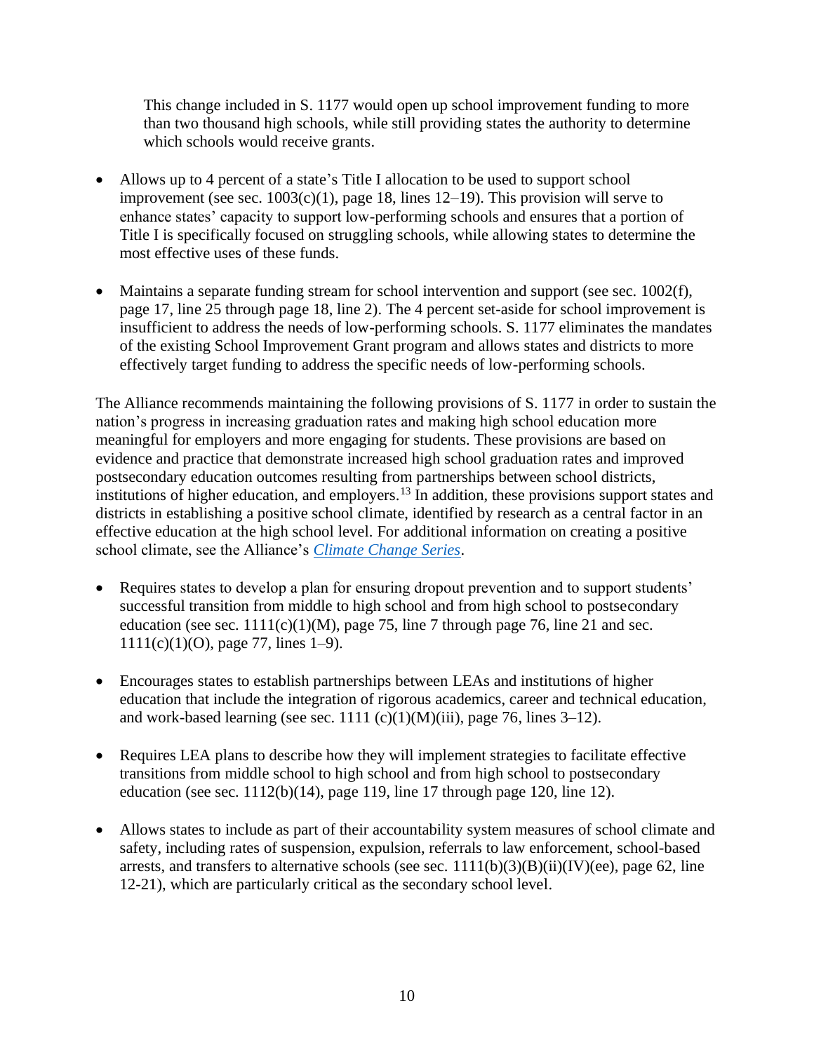This change included in S. 1177 would open up school improvement funding to more than two thousand high schools, while still providing states the authority to determine which schools would receive grants.

- Allows up to 4 percent of a state's Title I allocation to be used to support school improvement (see sec. 1003(c)(1), page 18, lines 12–19). This provision will serve to enhance states' capacity to support low-performing schools and ensures that a portion of Title I is specifically focused on struggling schools, while allowing states to determine the most effective uses of these funds.

- Maintains a separate funding stream for school intervention and support (see sec. 1002(f), page 17, line 25 through page 18, line 2). The 4 percent set-aside for school improvement is insufficient to address the needs of low-performing schools. S. 1177 eliminates the mandates of the existing School Improvement Grant program and allows states and districts to more effectively target funding to address the specific needs of low-performing schools.

The Alliance recommends maintaining the following provisions of S. 1177 in order to sustain the nation's progress in increasing graduation rates and making high school education more meaningful for employers and more engaging for students. These provisions are based on evidence and practice that demonstrate increased high school graduation rates and improved postsecondary education outcomes resulting from partnerships between school districts, institutions of higher education, and employers.[13] In addition, these provisions support states and districts in establishing a positive school climate, identified by research as a central factor in an effective education at the high school level. For additional information on creating a positive school climate, see the Alliance's *Climate Change Series*.

- Requires states to develop a plan for ensuring dropout prevention and to support students' successful transition from middle to high school and from high school to postsecondary education (see sec. 1111(c)(1)(M), page 75, line 7 through page 76, line 21 and sec. 1111(c)(1)(O), page 77, lines 1–9).

- Encourages states to establish partnerships between LEAs and institutions of higher education that include the integration of rigorous academics, career and technical education, and work-based learning (see sec. 1111 (c)(1)(M)(iii), page 76, lines 3–12).

- Requires LEA plans to describe how they will implement strategies to facilitate effective transitions from middle school to high school and from high school to postsecondary education (see sec. 1112(b)(14), page 119, line 17 through page 120, line 12).

- Allows states to include as part of their accountability system measures of school climate and safety, including rates of suspension, expulsion, referrals to law enforcement, school-based arrests, and transfers to alternative schools (see sec. 1111(b)(3)(B)(ii)(IV)(ee), page 62, line 12-21), which are particularly critical as the secondary school level.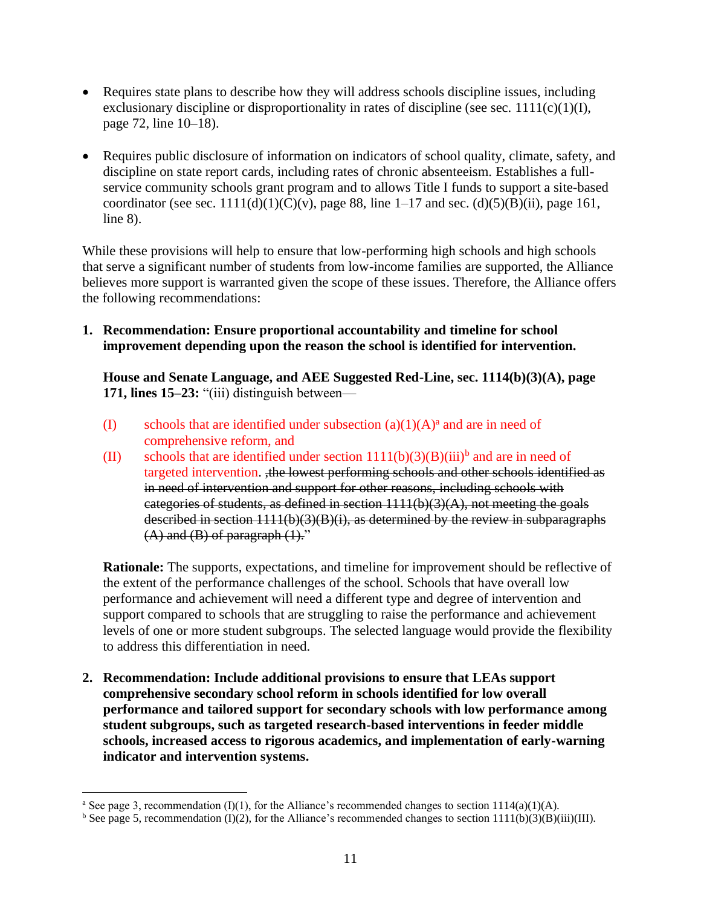- Requires state plans to describe how they will address schools discipline issues, including exclusionary discipline or disproportionality in rates of discipline (see sec. 1111(c)(1)(I), page 72, line 10–18).

- Requires public disclosure of information on indicators of school quality, climate, safety, and discipline on state report cards, including rates of chronic absenteeism. Establishes a full-service community schools grant program and to allows Title I funds to support a site-based coordinator (see sec. 1111(d)(1)(C)(v), page 88, line 1–17 and sec. (d)(5)(B)(ii), page 161, line 8).

While these provisions will help to ensure that low-performing high schools and high schools that serve a significant number of students from low-income families are supported, the Alliance believes more support is warranted given the scope of these issues. Therefore, the Alliance offers the following recommendations:

1. **Recommendation: Ensure proportional accountability and timeline for school improvement depending upon the reason the school is identified for intervention.**

   **House and Senate Language, and AEE Suggested Red-Line, sec. 1114(b)(3)(A), page 171, lines 15–23:** "(iii) distinguish between—

   (I) schools that are identified under subsection (a)(1)(A)[a] and are in need of comprehensive reform, and

   (II) schools that are identified under section 1111(b)(3)(B)(iii)[b] and are in need of targeted intervention. ~~,the lowest performing schools and other schools identified as in need of intervention and support for other reasons, including schools with categories of students, as defined in section 1111(b)(3)(A), not meeting the goals described in section 1111(b)(3)(B)(i), as determined by the review in subparagraphs (A) and (B) of paragraph (1).~~"

   **Rationale:** The supports, expectations, and timeline for improvement should be reflective of the extent of the performance challenges of the school. Schools that have overall low performance and achievement will need a different type and degree of intervention and support compared to schools that are struggling to raise the performance and achievement levels of one or more student subgroups. The selected language would provide the flexibility to address this differentiation in need.

2. **Recommendation: Include additional provisions to ensure that LEAs support comprehensive secondary school reform in schools identified for low overall performance and tailored support for secondary schools with low performance among student subgroups, such as targeted research-based interventions in feeder middle schools, increased access to rigorous academics, and implementation of early-warning indicator and intervention systems.**

---

[a] See page 3, recommendation (I)(1), for the Alliance's recommended changes to section 1114(a)(1)(A).

[b] See page 5, recommendation (I)(2), for the Alliance's recommended changes to section 1111(b)(3)(B)(iii)(III).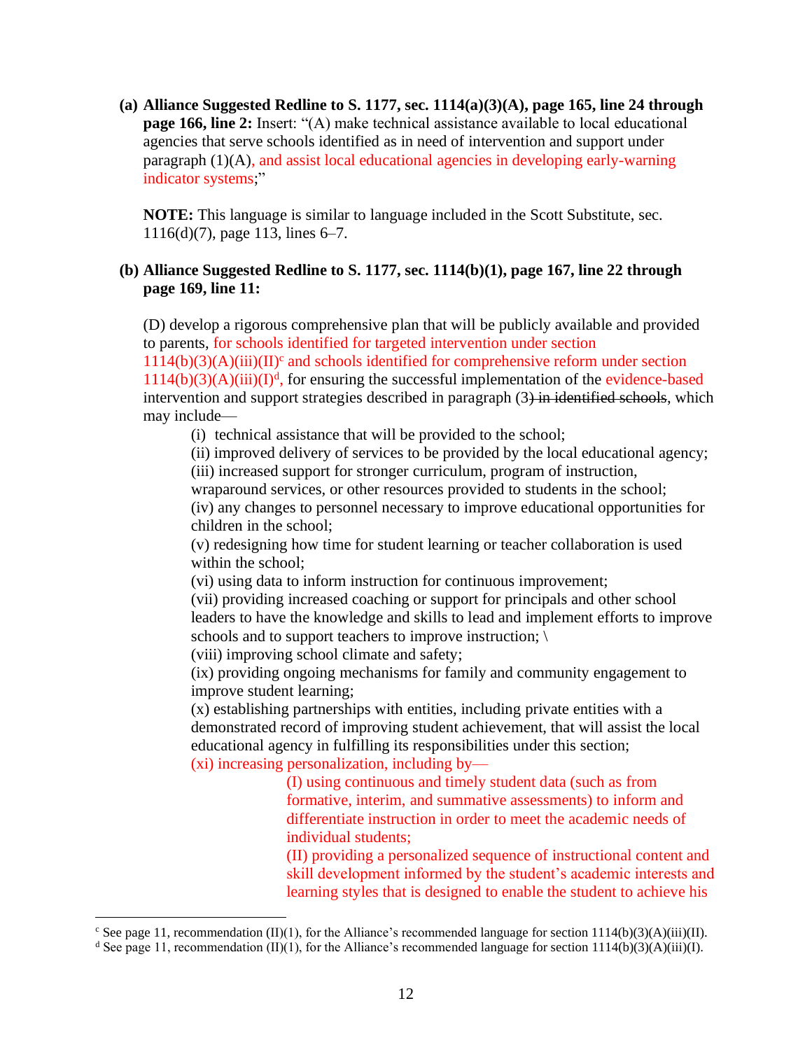**(a) Alliance Suggested Redline to S. 1177, sec. 1114(a)(3)(A), page 165, line 24 through page 166, line 2:** Insert: "(A) make technical assistance available to local educational agencies that serve schools identified as in need of intervention and support under paragraph (1)(A), and assist local educational agencies in developing early-warning indicator systems;"

**NOTE:** This language is similar to language included in the Scott Substitute, sec. 1116(d)(7), page 113, lines 6–7.

**(b) Alliance Suggested Redline to S. 1177, sec. 1114(b)(1), page 167, line 22 through page 169, line 11:**

(D) develop a rigorous comprehensive plan that will be publicly available and provided to parents, for schools identified for targeted intervention under section 1114(b)(3)(A)(iii)(II)[c] and schools identified for comprehensive reform under section 1114(b)(3)(A)(iii)(I)[d], for ensuring the successful implementation of the evidence-based intervention and support strategies described in paragraph (3) ~~in identified schools~~, which may include—

(i) technical assistance that will be provided to the school;
(ii) improved delivery of services to be provided by the local educational agency;
(iii) increased support for stronger curriculum, program of instruction, wraparound services, or other resources provided to students in the school;
(iv) any changes to personnel necessary to improve educational opportunities for children in the school;
(v) redesigning how time for student learning or teacher collaboration is used within the school;
(vi) using data to inform instruction for continuous improvement;
(vii) providing increased coaching or support for principals and other school leaders to have the knowledge and skills to lead and implement efforts to improve schools and to support teachers to improve instruction; \
(viii) improving school climate and safety;
(ix) providing ongoing mechanisms for family and community engagement to improve student learning;
(x) establishing partnerships with entities, including private entities with a demonstrated record of improving student achievement, that will assist the local educational agency in fulfilling its responsibilities under this section;
(xi) increasing personalization, including by—

(I) using continuous and timely student data (such as from formative, interim, and summative assessments) to inform and differentiate instruction in order to meet the academic needs of individual students;
(II) providing a personalized sequence of instructional content and skill development informed by the student's academic interests and learning styles that is designed to enable the student to achieve his

---

[c] See page 11, recommendation (II)(1), for the Alliance's recommended language for section 1114(b)(3)(A)(iii)(II).

[d] See page 11, recommendation (II)(1), for the Alliance's recommended language for section 1114(b)(3)(A)(iii)(I).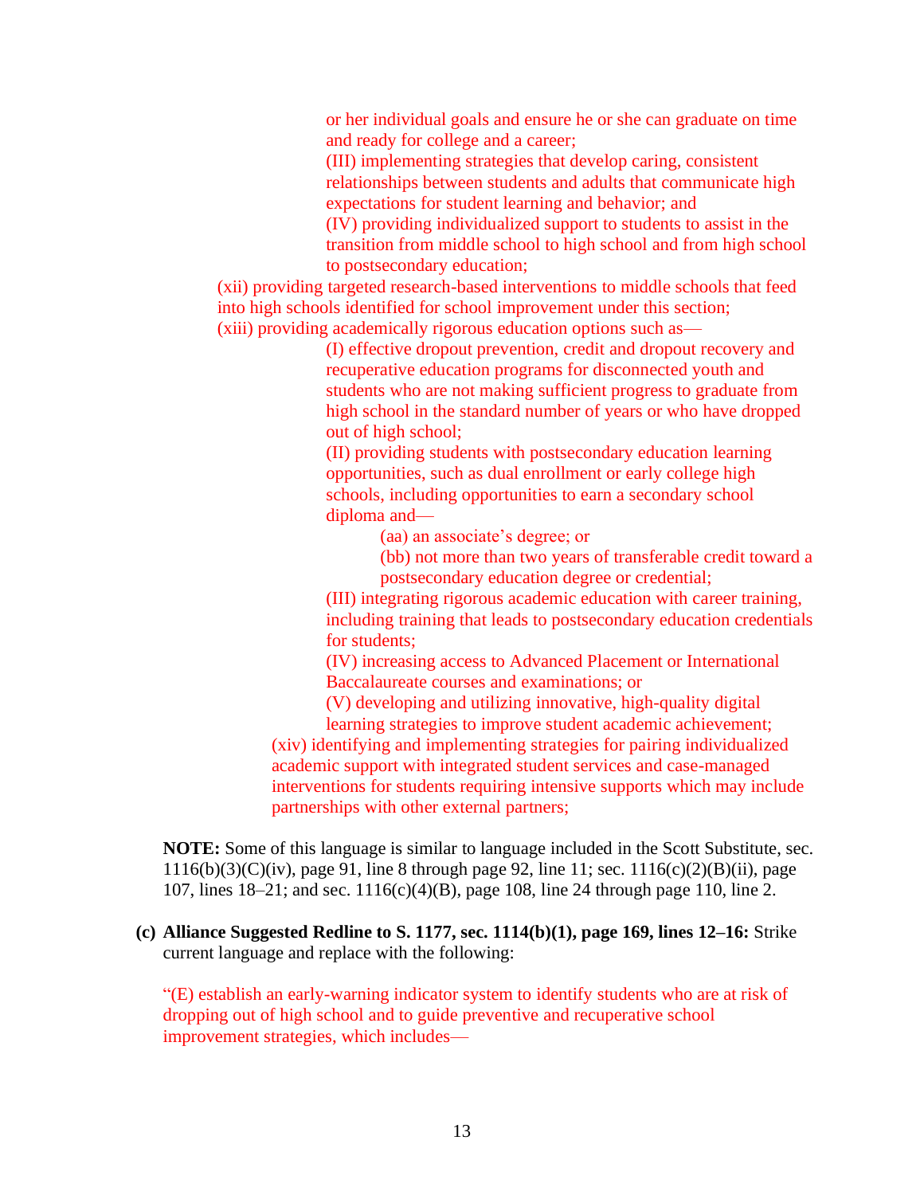or her individual goals and ensure he or she can graduate on time and ready for college and a career;

(III) implementing strategies that develop caring, consistent relationships between students and adults that communicate high expectations for student learning and behavior; and

(IV) providing individualized support to students to assist in the transition from middle school to high school and from high school to postsecondary education;

(xii) providing targeted research-based interventions to middle schools that feed into high schools identified for school improvement under this section;

(xiii) providing academically rigorous education options such as—

(I) effective dropout prevention, credit and dropout recovery and recuperative education programs for disconnected youth and students who are not making sufficient progress to graduate from high school in the standard number of years or who have dropped out of high school;

(II) providing students with postsecondary education learning opportunities, such as dual enrollment or early college high schools, including opportunities to earn a secondary school diploma and—

(aa) an associate's degree; or

(bb) not more than two years of transferable credit toward a postsecondary education degree or credential;

(III) integrating rigorous academic education with career training, including training that leads to postsecondary education credentials for students;

(IV) increasing access to Advanced Placement or International Baccalaureate courses and examinations; or

(V) developing and utilizing innovative, high-quality digital learning strategies to improve student academic achievement;

(xiv) identifying and implementing strategies for pairing individualized academic support with integrated student services and case-managed interventions for students requiring intensive supports which may include partnerships with other external partners;

**NOTE:** Some of this language is similar to language included in the Scott Substitute, sec. 1116(b)(3)(C)(iv), page 91, line 8 through page 92, line 11; sec. 1116(c)(2)(B)(ii), page 107, lines 18–21; and sec. 1116(c)(4)(B), page 108, line 24 through page 110, line 2.

**(c) Alliance Suggested Redline to S. 1177, sec. 1114(b)(1), page 169, lines 12–16:** Strike current language and replace with the following:

"(E) establish an early-warning indicator system to identify students who are at risk of dropping out of high school and to guide preventive and recuperative school improvement strategies, which includes—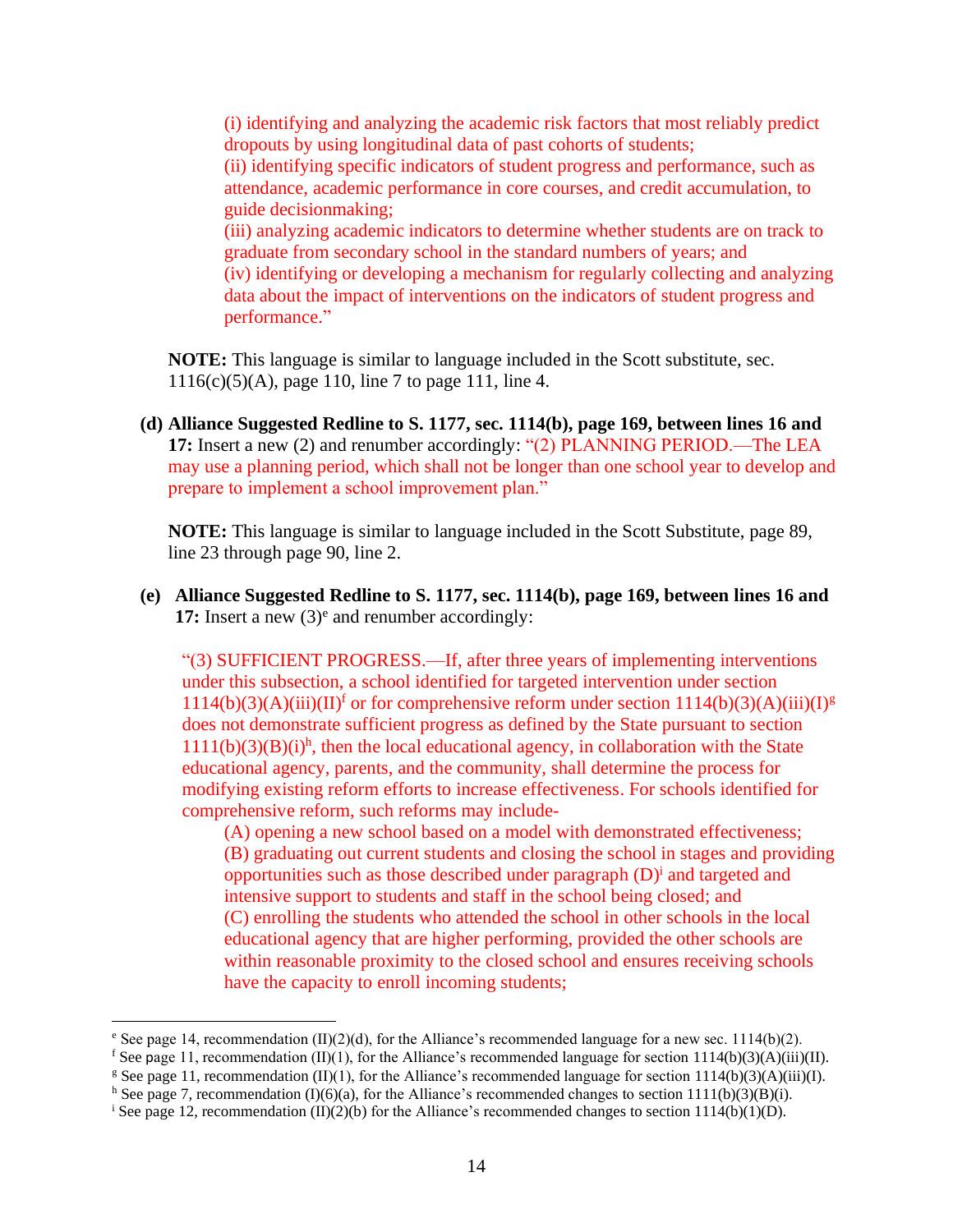(i) identifying and analyzing the academic risk factors that most reliably predict dropouts by using longitudinal data of past cohorts of students;
(ii) identifying specific indicators of student progress and performance, such as attendance, academic performance in core courses, and credit accumulation, to guide decisionmaking;
(iii) analyzing academic indicators to determine whether students are on track to graduate from secondary school in the standard numbers of years; and
(iv) identifying or developing a mechanism for regularly collecting and analyzing data about the impact of interventions on the indicators of student progress and performance."

**NOTE:** This language is similar to language included in the Scott substitute, sec. 1116(c)(5)(A), page 110, line 7 to page 111, line 4.

**(d) Alliance Suggested Redline to S. 1177, sec. 1114(b), page 169, between lines 16 and 17:** Insert a new (2) and renumber accordingly: "(2) PLANNING PERIOD.—The LEA may use a planning period, which shall not be longer than one school year to develop and prepare to implement a school improvement plan."

**NOTE:** This language is similar to language included in the Scott Substitute, page 89, line 23 through page 90, line 2.

**(e) Alliance Suggested Redline to S. 1177, sec. 1114(b), page 169, between lines 16 and 17:** Insert a new (3)[e] and renumber accordingly:

"(3) SUFFICIENT PROGRESS.—If, after three years of implementing interventions under this subsection, a school identified for targeted intervention under section 1114(b)(3)(A)(iii)(II)[f] or for comprehensive reform under section 1114(b)(3)(A)(iii)(I)[g] does not demonstrate sufficient progress as defined by the State pursuant to section 1111(b)(3)(B)(i)[h], then the local educational agency, in collaboration with the State educational agency, parents, and the community, shall determine the process for modifying existing reform efforts to increase effectiveness. For schools identified for comprehensive reform, such reforms may include-

(A) opening a new school based on a model with demonstrated effectiveness;
(B) graduating out current students and closing the school in stages and providing opportunities such as those described under paragraph (D)[i] and targeted and intensive support to students and staff in the school being closed; and
(C) enrolling the students who attended the school in other schools in the local educational agency that are higher performing, provided the other schools are within reasonable proximity to the closed school and ensures receiving schools have the capacity to enroll incoming students;

---

[e] See page 14, recommendation (II)(2)(d), for the Alliance's recommended language for a new sec. 1114(b)(2).
[f] See page 11, recommendation (II)(1), for the Alliance's recommended language for section 1114(b)(3)(A)(iii)(II).
[g] See page 11, recommendation (II)(1), for the Alliance's recommended language for section 1114(b)(3)(A)(iii)(I).
[h] See page 7, recommendation (I)(6)(a), for the Alliance's recommended changes to section 1111(b)(3)(B)(i).
[i] See page 12, recommendation (II)(2)(b) for the Alliance's recommended changes to section 1114(b)(1)(D).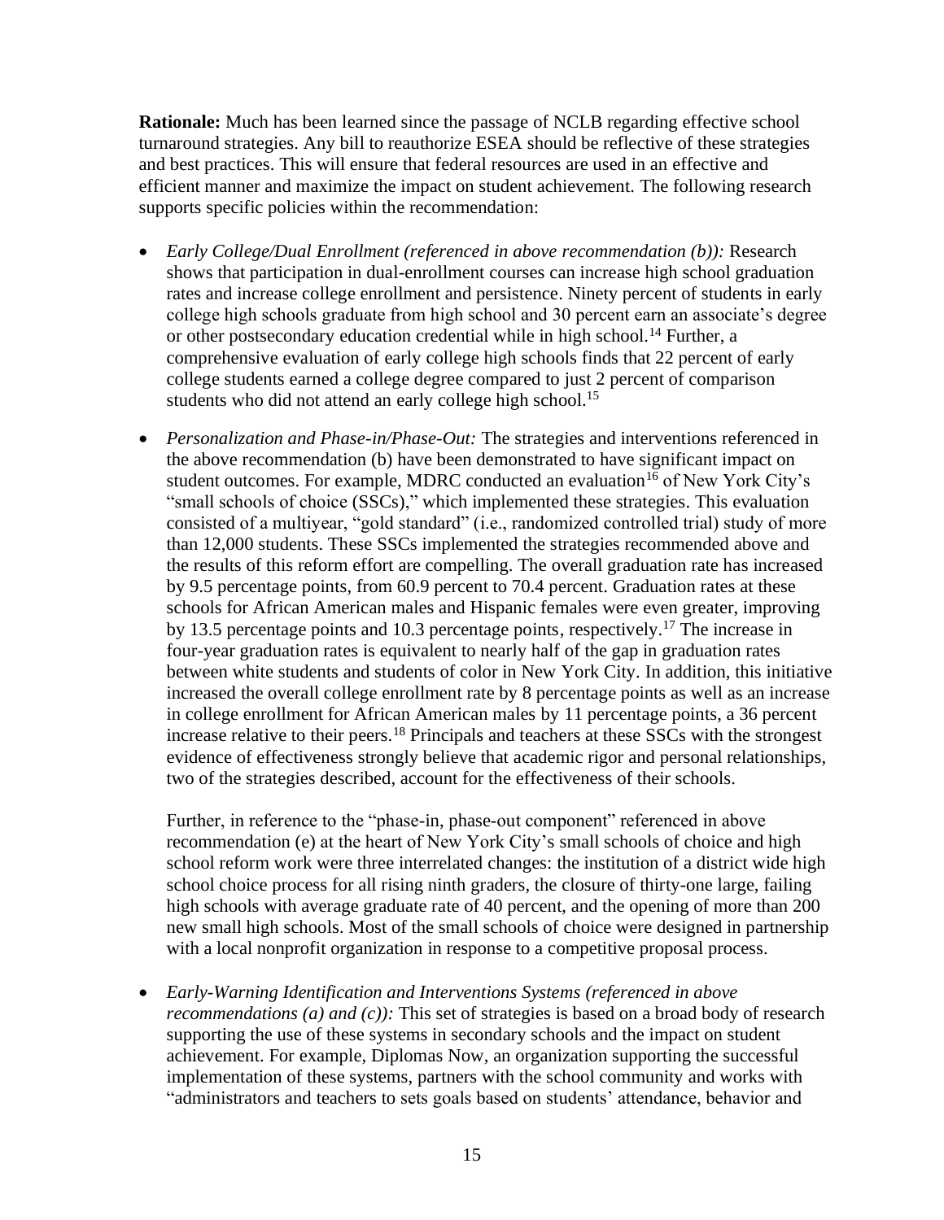**Rationale:** Much has been learned since the passage of NCLB regarding effective school turnaround strategies. Any bill to reauthorize ESEA should be reflective of these strategies and best practices. This will ensure that federal resources are used in an effective and efficient manner and maximize the impact on student achievement. The following research supports specific policies within the recommendation:

- *Early College/Dual Enrollment (referenced in above recommendation (b)):* Research shows that participation in dual-enrollment courses can increase high school graduation rates and increase college enrollment and persistence. Ninety percent of students in early college high schools graduate from high school and 30 percent earn an associate's degree or other postsecondary education credential while in high school.[14] Further, a comprehensive evaluation of early college high schools finds that 22 percent of early college students earned a college degree compared to just 2 percent of comparison students who did not attend an early college high school.[15]

- *Personalization and Phase-in/Phase-Out:* The strategies and interventions referenced in the above recommendation (b) have been demonstrated to have significant impact on student outcomes. For example, MDRC conducted an evaluation[16] of New York City's "small schools of choice (SSCs)," which implemented these strategies. This evaluation consisted of a multiyear, "gold standard" (i.e., randomized controlled trial) study of more than 12,000 students. These SSCs implemented the strategies recommended above and the results of this reform effort are compelling. The overall graduation rate has increased by 9.5 percentage points, from 60.9 percent to 70.4 percent. Graduation rates at these schools for African American males and Hispanic females were even greater, improving by 13.5 percentage points and 10.3 percentage points, respectively.[17] The increase in four-year graduation rates is equivalent to nearly half of the gap in graduation rates between white students and students of color in New York City. In addition, this initiative increased the overall college enrollment rate by 8 percentage points as well as an increase in college enrollment for African American males by 11 percentage points, a 36 percent increase relative to their peers.[18] Principals and teachers at these SSCs with the strongest evidence of effectiveness strongly believe that academic rigor and personal relationships, two of the strategies described, account for the effectiveness of their schools.

  Further, in reference to the "phase-in, phase-out component" referenced in above recommendation (e) at the heart of New York City's small schools of choice and high school reform work were three interrelated changes: the institution of a district wide high school choice process for all rising ninth graders, the closure of thirty-one large, failing high schools with average graduate rate of 40 percent, and the opening of more than 200 new small high schools. Most of the small schools of choice were designed in partnership with a local nonprofit organization in response to a competitive proposal process.

- *Early-Warning Identification and Interventions Systems (referenced in above recommendations (a) and (c)):* This set of strategies is based on a broad body of research supporting the use of these systems in secondary schools and the impact on student achievement. For example, Diplomas Now, an organization supporting the successful implementation of these systems, partners with the school community and works with "administrators and teachers to sets goals based on students' attendance, behavior and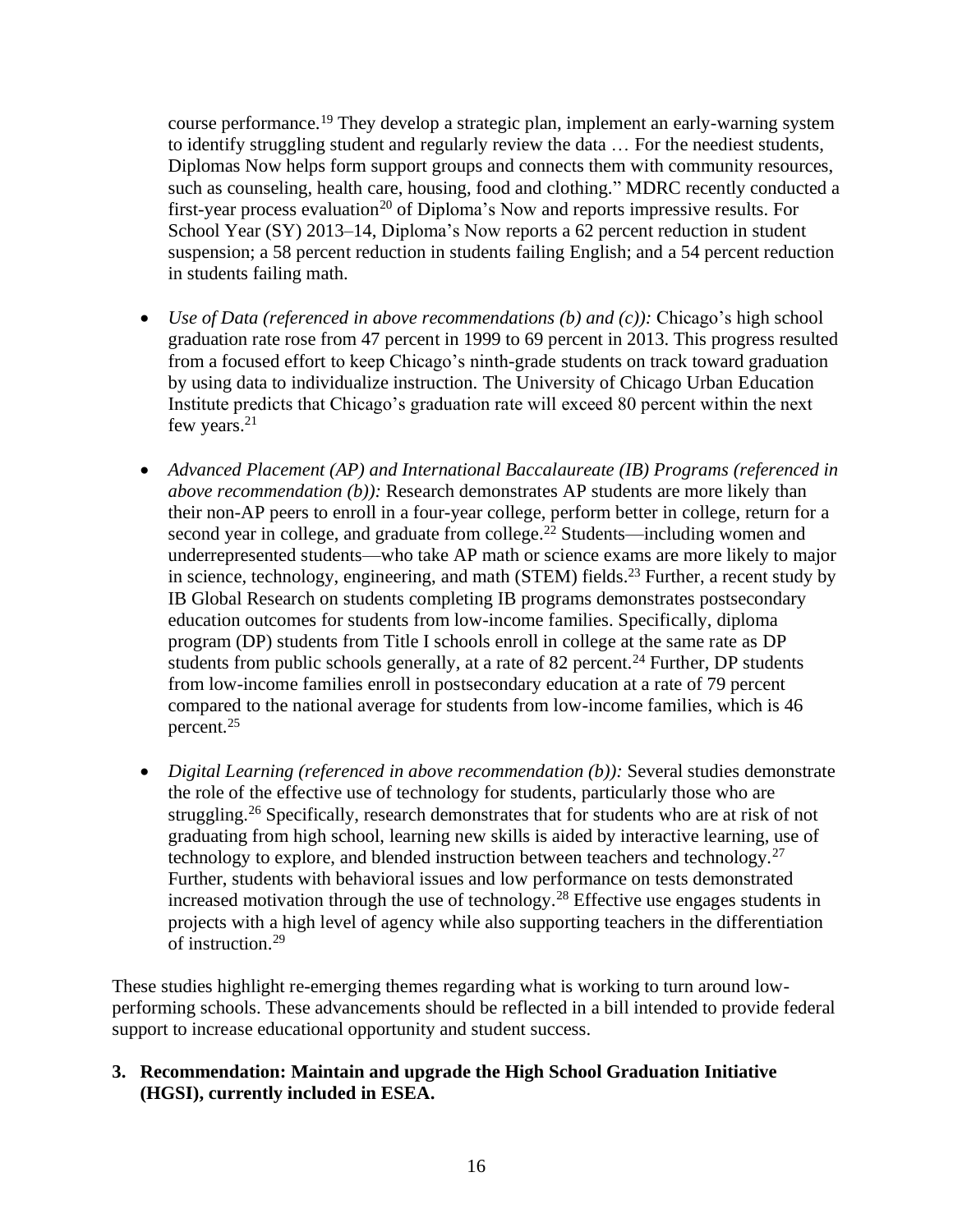course performance.[19] They develop a strategic plan, implement an early-warning system to identify struggling student and regularly review the data … For the neediest students, Diplomas Now helps form support groups and connects them with community resources, such as counseling, health care, housing, food and clothing." MDRC recently conducted a first-year process evaluation[20] of Diploma's Now and reports impressive results. For School Year (SY) 2013–14, Diploma's Now reports a 62 percent reduction in student suspension; a 58 percent reduction in students failing English; and a 54 percent reduction in students failing math.

- *Use of Data (referenced in above recommendations (b) and (c)):* Chicago's high school graduation rate rose from 47 percent in 1999 to 69 percent in 2013. This progress resulted from a focused effort to keep Chicago's ninth-grade students on track toward graduation by using data to individualize instruction. The University of Chicago Urban Education Institute predicts that Chicago's graduation rate will exceed 80 percent within the next few years.[21]

- *Advanced Placement (AP) and International Baccalaureate (IB) Programs (referenced in above recommendation (b)):* Research demonstrates AP students are more likely than their non-AP peers to enroll in a four-year college, perform better in college, return for a second year in college, and graduate from college.[22] Students—including women and underrepresented students—who take AP math or science exams are more likely to major in science, technology, engineering, and math (STEM) fields.[23] Further, a recent study by IB Global Research on students completing IB programs demonstrates postsecondary education outcomes for students from low-income families. Specifically, diploma program (DP) students from Title I schools enroll in college at the same rate as DP students from public schools generally, at a rate of 82 percent.[24] Further, DP students from low-income families enroll in postsecondary education at a rate of 79 percent compared to the national average for students from low-income families, which is 46 percent.[25]

- *Digital Learning (referenced in above recommendation (b)):* Several studies demonstrate the role of the effective use of technology for students, particularly those who are struggling.[26] Specifically, research demonstrates that for students who are at risk of not graduating from high school, learning new skills is aided by interactive learning, use of technology to explore, and blended instruction between teachers and technology.[27] Further, students with behavioral issues and low performance on tests demonstrated increased motivation through the use of technology.[28] Effective use engages students in projects with a high level of agency while also supporting teachers in the differentiation of instruction.[29]

These studies highlight re-emerging themes regarding what is working to turn around low-performing schools. These advancements should be reflected in a bill intended to provide federal support to increase educational opportunity and student success.

**3. Recommendation: Maintain and upgrade the High School Graduation Initiative (HGSI), currently included in ESEA.**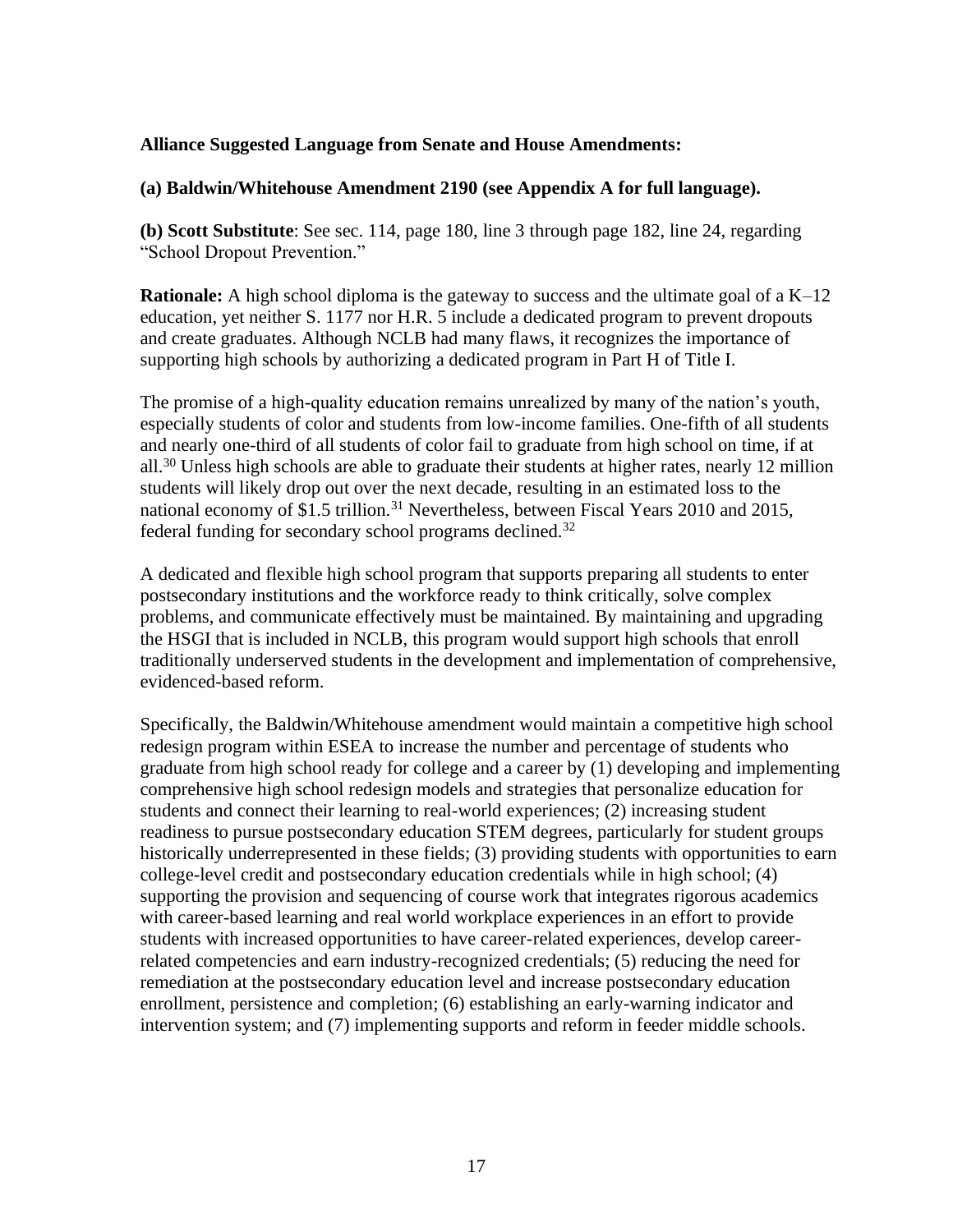**Alliance Suggested Language from Senate and House Amendments:**

**(a) Baldwin/Whitehouse Amendment 2190 (see Appendix A for full language).**

**(b) Scott Substitute**: See sec. 114, page 180, line 3 through page 182, line 24, regarding "School Dropout Prevention."

**Rationale:** A high school diploma is the gateway to success and the ultimate goal of a K–12 education, yet neither S. 1177 nor H.R. 5 include a dedicated program to prevent dropouts and create graduates. Although NCLB had many flaws, it recognizes the importance of supporting high schools by authorizing a dedicated program in Part H of Title I.

The promise of a high-quality education remains unrealized by many of the nation's youth, especially students of color and students from low-income families. One-fifth of all students and nearly one-third of all students of color fail to graduate from high school on time, if at all.[30] Unless high schools are able to graduate their students at higher rates, nearly 12 million students will likely drop out over the next decade, resulting in an estimated loss to the national economy of $1.5 trillion.[31] Nevertheless, between Fiscal Years 2010 and 2015, federal funding for secondary school programs declined.[32]

A dedicated and flexible high school program that supports preparing all students to enter postsecondary institutions and the workforce ready to think critically, solve complex problems, and communicate effectively must be maintained. By maintaining and upgrading the HSGI that is included in NCLB, this program would support high schools that enroll traditionally underserved students in the development and implementation of comprehensive, evidenced-based reform.

Specifically, the Baldwin/Whitehouse amendment would maintain a competitive high school redesign program within ESEA to increase the number and percentage of students who graduate from high school ready for college and a career by (1) developing and implementing comprehensive high school redesign models and strategies that personalize education for students and connect their learning to real-world experiences; (2) increasing student readiness to pursue postsecondary education STEM degrees, particularly for student groups historically underrepresented in these fields; (3) providing students with opportunities to earn college-level credit and postsecondary education credentials while in high school; (4) supporting the provision and sequencing of course work that integrates rigorous academics with career-based learning and real world workplace experiences in an effort to provide students with increased opportunities to have career-related experiences, develop career-related competencies and earn industry-recognized credentials; (5) reducing the need for remediation at the postsecondary education level and increase postsecondary education enrollment, persistence and completion; (6) establishing an early-warning indicator and intervention system; and (7) implementing supports and reform in feeder middle schools.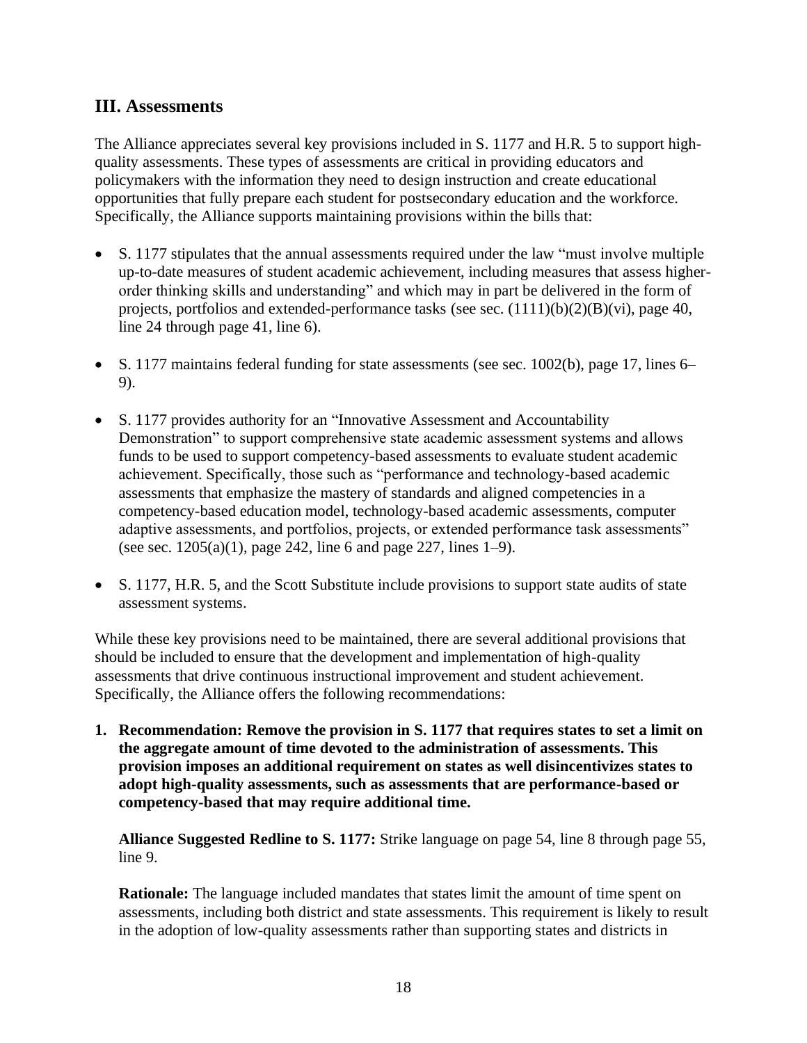## III. Assessments

The Alliance appreciates several key provisions included in S. 1177 and H.R. 5 to support high-quality assessments. These types of assessments are critical in providing educators and policymakers with the information they need to design instruction and create educational opportunities that fully prepare each student for postsecondary education and the workforce. Specifically, the Alliance supports maintaining provisions within the bills that:

- S. 1177 stipulates that the annual assessments required under the law "must involve multiple up-to-date measures of student academic achievement, including measures that assess higher-order thinking skills and understanding" and which may in part be delivered in the form of projects, portfolios and extended-performance tasks (see sec. (1111)(b)(2)(B)(vi), page 40, line 24 through page 41, line 6).

- S. 1177 maintains federal funding for state assessments (see sec. 1002(b), page 17, lines 6–9).

- S. 1177 provides authority for an "Innovative Assessment and Accountability Demonstration" to support comprehensive state academic assessment systems and allows funds to be used to support competency-based assessments to evaluate student academic achievement. Specifically, those such as "performance and technology-based academic assessments that emphasize the mastery of standards and aligned competencies in a competency-based education model, technology-based academic assessments, computer adaptive assessments, and portfolios, projects, or extended performance task assessments" (see sec. 1205(a)(1), page 242, line 6 and page 227, lines 1–9).

- S. 1177, H.R. 5, and the Scott Substitute include provisions to support state audits of state assessment systems.

While these key provisions need to be maintained, there are several additional provisions that should be included to ensure that the development and implementation of high-quality assessments that drive continuous instructional improvement and student achievement. Specifically, the Alliance offers the following recommendations:

1. **Recommendation: Remove the provision in S. 1177 that requires states to set a limit on the aggregate amount of time devoted to the administration of assessments. This provision imposes an additional requirement on states as well disincentivizes states to adopt high-quality assessments, such as assessments that are performance-based or competency-based that may require additional time.**

   **Alliance Suggested Redline to S. 1177:** Strike language on page 54, line 8 through page 55, line 9.

   **Rationale:** The language included mandates that states limit the amount of time spent on assessments, including both district and state assessments. This requirement is likely to result in the adoption of low-quality assessments rather than supporting states and districts in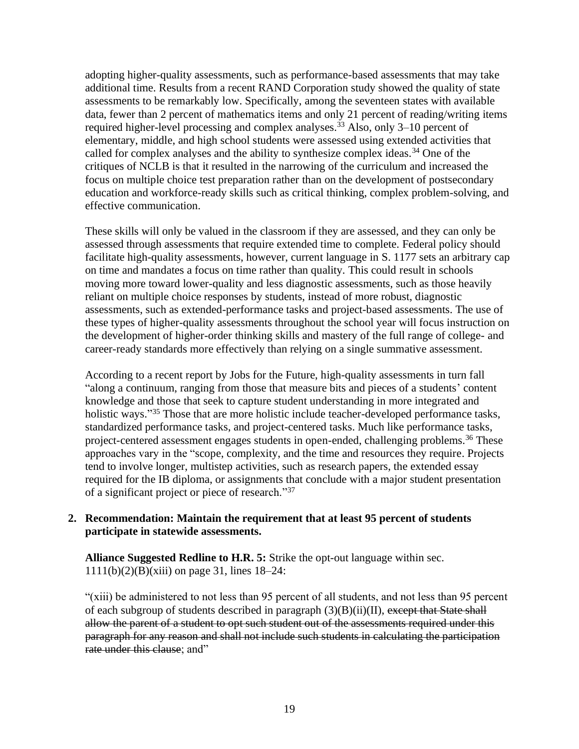adopting higher-quality assessments, such as performance-based assessments that may take additional time. Results from a recent RAND Corporation study showed the quality of state assessments to be remarkably low. Specifically, among the seventeen states with available data, fewer than 2 percent of mathematics items and only 21 percent of reading/writing items required higher-level processing and complex analyses.[33] Also, only 3–10 percent of elementary, middle, and high school students were assessed using extended activities that called for complex analyses and the ability to synthesize complex ideas.[34] One of the critiques of NCLB is that it resulted in the narrowing of the curriculum and increased the focus on multiple choice test preparation rather than on the development of postsecondary education and workforce-ready skills such as critical thinking, complex problem-solving, and effective communication.

These skills will only be valued in the classroom if they are assessed, and they can only be assessed through assessments that require extended time to complete. Federal policy should facilitate high-quality assessments, however, current language in S. 1177 sets an arbitrary cap on time and mandates a focus on time rather than quality. This could result in schools moving more toward lower-quality and less diagnostic assessments, such as those heavily reliant on multiple choice responses by students, instead of more robust, diagnostic assessments, such as extended-performance tasks and project-based assessments. The use of these types of higher-quality assessments throughout the school year will focus instruction on the development of higher-order thinking skills and mastery of the full range of college- and career-ready standards more effectively than relying on a single summative assessment.

According to a recent report by Jobs for the Future, high-quality assessments in turn fall "along a continuum, ranging from those that measure bits and pieces of a students' content knowledge and those that seek to capture student understanding in more integrated and holistic ways."[35] Those that are more holistic include teacher-developed performance tasks, standardized performance tasks, and project-centered tasks. Much like performance tasks, project-centered assessment engages students in open-ended, challenging problems.[36] These approaches vary in the "scope, complexity, and the time and resources they require. Projects tend to involve longer, multistep activities, such as research papers, the extended essay required for the IB diploma, or assignments that conclude with a major student presentation of a significant project or piece of research."[37]

2. **Recommendation: Maintain the requirement that at least 95 percent of students participate in statewide assessments.**

   **Alliance Suggested Redline to H.R. 5:** Strike the opt-out language within sec. 1111(b)(2)(B)(xiii) on page 31, lines 18–24:

   "(xiii) be administered to not less than 95 percent of all students, and not less than 95 percent of each subgroup of students described in paragraph (3)(B)(ii)(II), ~~except that State shall allow the parent of a student to opt such student out of the assessments required under this paragraph for any reason and shall not include such students in calculating the participation rate under this clause~~; and"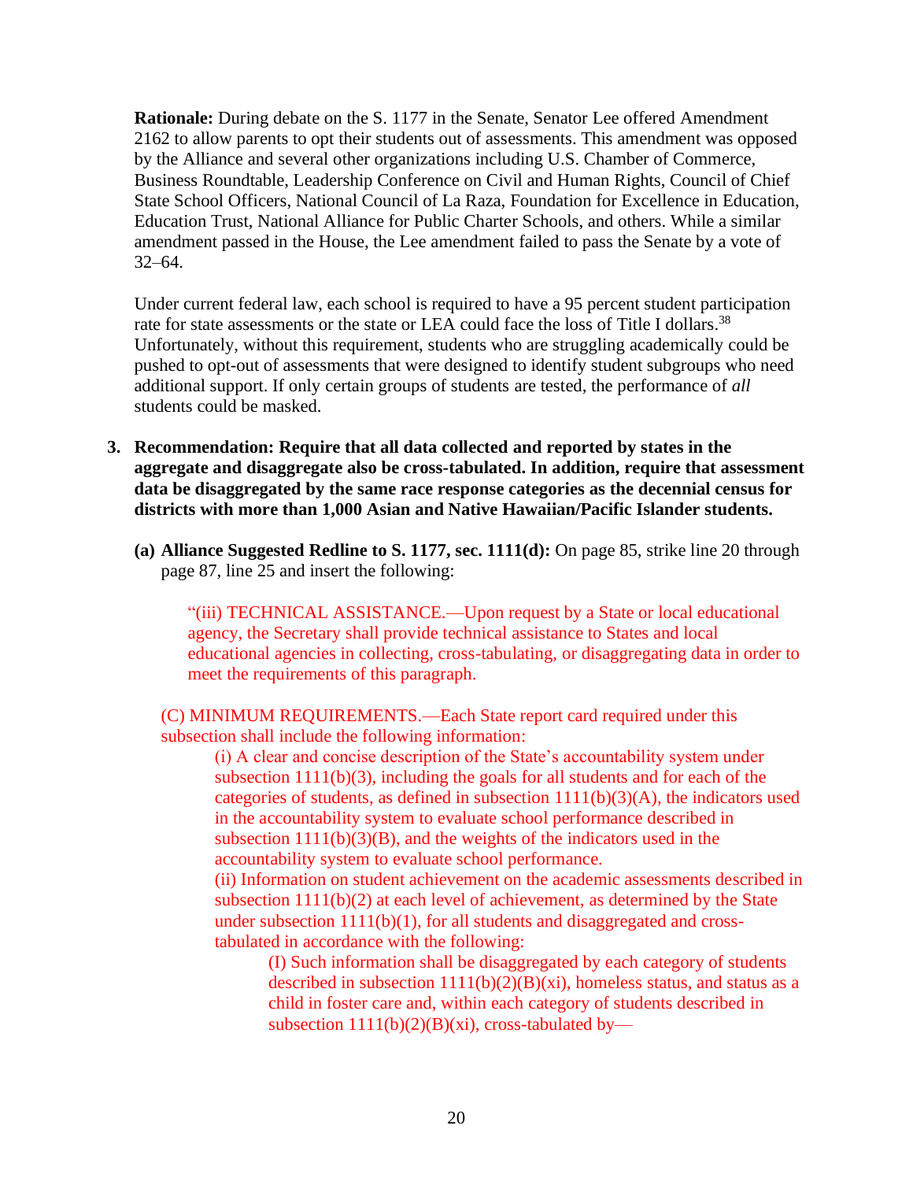**Rationale:** During debate on the S. 1177 in the Senate, Senator Lee offered Amendment 2162 to allow parents to opt their students out of assessments. This amendment was opposed by the Alliance and several other organizations including U.S. Chamber of Commerce, Business Roundtable, Leadership Conference on Civil and Human Rights, Council of Chief State School Officers, National Council of La Raza, Foundation for Excellence in Education, Education Trust, National Alliance for Public Charter Schools, and others. While a similar amendment passed in the House, the Lee amendment failed to pass the Senate by a vote of 32–64.

Under current federal law, each school is required to have a 95 percent student participation rate for state assessments or the state or LEA could face the loss of Title I dollars.[38] Unfortunately, without this requirement, students who are struggling academically could be pushed to opt-out of assessments that were designed to identify student subgroups who need additional support. If only certain groups of students are tested, the performance of *all* students could be masked.

3. **Recommendation: Require that all data collected and reported by states in the aggregate and disaggregate also be cross-tabulated. In addition, require that assessment data be disaggregated by the same race response categories as the decennial census for districts with more than 1,000 Asian and Native Hawaiian/Pacific Islander students.**

   **(a) Alliance Suggested Redline to S. 1177, sec. 1111(d):** On page 85, strike line 20 through page 87, line 25 and insert the following:

   "(iii) TECHNICAL ASSISTANCE.—Upon request by a State or local educational agency, the Secretary shall provide technical assistance to States and local educational agencies in collecting, cross-tabulating, or disaggregating data in order to meet the requirements of this paragraph.

   (C) MINIMUM REQUIREMENTS.—Each State report card required under this subsection shall include the following information:

   (i) A clear and concise description of the State's accountability system under subsection 1111(b)(3), including the goals for all students and for each of the categories of students, as defined in subsection 1111(b)(3)(A), the indicators used in the accountability system to evaluate school performance described in subsection 1111(b)(3)(B), and the weights of the indicators used in the accountability system to evaluate school performance.

   (ii) Information on student achievement on the academic assessments described in subsection 1111(b)(2) at each level of achievement, as determined by the State under subsection 1111(b)(1), for all students and disaggregated and cross-tabulated in accordance with the following:

   (I) Such information shall be disaggregated by each category of students described in subsection 1111(b)(2)(B)(xi), homeless status, and status as a child in foster care and, within each category of students described in subsection 1111(b)(2)(B)(xi), cross-tabulated by—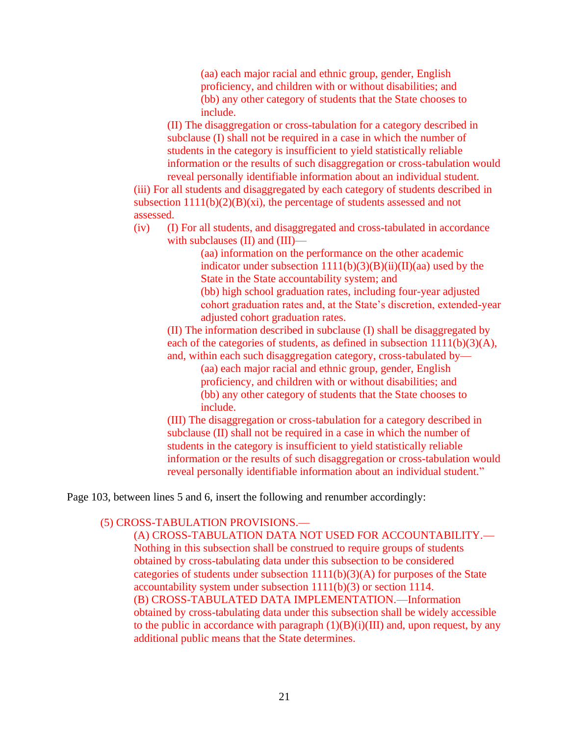(aa) each major racial and ethnic group, gender, English proficiency, and children with or without disabilities; and

(bb) any other category of students that the State chooses to include.

(II) The disaggregation or cross-tabulation for a category described in subclause (I) shall not be required in a case in which the number of students in the category is insufficient to yield statistically reliable information or the results of such disaggregation or cross-tabulation would reveal personally identifiable information about an individual student.

(iii) For all students and disaggregated by each category of students described in subsection 1111(b)(2)(B)(xi), the percentage of students assessed and not assessed.

(iv) (I) For all students, and disaggregated and cross-tabulated in accordance with subclauses (II) and (III)—

(aa) information on the performance on the other academic indicator under subsection 1111(b)(3)(B)(ii)(II)(aa) used by the State in the State accountability system; and

(bb) high school graduation rates, including four-year adjusted cohort graduation rates and, at the State's discretion, extended-year adjusted cohort graduation rates.

(II) The information described in subclause (I) shall be disaggregated by each of the categories of students, as defined in subsection 1111(b)(3)(A), and, within each such disaggregation category, cross-tabulated by—

(aa) each major racial and ethnic group, gender, English proficiency, and children with or without disabilities; and

(bb) any other category of students that the State chooses to include.

(III) The disaggregation or cross-tabulation for a category described in subclause (II) shall not be required in a case in which the number of students in the category is insufficient to yield statistically reliable information or the results of such disaggregation or cross-tabulation would reveal personally identifiable information about an individual student."

Page 103, between lines 5 and 6, insert the following and renumber accordingly:

(5) CROSS-TABULATION PROVISIONS.—

(A) CROSS-TABULATION DATA NOT USED FOR ACCOUNTABILITY.—Nothing in this subsection shall be construed to require groups of students obtained by cross-tabulating data under this subsection to be considered categories of students under subsection 1111(b)(3)(A) for purposes of the State accountability system under subsection 1111(b)(3) or section 1114.

(B) CROSS-TABULATED DATA IMPLEMENTATION.—Information obtained by cross-tabulating data under this subsection shall be widely accessible to the public in accordance with paragraph (1)(B)(i)(III) and, upon request, by any additional public means that the State determines.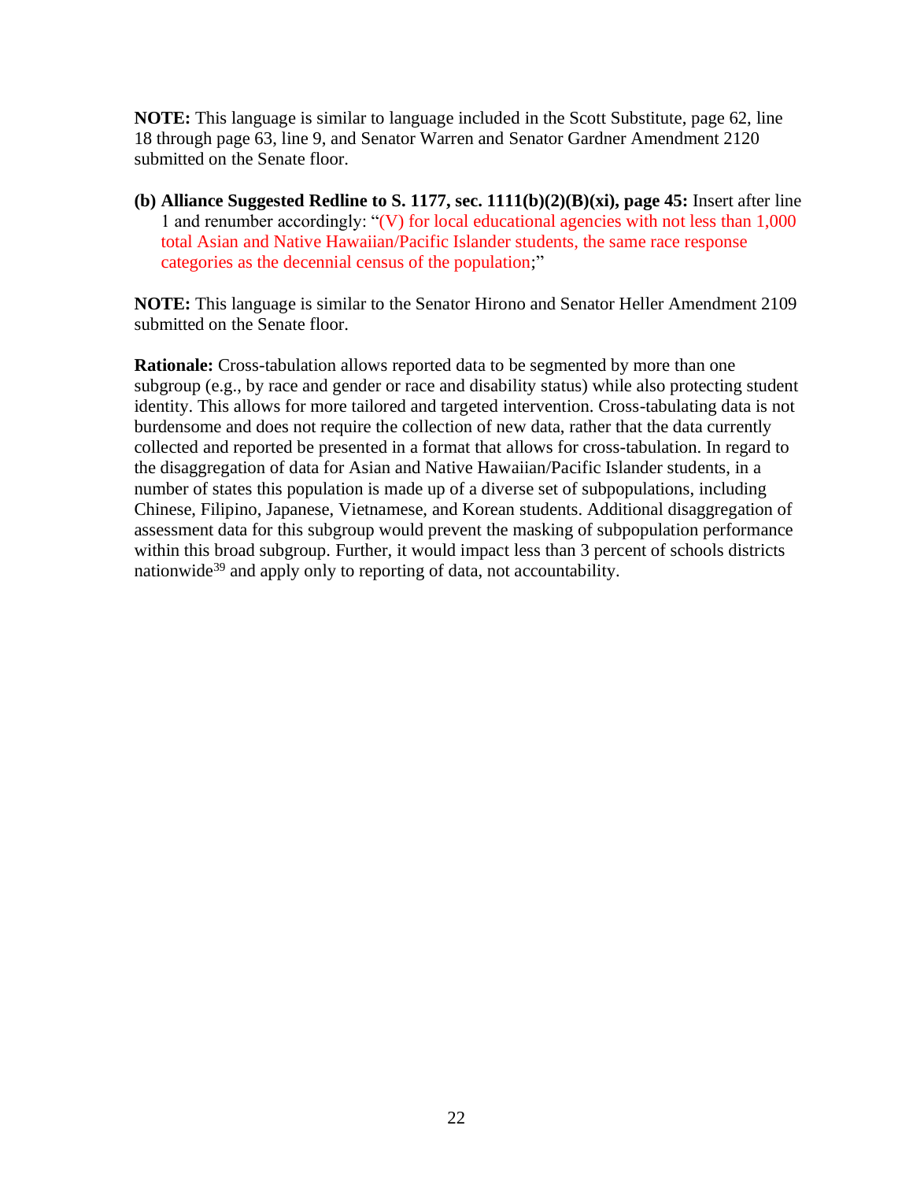**NOTE:** This language is similar to language included in the Scott Substitute, page 62, line 18 through page 63, line 9, and Senator Warren and Senator Gardner Amendment 2120 submitted on the Senate floor.

**(b) Alliance Suggested Redline to S. 1177, sec. 1111(b)(2)(B)(xi), page 45:** Insert after line 1 and renumber accordingly: "(V) for local educational agencies with not less than 1,000 total Asian and Native Hawaiian/Pacific Islander students, the same race response categories as the decennial census of the population;"

**NOTE:** This language is similar to the Senator Hirono and Senator Heller Amendment 2109 submitted on the Senate floor.

**Rationale:** Cross-tabulation allows reported data to be segmented by more than one subgroup (e.g., by race and gender or race and disability status) while also protecting student identity. This allows for more tailored and targeted intervention. Cross-tabulating data is not burdensome and does not require the collection of new data, rather that the data currently collected and reported be presented in a format that allows for cross-tabulation. In regard to the disaggregation of data for Asian and Native Hawaiian/Pacific Islander students, in a number of states this population is made up of a diverse set of subpopulations, including Chinese, Filipino, Japanese, Vietnamese, and Korean students. Additional disaggregation of assessment data for this subgroup would prevent the masking of subpopulation performance within this broad subgroup. Further, it would impact less than 3 percent of schools districts nationwide[39] and apply only to reporting of data, not accountability.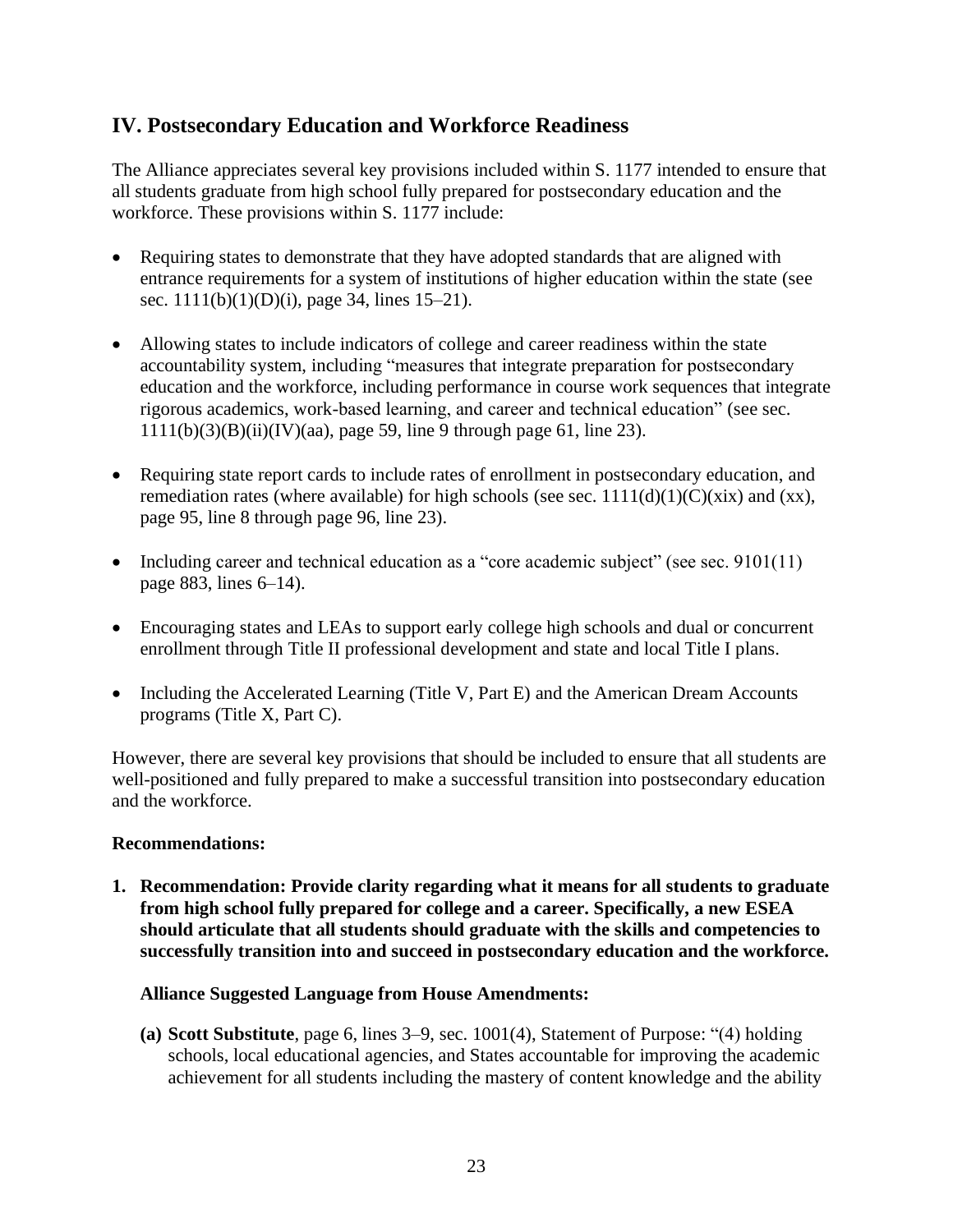## IV. Postsecondary Education and Workforce Readiness

The Alliance appreciates several key provisions included within S. 1177 intended to ensure that all students graduate from high school fully prepared for postsecondary education and the workforce. These provisions within S. 1177 include:

- Requiring states to demonstrate that they have adopted standards that are aligned with entrance requirements for a system of institutions of higher education within the state (see sec. 1111(b)(1)(D)(i), page 34, lines 15–21).
- Allowing states to include indicators of college and career readiness within the state accountability system, including "measures that integrate preparation for postsecondary education and the workforce, including performance in course work sequences that integrate rigorous academics, work-based learning, and career and technical education" (see sec. 1111(b)(3)(B)(ii)(IV)(aa), page 59, line 9 through page 61, line 23).
- Requiring state report cards to include rates of enrollment in postsecondary education, and remediation rates (where available) for high schools (see sec. 1111(d)(1)(C)(xix) and (xx), page 95, line 8 through page 96, line 23).
- Including career and technical education as a "core academic subject" (see sec. 9101(11) page 883, lines 6–14).
- Encouraging states and LEAs to support early college high schools and dual or concurrent enrollment through Title II professional development and state and local Title I plans.
- Including the Accelerated Learning (Title V, Part E) and the American Dream Accounts programs (Title X, Part C).

However, there are several key provisions that should be included to ensure that all students are well-positioned and fully prepared to make a successful transition into postsecondary education and the workforce.

**Recommendations:**

1. **Recommendation: Provide clarity regarding what it means for all students to graduate from high school fully prepared for college and a career. Specifically, a new ESEA should articulate that all students should graduate with the skills and competencies to successfully transition into and succeed in postsecondary education and the workforce.**

   **Alliance Suggested Language from House Amendments:**

   **(a) Scott Substitute**, page 6, lines 3–9, sec. 1001(4), Statement of Purpose: "(4) holding schools, local educational agencies, and States accountable for improving the academic achievement for all students including the mastery of content knowledge and the ability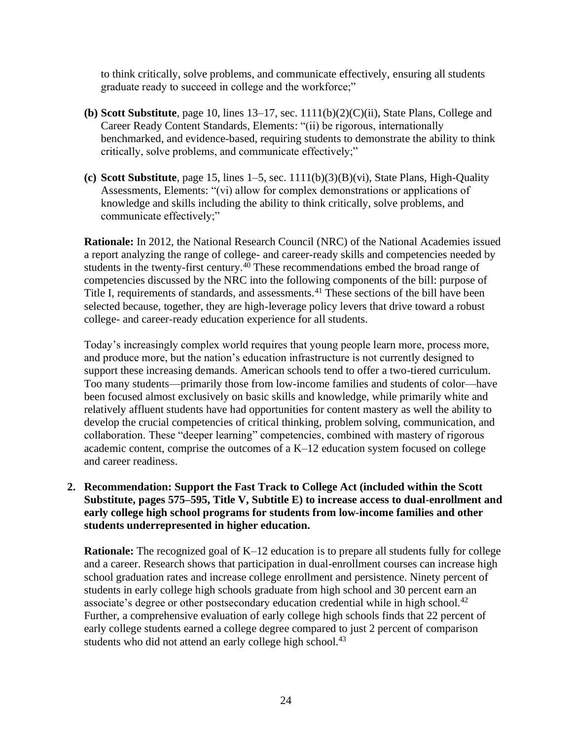to think critically, solve problems, and communicate effectively, ensuring all students graduate ready to succeed in college and the workforce;"

**(b) Scott Substitute**, page 10, lines 13–17, sec. 1111(b)(2)(C)(ii), State Plans, College and Career Ready Content Standards, Elements: "(ii) be rigorous, internationally benchmarked, and evidence-based, requiring students to demonstrate the ability to think critically, solve problems, and communicate effectively;"

**(c) Scott Substitute**, page 15, lines 1–5, sec. 1111(b)(3)(B)(vi), State Plans, High-Quality Assessments, Elements: "(vi) allow for complex demonstrations or applications of knowledge and skills including the ability to think critically, solve problems, and communicate effectively;"

**Rationale:** In 2012, the National Research Council (NRC) of the National Academies issued a report analyzing the range of college- and career-ready skills and competencies needed by students in the twenty-first century.[40] These recommendations embed the broad range of competencies discussed by the NRC into the following components of the bill: purpose of Title I, requirements of standards, and assessments.[41] These sections of the bill have been selected because, together, they are high-leverage policy levers that drive toward a robust college- and career-ready education experience for all students.

Today's increasingly complex world requires that young people learn more, process more, and produce more, but the nation's education infrastructure is not currently designed to support these increasing demands. American schools tend to offer a two-tiered curriculum. Too many students—primarily those from low-income families and students of color—have been focused almost exclusively on basic skills and knowledge, while primarily white and relatively affluent students have had opportunities for content mastery as well the ability to develop the crucial competencies of critical thinking, problem solving, communication, and collaboration. These "deeper learning" competencies, combined with mastery of rigorous academic content, comprise the outcomes of a K–12 education system focused on college and career readiness.

**2. Recommendation: Support the Fast Track to College Act (included within the Scott Substitute, pages 575–595, Title V, Subtitle E) to increase access to dual-enrollment and early college high school programs for students from low-income families and other students underrepresented in higher education.**

**Rationale:** The recognized goal of K–12 education is to prepare all students fully for college and a career. Research shows that participation in dual-enrollment courses can increase high school graduation rates and increase college enrollment and persistence. Ninety percent of students in early college high schools graduate from high school and 30 percent earn an associate's degree or other postsecondary education credential while in high school.[42] Further, a comprehensive evaluation of early college high schools finds that 22 percent of early college students earned a college degree compared to just 2 percent of comparison students who did not attend an early college high school.[43]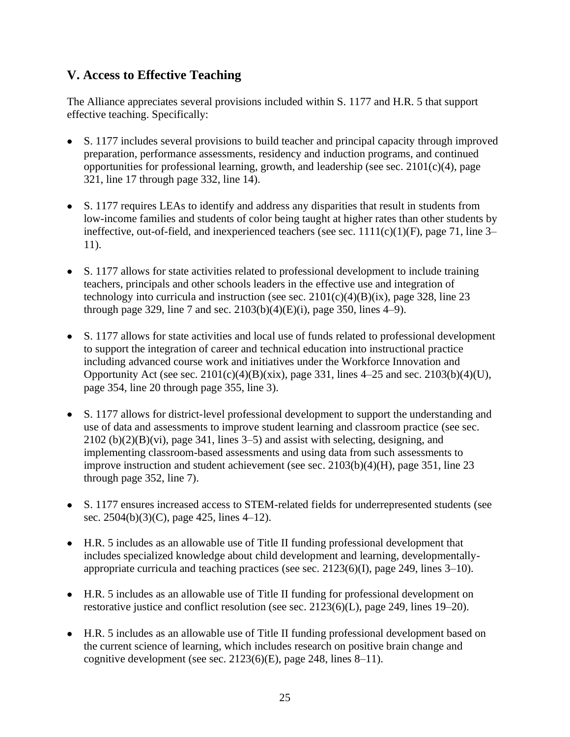## V. Access to Effective Teaching

The Alliance appreciates several provisions included within S. 1177 and H.R. 5 that support effective teaching. Specifically:

- S. 1177 includes several provisions to build teacher and principal capacity through improved preparation, performance assessments, residency and induction programs, and continued opportunities for professional learning, growth, and leadership (see sec. 2101(c)(4), page 321, line 17 through page 332, line 14).
- S. 1177 requires LEAs to identify and address any disparities that result in students from low-income families and students of color being taught at higher rates than other students by ineffective, out-of-field, and inexperienced teachers (see sec. 1111(c)(1)(F), page 71, line 3–11).
- S. 1177 allows for state activities related to professional development to include training teachers, principals and other schools leaders in the effective use and integration of technology into curricula and instruction (see sec. 2101(c)(4)(B)(ix), page 328, line 23 through page 329, line 7 and sec. 2103(b)(4)(E)(i), page 350, lines 4–9).
- S. 1177 allows for state activities and local use of funds related to professional development to support the integration of career and technical education into instructional practice including advanced course work and initiatives under the Workforce Innovation and Opportunity Act (see sec. 2101(c)(4)(B)(xix), page 331, lines 4–25 and sec. 2103(b)(4)(U), page 354, line 20 through page 355, line 3).
- S. 1177 allows for district-level professional development to support the understanding and use of data and assessments to improve student learning and classroom practice (see sec. 2102 (b)(2)(B)(vi), page 341, lines 3–5) and assist with selecting, designing, and implementing classroom-based assessments and using data from such assessments to improve instruction and student achievement (see sec. 2103(b)(4)(H), page 351, line 23 through page 352, line 7).
- S. 1177 ensures increased access to STEM-related fields for underrepresented students (see sec. 2504(b)(3)(C), page 425, lines 4–12).
- H.R. 5 includes as an allowable use of Title II funding professional development that includes specialized knowledge about child development and learning, developmentally-appropriate curricula and teaching practices (see sec. 2123(6)(I), page 249, lines 3–10).
- H.R. 5 includes as an allowable use of Title II funding for professional development on restorative justice and conflict resolution (see sec. 2123(6)(L), page 249, lines 19–20).
- H.R. 5 includes as an allowable use of Title II funding professional development based on the current science of learning, which includes research on positive brain change and cognitive development (see sec. 2123(6)(E), page 248, lines 8–11).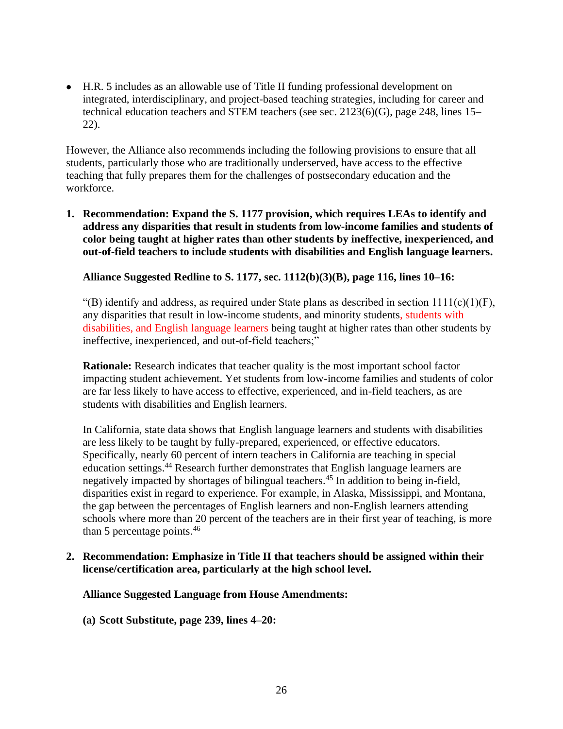- H.R. 5 includes as an allowable use of Title II funding professional development on integrated, interdisciplinary, and project-based teaching strategies, including for career and technical education teachers and STEM teachers (see sec. 2123(6)(G), page 248, lines 15–22).

However, the Alliance also recommends including the following provisions to ensure that all students, particularly those who are traditionally underserved, have access to the effective teaching that fully prepares them for the challenges of postsecondary education and the workforce.

1. **Recommendation: Expand the S. 1177 provision, which requires LEAs to identify and address any disparities that result in students from low-income families and students of color being taught at higher rates than other students by ineffective, inexperienced, and out-of-field teachers to include students with disabilities and English language learners.**

   **Alliance Suggested Redline to S. 1177, sec. 1112(b)(3)(B), page 116, lines 10–16:**

   "(B) identify and address, as required under State plans as described in section 1111(c)(1)(F), any disparities that result in low-income students, ~~and~~ minority students, students with disabilities, and English language learners being taught at higher rates than other students by ineffective, inexperienced, and out-of-field teachers;"

   **Rationale:** Research indicates that teacher quality is the most important school factor impacting student achievement. Yet students from low-income families and students of color are far less likely to have access to effective, experienced, and in-field teachers, as are students with disabilities and English learners.

   In California, state data shows that English language learners and students with disabilities are less likely to be taught by fully-prepared, experienced, or effective educators. Specifically, nearly 60 percent of intern teachers in California are teaching in special education settings.[44] Research further demonstrates that English language learners are negatively impacted by shortages of bilingual teachers.[45] In addition to being in-field, disparities exist in regard to experience. For example, in Alaska, Mississippi, and Montana, the gap between the percentages of English learners and non-English learners attending schools where more than 20 percent of the teachers are in their first year of teaching, is more than 5 percentage points.[46]

2. **Recommendation: Emphasize in Title II that teachers should be assigned within their license/certification area, particularly at the high school level.**

   **Alliance Suggested Language from House Amendments:**

   **(a) Scott Substitute, page 239, lines 4–20:**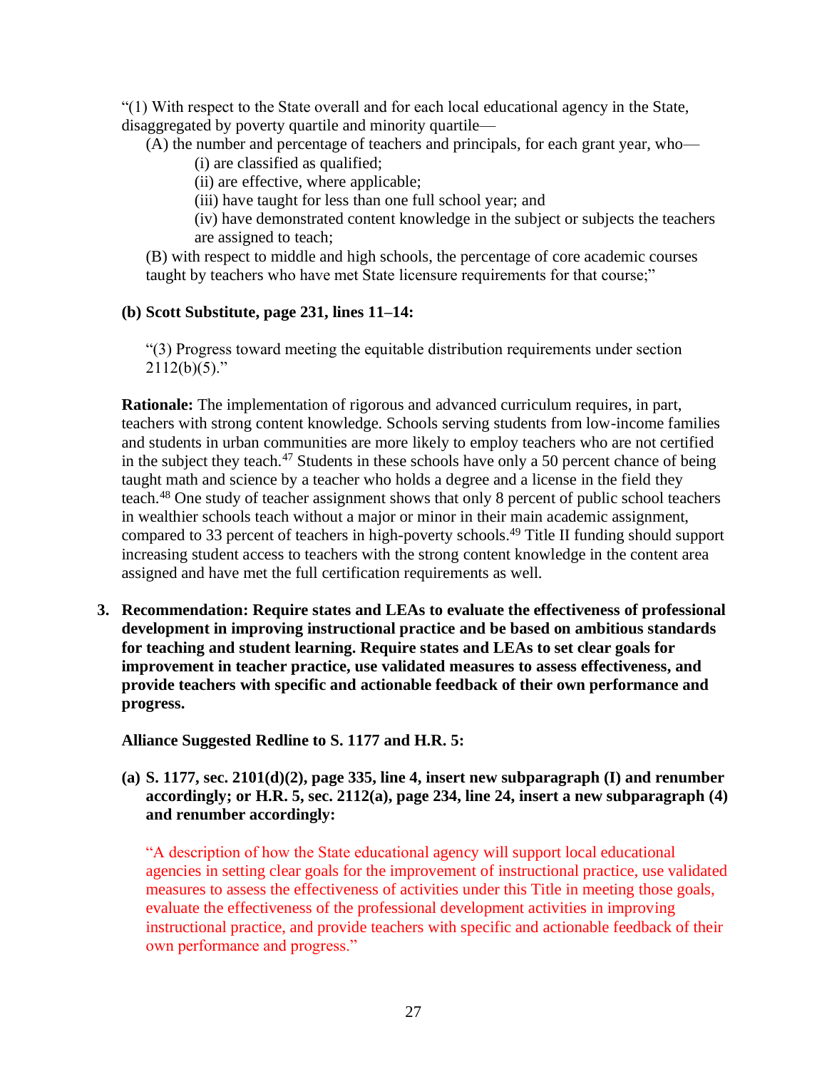"(1) With respect to the State overall and for each local educational agency in the State, disaggregated by poverty quartile and minority quartile—

(A) the number and percentage of teachers and principals, for each grant year, who—

(i) are classified as qualified;

(ii) are effective, where applicable;

(iii) have taught for less than one full school year; and

(iv) have demonstrated content knowledge in the subject or subjects the teachers are assigned to teach;

(B) with respect to middle and high schools, the percentage of core academic courses taught by teachers who have met State licensure requirements for that course;"

**(b) Scott Substitute, page 231, lines 11–14:**

"(3) Progress toward meeting the equitable distribution requirements under section 2112(b)(5)."

**Rationale:** The implementation of rigorous and advanced curriculum requires, in part, teachers with strong content knowledge. Schools serving students from low-income families and students in urban communities are more likely to employ teachers who are not certified in the subject they teach.[47] Students in these schools have only a 50 percent chance of being taught math and science by a teacher who holds a degree and a license in the field they teach.[48] One study of teacher assignment shows that only 8 percent of public school teachers in wealthier schools teach without a major or minor in their main academic assignment, compared to 33 percent of teachers in high-poverty schools.[49] Title II funding should support increasing student access to teachers with the strong content knowledge in the content area assigned and have met the full certification requirements as well.

3. **Recommendation: Require states and LEAs to evaluate the effectiveness of professional development in improving instructional practice and be based on ambitious standards for teaching and student learning. Require states and LEAs to set clear goals for improvement in teacher practice, use validated measures to assess effectiveness, and provide teachers with specific and actionable feedback of their own performance and progress.**

**Alliance Suggested Redline to S. 1177 and H.R. 5:**

**(a) S. 1177, sec. 2101(d)(2), page 335, line 4, insert new subparagraph (I) and renumber accordingly; or H.R. 5, sec. 2112(a), page 234, line 24, insert a new subparagraph (4) and renumber accordingly:**

"A description of how the State educational agency will support local educational agencies in setting clear goals for the improvement of instructional practice, use validated measures to assess the effectiveness of activities under this Title in meeting those goals, evaluate the effectiveness of the professional development activities in improving instructional practice, and provide teachers with specific and actionable feedback of their own performance and progress."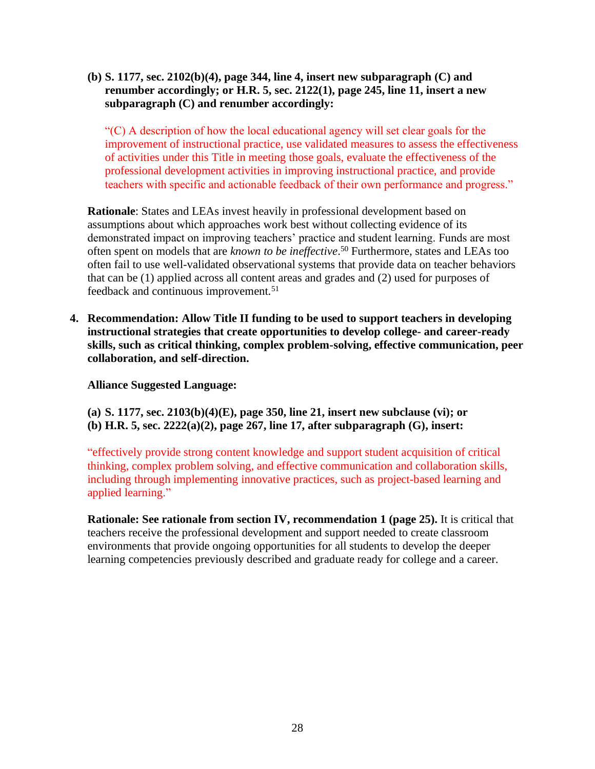**(b) S. 1177, sec. 2102(b)(4), page 344, line 4, insert new subparagraph (C) and renumber accordingly; or H.R. 5, sec. 2122(1), page 245, line 11, insert a new subparagraph (C) and renumber accordingly:**

"(C) A description of how the local educational agency will set clear goals for the improvement of instructional practice, use validated measures to assess the effectiveness of activities under this Title in meeting those goals, evaluate the effectiveness of the professional development activities in improving instructional practice, and provide teachers with specific and actionable feedback of their own performance and progress."

**Rationale**: States and LEAs invest heavily in professional development based on assumptions about which approaches work best without collecting evidence of its demonstrated impact on improving teachers' practice and student learning. Funds are most often spent on models that are *known to be ineffective*.[50] Furthermore, states and LEAs too often fail to use well-validated observational systems that provide data on teacher behaviors that can be (1) applied across all content areas and grades and (2) used for purposes of feedback and continuous improvement.[51]

4. **Recommendation: Allow Title II funding to be used to support teachers in developing instructional strategies that create opportunities to develop college- and career-ready skills, such as critical thinking, complex problem-solving, effective communication, peer collaboration, and self-direction.**

   **Alliance Suggested Language:**

   **(a) S. 1177, sec. 2103(b)(4)(E), page 350, line 21, insert new subclause (vi); or**
   **(b) H.R. 5, sec. 2222(a)(2), page 267, line 17, after subparagraph (G), insert:**

   "effectively provide strong content knowledge and support student acquisition of critical thinking, complex problem solving, and effective communication and collaboration skills, including through implementing innovative practices, such as project-based learning and applied learning."

   **Rationale: See rationale from section IV, recommendation 1 (page 25).** It is critical that teachers receive the professional development and support needed to create classroom environments that provide ongoing opportunities for all students to develop the deeper learning competencies previously described and graduate ready for college and a career.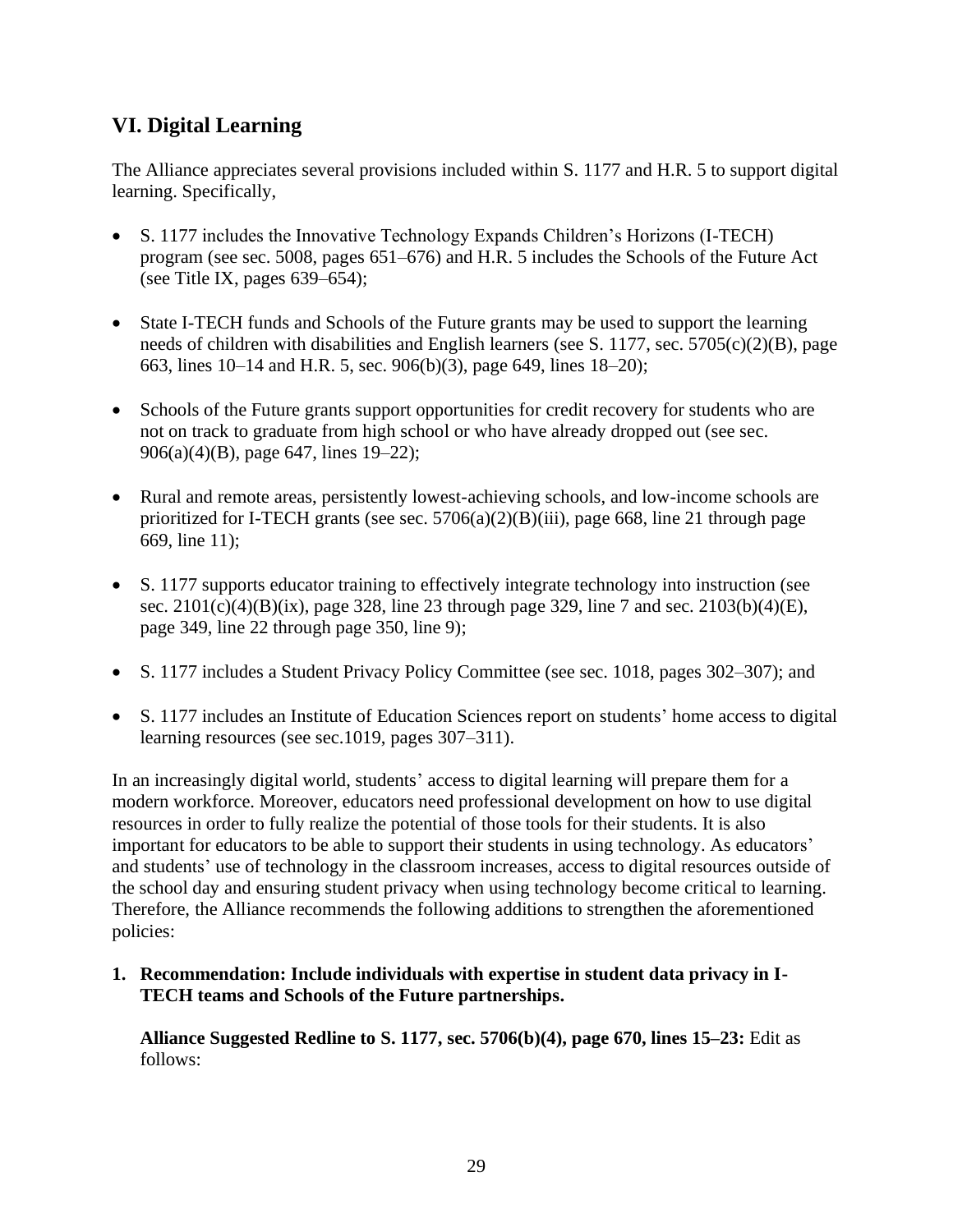## VI. Digital Learning

The Alliance appreciates several provisions included within S. 1177 and H.R. 5 to support digital learning. Specifically,

- S. 1177 includes the Innovative Technology Expands Children's Horizons (I-TECH) program (see sec. 5008, pages 651–676) and H.R. 5 includes the Schools of the Future Act (see Title IX, pages 639–654);
- State I-TECH funds and Schools of the Future grants may be used to support the learning needs of children with disabilities and English learners (see S. 1177, sec. 5705(c)(2)(B), page 663, lines 10–14 and H.R. 5, sec. 906(b)(3), page 649, lines 18–20);
- Schools of the Future grants support opportunities for credit recovery for students who are not on track to graduate from high school or who have already dropped out (see sec. 906(a)(4)(B), page 647, lines 19–22);
- Rural and remote areas, persistently lowest-achieving schools, and low-income schools are prioritized for I-TECH grants (see sec. 5706(a)(2)(B)(iii), page 668, line 21 through page 669, line 11);
- S. 1177 supports educator training to effectively integrate technology into instruction (see sec. 2101(c)(4)(B)(ix), page 328, line 23 through page 329, line 7 and sec. 2103(b)(4)(E), page 349, line 22 through page 350, line 9);
- S. 1177 includes a Student Privacy Policy Committee (see sec. 1018, pages 302–307); and
- S. 1177 includes an Institute of Education Sciences report on students' home access to digital learning resources (see sec.1019, pages 307–311).

In an increasingly digital world, students' access to digital learning will prepare them for a modern workforce. Moreover, educators need professional development on how to use digital resources in order to fully realize the potential of those tools for their students. It is also important for educators to be able to support their students in using technology. As educators' and students' use of technology in the classroom increases, access to digital resources outside of the school day and ensuring student privacy when using technology become critical to learning. Therefore, the Alliance recommends the following additions to strengthen the aforementioned policies:

1. **Recommendation: Include individuals with expertise in student data privacy in I-TECH teams and Schools of the Future partnerships.**

   **Alliance Suggested Redline to S. 1177, sec. 5706(b)(4), page 670, lines 15–23:** Edit as follows: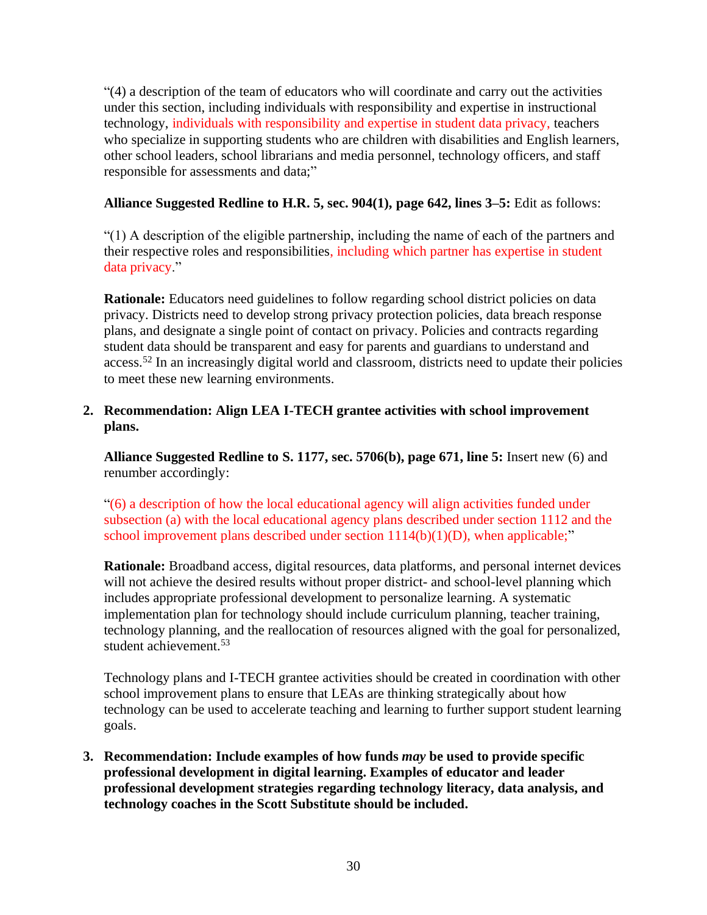"(4) a description of the team of educators who will coordinate and carry out the activities under this section, including individuals with responsibility and expertise in instructional technology, individuals with responsibility and expertise in student data privacy, teachers who specialize in supporting students who are children with disabilities and English learners, other school leaders, school librarians and media personnel, technology officers, and staff responsible for assessments and data;"

**Alliance Suggested Redline to H.R. 5, sec. 904(1), page 642, lines 3–5:** Edit as follows:

"(1) A description of the eligible partnership, including the name of each of the partners and their respective roles and responsibilities, including which partner has expertise in student data privacy."

**Rationale:** Educators need guidelines to follow regarding school district policies on data privacy. Districts need to develop strong privacy protection policies, data breach response plans, and designate a single point of contact on privacy. Policies and contracts regarding student data should be transparent and easy for parents and guardians to understand and access.[52] In an increasingly digital world and classroom, districts need to update their policies to meet these new learning environments.

2. **Recommendation: Align LEA I-TECH grantee activities with school improvement plans.**

**Alliance Suggested Redline to S. 1177, sec. 5706(b), page 671, line 5:** Insert new (6) and renumber accordingly:

"(6) a description of how the local educational agency will align activities funded under subsection (a) with the local educational agency plans described under section 1112 and the school improvement plans described under section 1114(b)(1)(D), when applicable;"

**Rationale:** Broadband access, digital resources, data platforms, and personal internet devices will not achieve the desired results without proper district- and school-level planning which includes appropriate professional development to personalize learning. A systematic implementation plan for technology should include curriculum planning, teacher training, technology planning, and the reallocation of resources aligned with the goal for personalized, student achievement.[53]

Technology plans and I-TECH grantee activities should be created in coordination with other school improvement plans to ensure that LEAs are thinking strategically about how technology can be used to accelerate teaching and learning to further support student learning goals.

3. **Recommendation: Include examples of how funds *may* be used to provide specific professional development in digital learning. Examples of educator and leader professional development strategies regarding technology literacy, data analysis, and technology coaches in the Scott Substitute should be included.**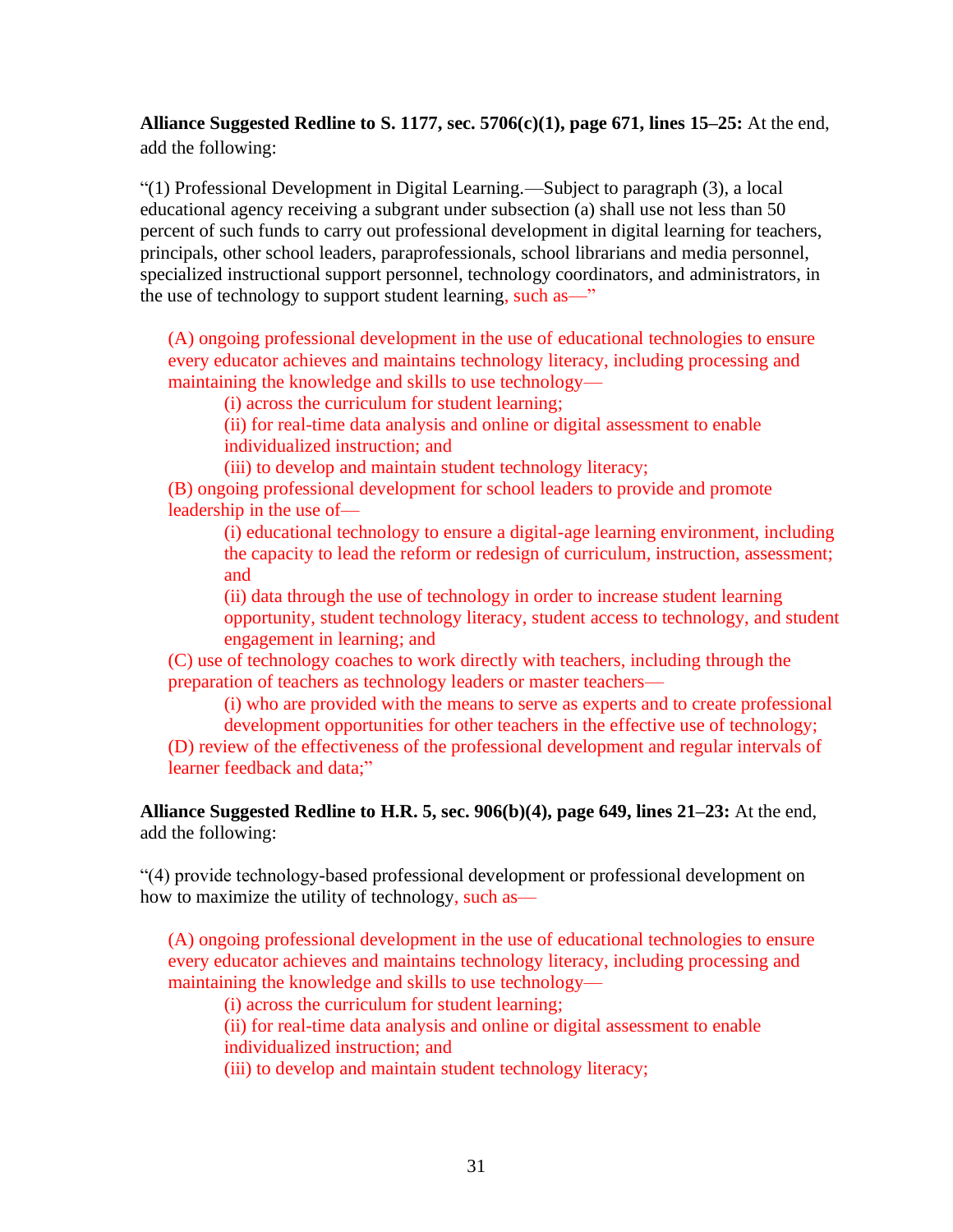**Alliance Suggested Redline to S. 1177, sec. 5706(c)(1), page 671, lines 15–25:** At the end, add the following:

"(1) Professional Development in Digital Learning.—Subject to paragraph (3), a local educational agency receiving a subgrant under subsection (a) shall use not less than 50 percent of such funds to carry out professional development in digital learning for teachers, principals, other school leaders, paraprofessionals, school librarians and media personnel, specialized instructional support personnel, technology coordinators, and administrators, in the use of technology to support student learning, such as—"

> (A) ongoing professional development in the use of educational technologies to ensure every educator achieves and maintains technology literacy, including processing and maintaining the knowledge and skills to use technology—
>
> > (i) across the curriculum for student learning;
> >
> > (ii) for real-time data analysis and online or digital assessment to enable individualized instruction; and
> >
> > (iii) to develop and maintain student technology literacy;
>
> (B) ongoing professional development for school leaders to provide and promote leadership in the use of—
>
> > (i) educational technology to ensure a digital-age learning environment, including the capacity to lead the reform or redesign of curriculum, instruction, assessment; and
> >
> > (ii) data through the use of technology in order to increase student learning opportunity, student technology literacy, student access to technology, and student engagement in learning; and
>
> (C) use of technology coaches to work directly with teachers, including through the preparation of teachers as technology leaders or master teachers—
>
> > (i) who are provided with the means to serve as experts and to create professional development opportunities for other teachers in the effective use of technology;
>
> (D) review of the effectiveness of the professional development and regular intervals of learner feedback and data;"

**Alliance Suggested Redline to H.R. 5, sec. 906(b)(4), page 649, lines 21–23:** At the end, add the following:

"(4) provide technology-based professional development or professional development on how to maximize the utility of technology, such as—

> (A) ongoing professional development in the use of educational technologies to ensure every educator achieves and maintains technology literacy, including processing and maintaining the knowledge and skills to use technology—
>
> > (i) across the curriculum for student learning;
> >
> > (ii) for real-time data analysis and online or digital assessment to enable individualized instruction; and
> >
> > (iii) to develop and maintain student technology literacy;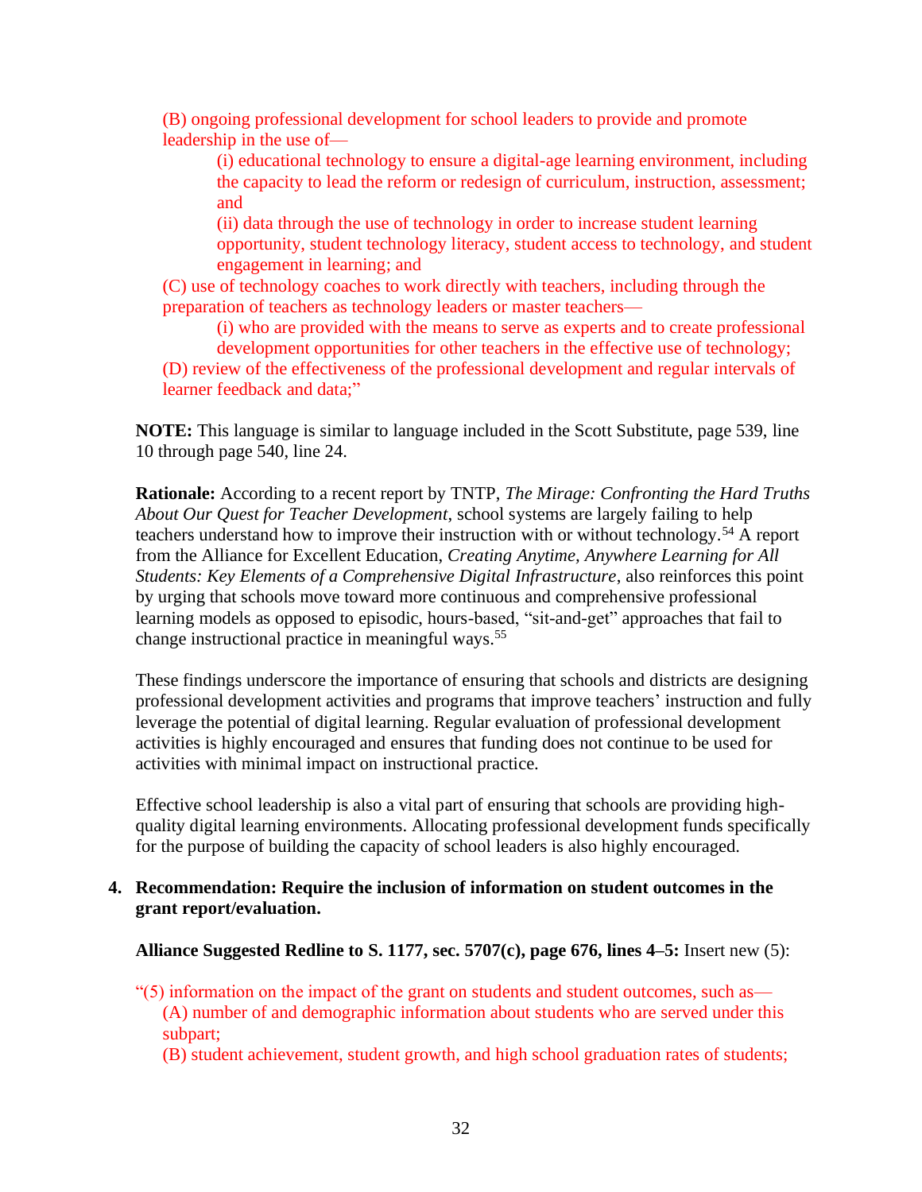(B) ongoing professional development for school leaders to provide and promote leadership in the use of—

(i) educational technology to ensure a digital-age learning environment, including the capacity to lead the reform or redesign of curriculum, instruction, assessment; and

(ii) data through the use of technology in order to increase student learning opportunity, student technology literacy, student access to technology, and student engagement in learning; and

(C) use of technology coaches to work directly with teachers, including through the preparation of teachers as technology leaders or master teachers—

(i) who are provided with the means to serve as experts and to create professional development opportunities for other teachers in the effective use of technology;

(D) review of the effectiveness of the professional development and regular intervals of learner feedback and data;"

**NOTE:** This language is similar to language included in the Scott Substitute, page 539, line 10 through page 540, line 24.

**Rationale:** According to a recent report by TNTP, *The Mirage: Confronting the Hard Truths About Our Quest for Teacher Development*, school systems are largely failing to help teachers understand how to improve their instruction with or without technology.[54] A report from the Alliance for Excellent Education, *Creating Anytime, Anywhere Learning for All Students: Key Elements of a Comprehensive Digital Infrastructure*, also reinforces this point by urging that schools move toward more continuous and comprehensive professional learning models as opposed to episodic, hours-based, "sit-and-get" approaches that fail to change instructional practice in meaningful ways.[55]

These findings underscore the importance of ensuring that schools and districts are designing professional development activities and programs that improve teachers' instruction and fully leverage the potential of digital learning. Regular evaluation of professional development activities is highly encouraged and ensures that funding does not continue to be used for activities with minimal impact on instructional practice.

Effective school leadership is also a vital part of ensuring that schools are providing high-quality digital learning environments. Allocating professional development funds specifically for the purpose of building the capacity of school leaders is also highly encouraged.

4. **Recommendation: Require the inclusion of information on student outcomes in the grant report/evaluation.**

**Alliance Suggested Redline to S. 1177, sec. 5707(c), page 676, lines 4–5:** Insert new (5):

"(5) information on the impact of the grant on students and student outcomes, such as—

(A) number of and demographic information about students who are served under this subpart;

(B) student achievement, student growth, and high school graduation rates of students;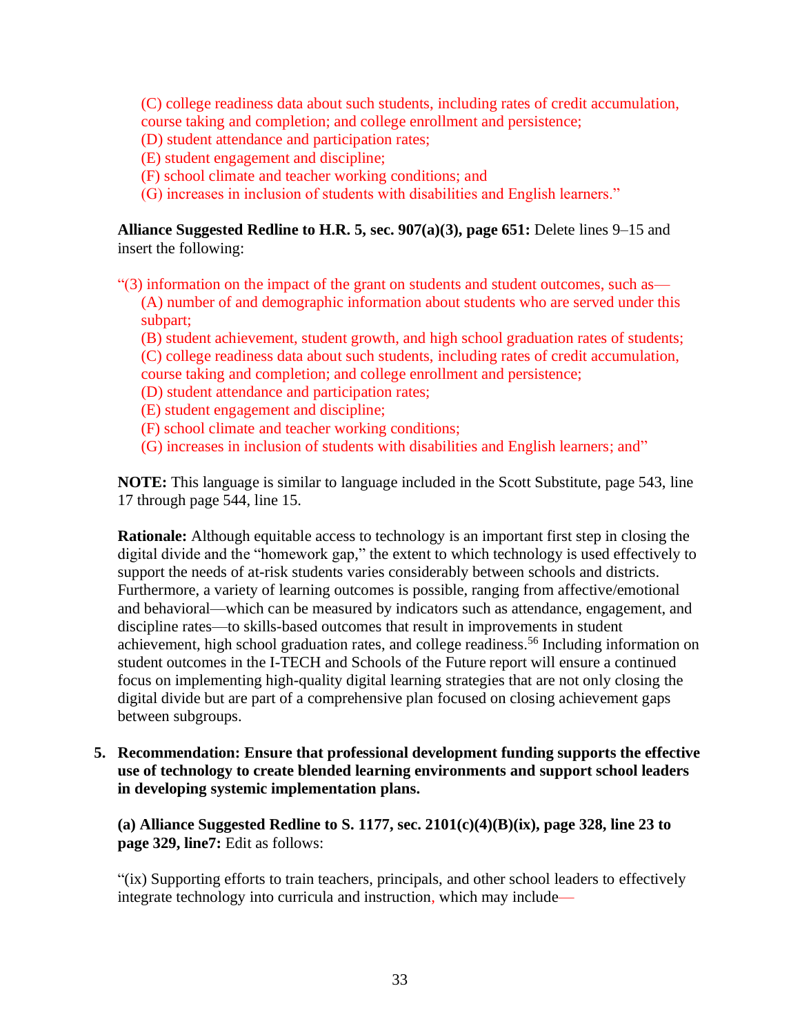(C) college readiness data about such students, including rates of credit accumulation, course taking and completion; and college enrollment and persistence;
(D) student attendance and participation rates;
(E) student engagement and discipline;
(F) school climate and teacher working conditions; and
(G) increases in inclusion of students with disabilities and English learners."

**Alliance Suggested Redline to H.R. 5, sec. 907(a)(3), page 651:** Delete lines 9–15 and insert the following:

"(3) information on the impact of the grant on students and student outcomes, such as—
(A) number of and demographic information about students who are served under this subpart;
(B) student achievement, student growth, and high school graduation rates of students;
(C) college readiness data about such students, including rates of credit accumulation, course taking and completion; and college enrollment and persistence;
(D) student attendance and participation rates;
(E) student engagement and discipline;
(F) school climate and teacher working conditions;
(G) increases in inclusion of students with disabilities and English learners; and"

**NOTE:** This language is similar to language included in the Scott Substitute, page 543, line 17 through page 544, line 15.

**Rationale:** Although equitable access to technology is an important first step in closing the digital divide and the "homework gap," the extent to which technology is used effectively to support the needs of at-risk students varies considerably between schools and districts. Furthermore, a variety of learning outcomes is possible, ranging from affective/emotional and behavioral—which can be measured by indicators such as attendance, engagement, and discipline rates—to skills-based outcomes that result in improvements in student achievement, high school graduation rates, and college readiness.[56] Including information on student outcomes in the I-TECH and Schools of the Future report will ensure a continued focus on implementing high-quality digital learning strategies that are not only closing the digital divide but are part of a comprehensive plan focused on closing achievement gaps between subgroups.

5. **Recommendation: Ensure that professional development funding supports the effective use of technology to create blended learning environments and support school leaders in developing systemic implementation plans.**

**(a) Alliance Suggested Redline to S. 1177, sec. 2101(c)(4)(B)(ix), page 328, line 23 to page 329, line7:** Edit as follows:

"(ix) Supporting efforts to train teachers, principals, and other school leaders to effectively integrate technology into curricula and instruction, which may include—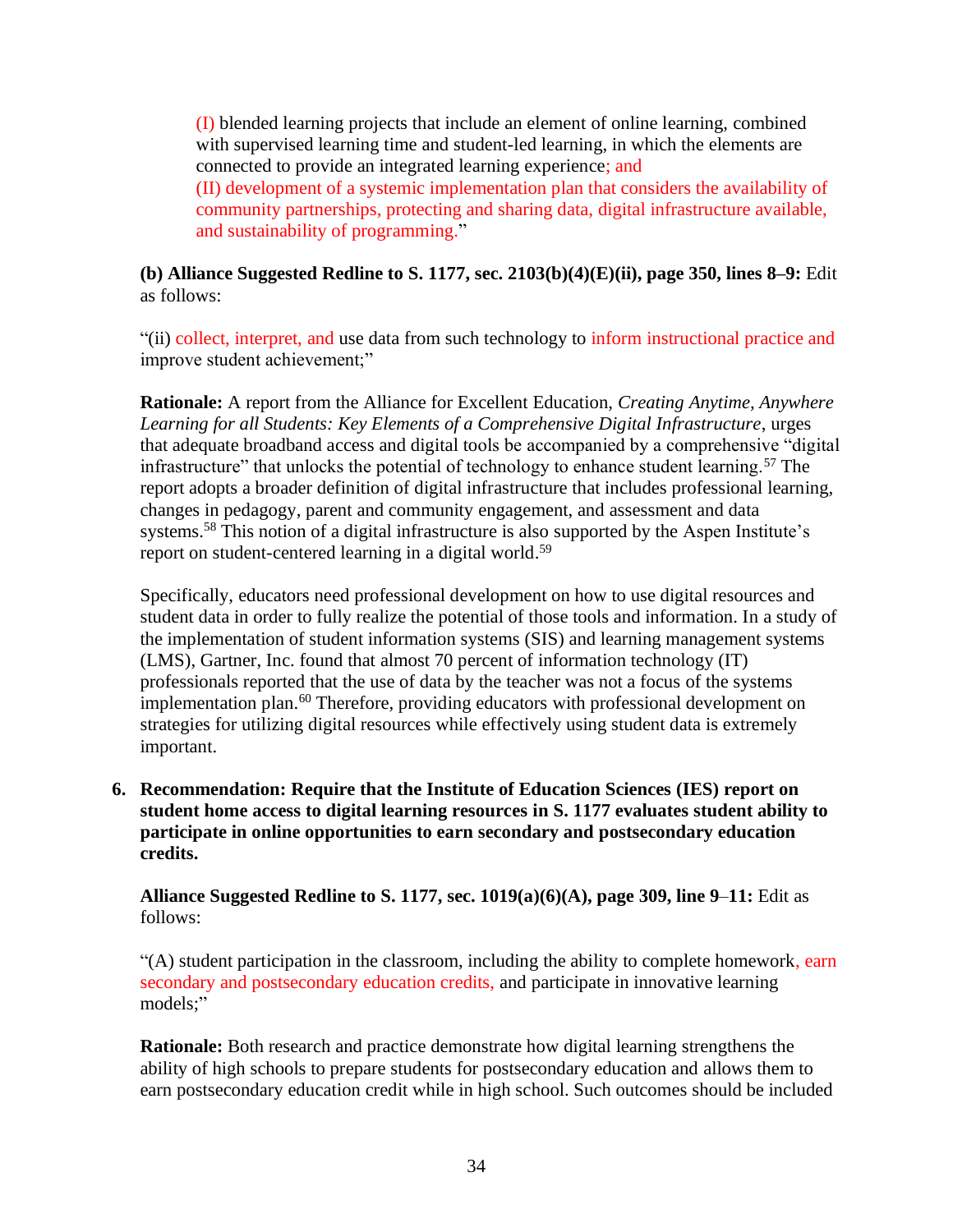(I) blended learning projects that include an element of online learning, combined with supervised learning time and student-led learning, in which the elements are connected to provide an integrated learning experience; and
(II) development of a systemic implementation plan that considers the availability of community partnerships, protecting and sharing data, digital infrastructure available, and sustainability of programming."

**(b) Alliance Suggested Redline to S. 1177, sec. 2103(b)(4)(E)(ii), page 350, lines 8–9:** Edit as follows:

"(ii) collect, interpret, and use data from such technology to inform instructional practice and improve student achievement;"

**Rationale:** A report from the Alliance for Excellent Education, *Creating Anytime, Anywhere Learning for all Students: Key Elements of a Comprehensive Digital Infrastructure*, urges that adequate broadband access and digital tools be accompanied by a comprehensive "digital infrastructure" that unlocks the potential of technology to enhance student learning.[57] The report adopts a broader definition of digital infrastructure that includes professional learning, changes in pedagogy, parent and community engagement, and assessment and data systems.[58] This notion of a digital infrastructure is also supported by the Aspen Institute's report on student-centered learning in a digital world.[59]

Specifically, educators need professional development on how to use digital resources and student data in order to fully realize the potential of those tools and information. In a study of the implementation of student information systems (SIS) and learning management systems (LMS), Gartner, Inc. found that almost 70 percent of information technology (IT) professionals reported that the use of data by the teacher was not a focus of the systems implementation plan.[60] Therefore, providing educators with professional development on strategies for utilizing digital resources while effectively using student data is extremely important.

6. **Recommendation: Require that the Institute of Education Sciences (IES) report on student home access to digital learning resources in S. 1177 evaluates student ability to participate in online opportunities to earn secondary and postsecondary education credits.**

   **Alliance Suggested Redline to S. 1177, sec. 1019(a)(6)(A), page 309, line 9–11:** Edit as follows:

   "(A) student participation in the classroom, including the ability to complete homework, earn secondary and postsecondary education credits, and participate in innovative learning models;"

   **Rationale:** Both research and practice demonstrate how digital learning strengthens the ability of high schools to prepare students for postsecondary education and allows them to earn postsecondary education credit while in high school. Such outcomes should be included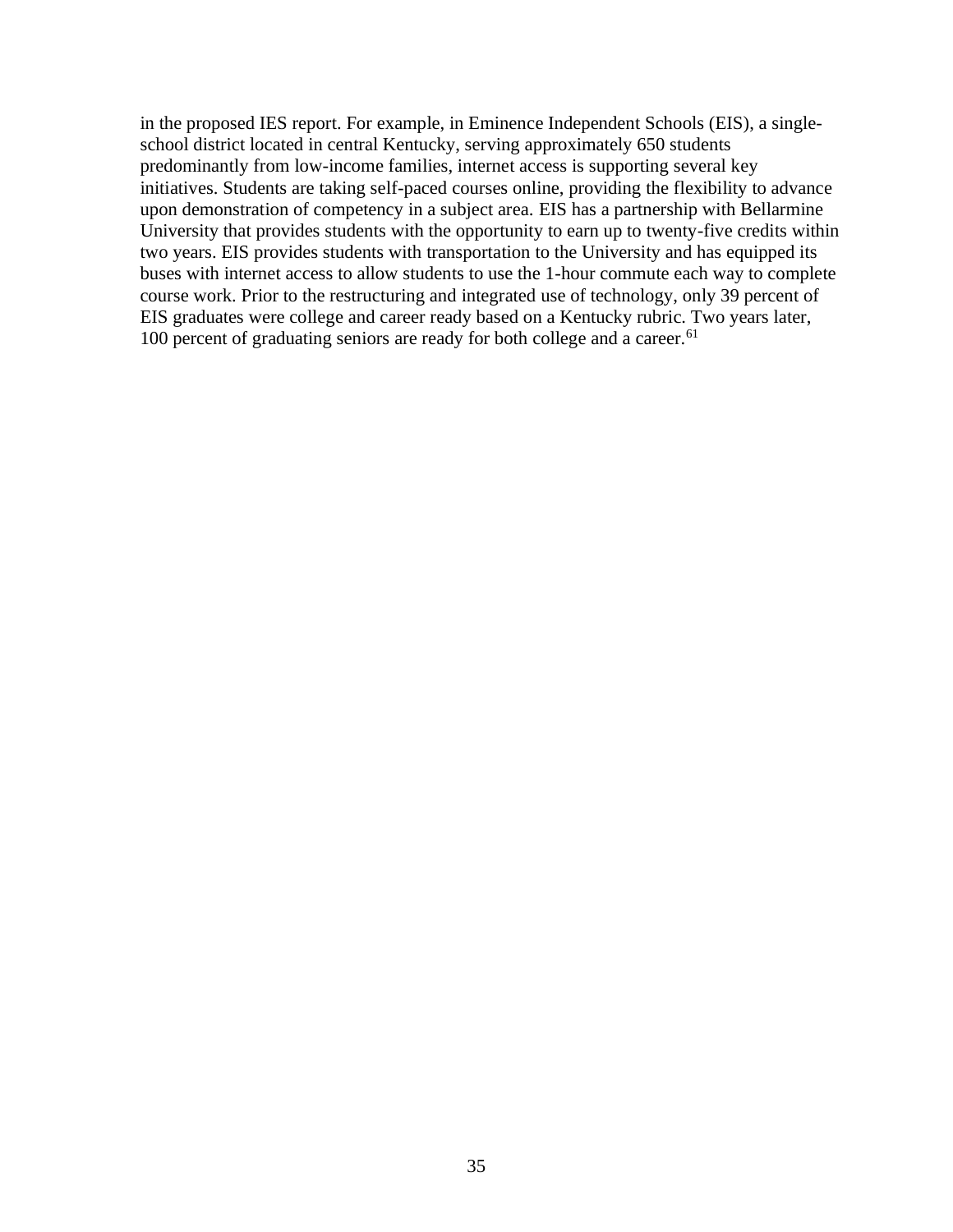in the proposed IES report. For example, in Eminence Independent Schools (EIS), a single-school district located in central Kentucky, serving approximately 650 students predominantly from low-income families, internet access is supporting several key initiatives. Students are taking self-paced courses online, providing the flexibility to advance upon demonstration of competency in a subject area. EIS has a partnership with Bellarmine University that provides students with the opportunity to earn up to twenty-five credits within two years. EIS provides students with transportation to the University and has equipped its buses with internet access to allow students to use the 1-hour commute each way to complete course work. Prior to the restructuring and integrated use of technology, only 39 percent of EIS graduates were college and career ready based on a Kentucky rubric. Two years later, 100 percent of graduating seniors are ready for both college and a career.[61]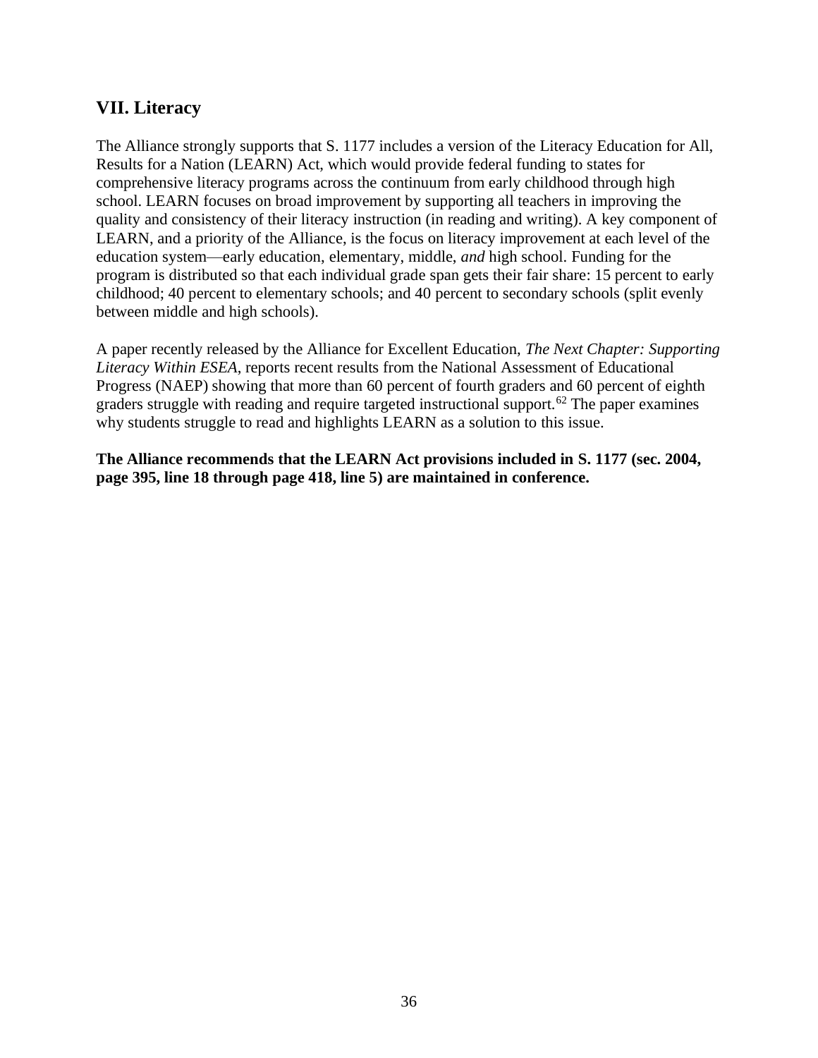## VII. Literacy

The Alliance strongly supports that S. 1177 includes a version of the Literacy Education for All, Results for a Nation (LEARN) Act, which would provide federal funding to states for comprehensive literacy programs across the continuum from early childhood through high school. LEARN focuses on broad improvement by supporting all teachers in improving the quality and consistency of their literacy instruction (in reading and writing). A key component of LEARN, and a priority of the Alliance, is the focus on literacy improvement at each level of the education system—early education, elementary, middle, *and* high school. Funding for the program is distributed so that each individual grade span gets their fair share: 15 percent to early childhood; 40 percent to elementary schools; and 40 percent to secondary schools (split evenly between middle and high schools).

A paper recently released by the Alliance for Excellent Education, *The Next Chapter: Supporting Literacy Within ESEA*, reports recent results from the National Assessment of Educational Progress (NAEP) showing that more than 60 percent of fourth graders and 60 percent of eighth graders struggle with reading and require targeted instructional support.[62] The paper examines why students struggle to read and highlights LEARN as a solution to this issue.

**The Alliance recommends that the LEARN Act provisions included in S. 1177 (sec. 2004, page 395, line 18 through page 418, line 5) are maintained in conference.**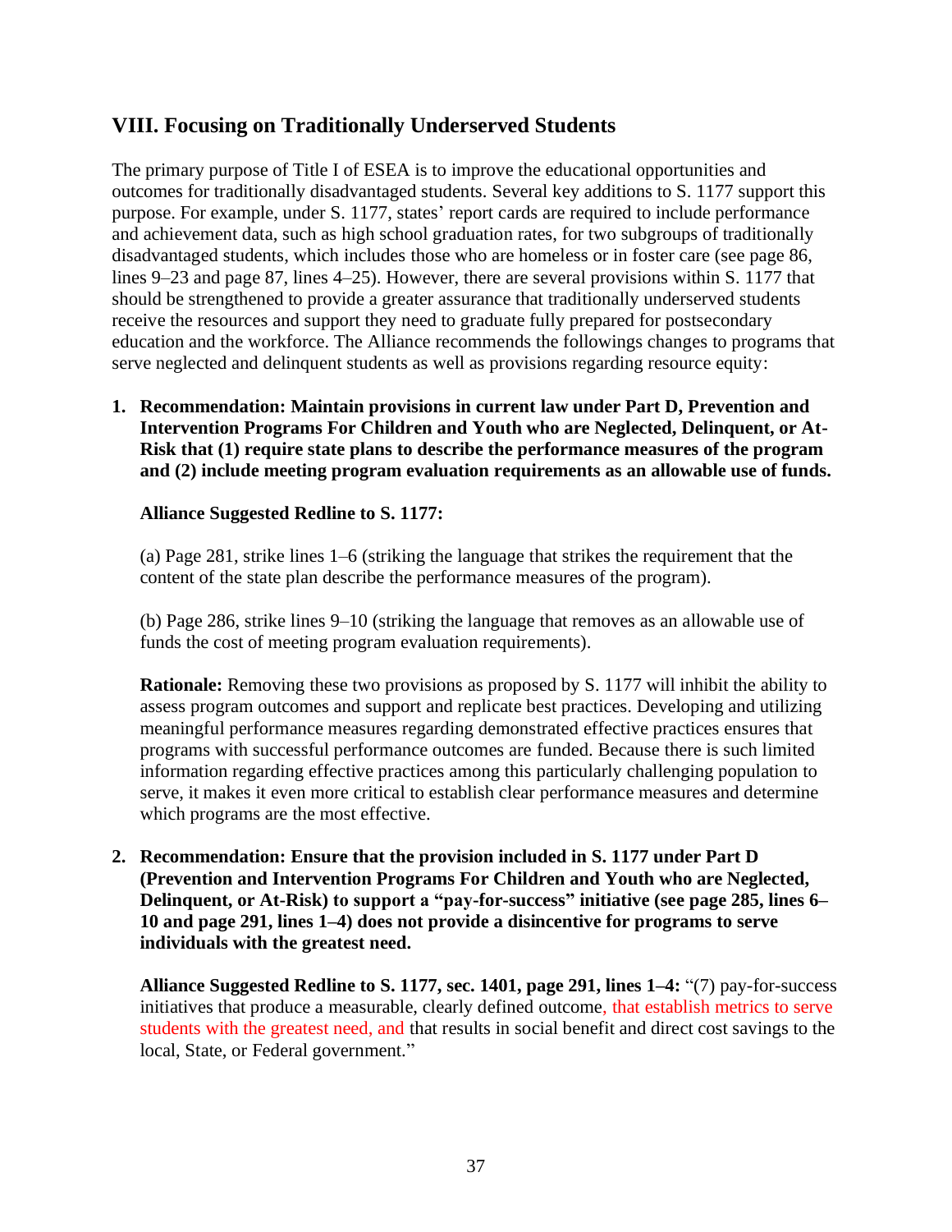## VIII. Focusing on Traditionally Underserved Students

The primary purpose of Title I of ESEA is to improve the educational opportunities and outcomes for traditionally disadvantaged students. Several key additions to S. 1177 support this purpose. For example, under S. 1177, states' report cards are required to include performance and achievement data, such as high school graduation rates, for two subgroups of traditionally disadvantaged students, which includes those who are homeless or in foster care (see page 86, lines 9–23 and page 87, lines 4–25). However, there are several provisions within S. 1177 that should be strengthened to provide a greater assurance that traditionally underserved students receive the resources and support they need to graduate fully prepared for postsecondary education and the workforce. The Alliance recommends the followings changes to programs that serve neglected and delinquent students as well as provisions regarding resource equity:

1. **Recommendation: Maintain provisions in current law under Part D, Prevention and Intervention Programs For Children and Youth who are Neglected, Delinquent, or At-Risk that (1) require state plans to describe the performance measures of the program and (2) include meeting program evaluation requirements as an allowable use of funds.**

   **Alliance Suggested Redline to S. 1177:**

   (a) Page 281, strike lines 1–6 (striking the language that strikes the requirement that the content of the state plan describe the performance measures of the program).

   (b) Page 286, strike lines 9–10 (striking the language that removes as an allowable use of funds the cost of meeting program evaluation requirements).

   **Rationale:** Removing these two provisions as proposed by S. 1177 will inhibit the ability to assess program outcomes and support and replicate best practices. Developing and utilizing meaningful performance measures regarding demonstrated effective practices ensures that programs with successful performance outcomes are funded. Because there is such limited information regarding effective practices among this particularly challenging population to serve, it makes it even more critical to establish clear performance measures and determine which programs are the most effective.

2. **Recommendation: Ensure that the provision included in S. 1177 under Part D (Prevention and Intervention Programs For Children and Youth who are Neglected, Delinquent, or At-Risk) to support a "pay-for-success" initiative (see page 285, lines 6–10 and page 291, lines 1–4) does not provide a disincentive for programs to serve individuals with the greatest need.**

   **Alliance Suggested Redline to S. 1177, sec. 1401, page 291, lines 1–4:** "(7) pay-for-success initiatives that produce a measurable, clearly defined outcome, that establish metrics to serve students with the greatest need, and that results in social benefit and direct cost savings to the local, State, or Federal government."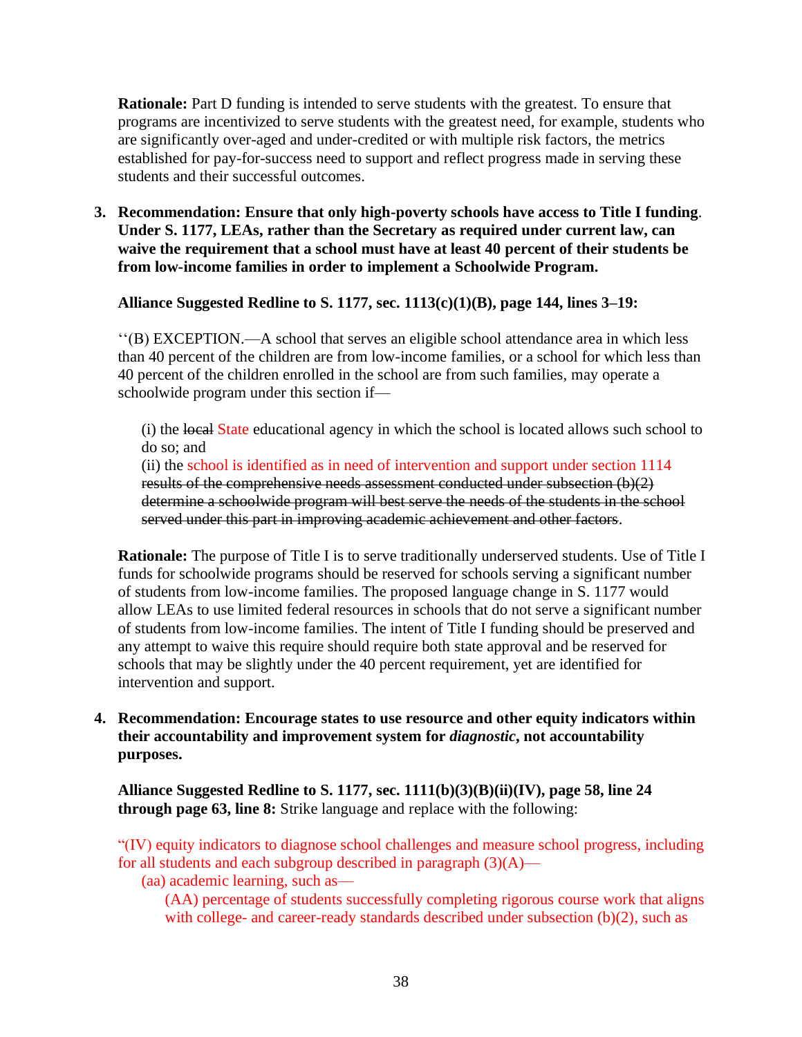**Rationale:** Part D funding is intended to serve students with the greatest. To ensure that programs are incentivized to serve students with the greatest need, for example, students who are significantly over-aged and under-credited or with multiple risk factors, the metrics established for pay-for-success need to support and reflect progress made in serving these students and their successful outcomes.

3. **Recommendation: Ensure that only high-poverty schools have access to Title I funding. Under S. 1177, LEAs, rather than the Secretary as required under current law, can waive the requirement that a school must have at least 40 percent of their students be from low-income families in order to implement a Schoolwide Program.**

   **Alliance Suggested Redline to S. 1177, sec. 1113(c)(1)(B), page 144, lines 3–19:**

   ''(B) EXCEPTION.—A school that serves an eligible school attendance area in which less than 40 percent of the children are from low-income families, or a school for which less than 40 percent of the children enrolled in the school are from such families, may operate a schoolwide program under this section if—

   (i) the ~~local~~ State educational agency in which the school is located allows such school to do so; and
   (ii) the school is identified as in need of intervention and support under section 1114 ~~results of the comprehensive needs assessment conducted under subsection (b)(2) determine a schoolwide program will best serve the needs of the students in the school served under this part in improving academic achievement and other factors~~.

   **Rationale:** The purpose of Title I is to serve traditionally underserved students. Use of Title I funds for schoolwide programs should be reserved for schools serving a significant number of students from low-income families. The proposed language change in S. 1177 would allow LEAs to use limited federal resources in schools that do not serve a significant number of students from low-income families. The intent of Title I funding should be preserved and any attempt to waive this require should require both state approval and be reserved for schools that may be slightly under the 40 percent requirement, yet are identified for intervention and support.

4. **Recommendation: Encourage states to use resource and other equity indicators within their accountability and improvement system for *diagnostic*, not accountability purposes.**

   **Alliance Suggested Redline to S. 1177, sec. 1111(b)(3)(B)(ii)(IV), page 58, line 24 through page 63, line 8:** Strike language and replace with the following:

   "(IV) equity indicators to diagnose school challenges and measure school progress, including for all students and each subgroup described in paragraph (3)(A)—
   (aa) academic learning, such as—
   (AA) percentage of students successfully completing rigorous course work that aligns with college- and career-ready standards described under subsection (b)(2), such as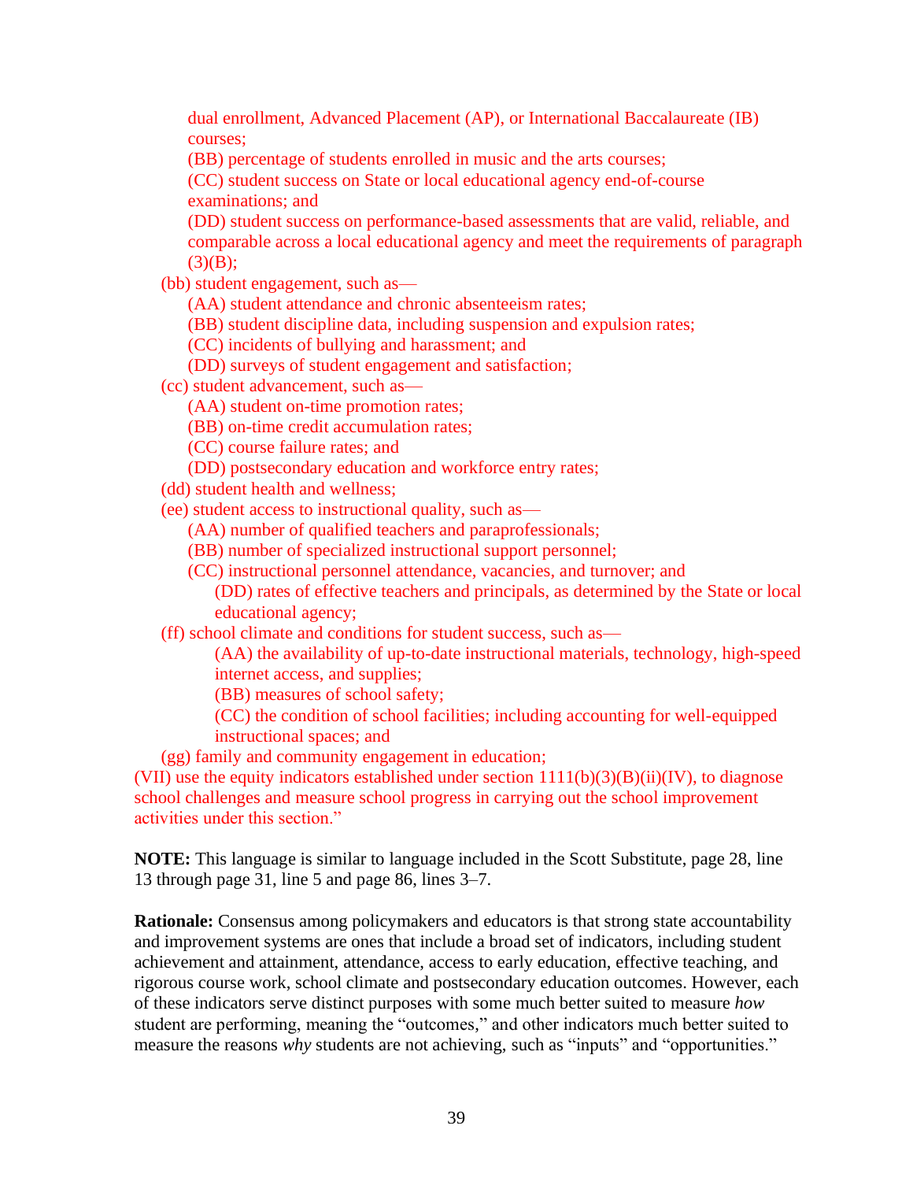dual enrollment, Advanced Placement (AP), or International Baccalaureate (IB) courses;

(BB) percentage of students enrolled in music and the arts courses;

(CC) student success on State or local educational agency end-of-course examinations; and

(DD) student success on performance-based assessments that are valid, reliable, and comparable across a local educational agency and meet the requirements of paragraph (3)(B);

(bb) student engagement, such as—

(AA) student attendance and chronic absenteeism rates;

(BB) student discipline data, including suspension and expulsion rates;

(CC) incidents of bullying and harassment; and

(DD) surveys of student engagement and satisfaction;

(cc) student advancement, such as—

(AA) student on-time promotion rates;

(BB) on-time credit accumulation rates;

(CC) course failure rates; and

(DD) postsecondary education and workforce entry rates;

(dd) student health and wellness;

(ee) student access to instructional quality, such as—

(AA) number of qualified teachers and paraprofessionals;

(BB) number of specialized instructional support personnel;

(CC) instructional personnel attendance, vacancies, and turnover; and

(DD) rates of effective teachers and principals, as determined by the State or local educational agency;

(ff) school climate and conditions for student success, such as—

(AA) the availability of up-to-date instructional materials, technology, high-speed internet access, and supplies;

(BB) measures of school safety;

(CC) the condition of school facilities; including accounting for well-equipped instructional spaces; and

(gg) family and community engagement in education;

(VII) use the equity indicators established under section 1111(b)(3)(B)(ii)(IV), to diagnose school challenges and measure school progress in carrying out the school improvement activities under this section."

**NOTE:** This language is similar to language included in the Scott Substitute, page 28, line 13 through page 31, line 5 and page 86, lines 3–7.

**Rationale:** Consensus among policymakers and educators is that strong state accountability and improvement systems are ones that include a broad set of indicators, including student achievement and attainment, attendance, access to early education, effective teaching, and rigorous course work, school climate and postsecondary education outcomes. However, each of these indicators serve distinct purposes with some much better suited to measure *how* student are performing, meaning the "outcomes," and other indicators much better suited to measure the reasons *why* students are not achieving, such as "inputs" and "opportunities."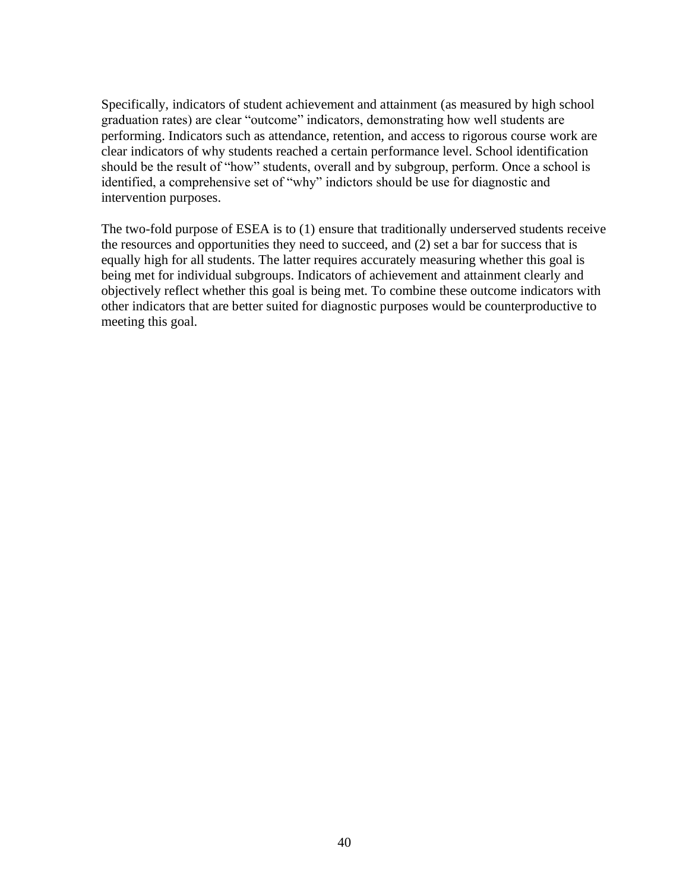Specifically, indicators of student achievement and attainment (as measured by high school graduation rates) are clear "outcome" indicators, demonstrating how well students are performing. Indicators such as attendance, retention, and access to rigorous course work are clear indicators of why students reached a certain performance level. School identification should be the result of "how" students, overall and by subgroup, perform. Once a school is identified, a comprehensive set of "why" indictors should be use for diagnostic and intervention purposes.

The two-fold purpose of ESEA is to (1) ensure that traditionally underserved students receive the resources and opportunities they need to succeed, and (2) set a bar for success that is equally high for all students. The latter requires accurately measuring whether this goal is being met for individual subgroups. Indicators of achievement and attainment clearly and objectively reflect whether this goal is being met. To combine these outcome indicators with other indicators that are better suited for diagnostic purposes would be counterproductive to meeting this goal.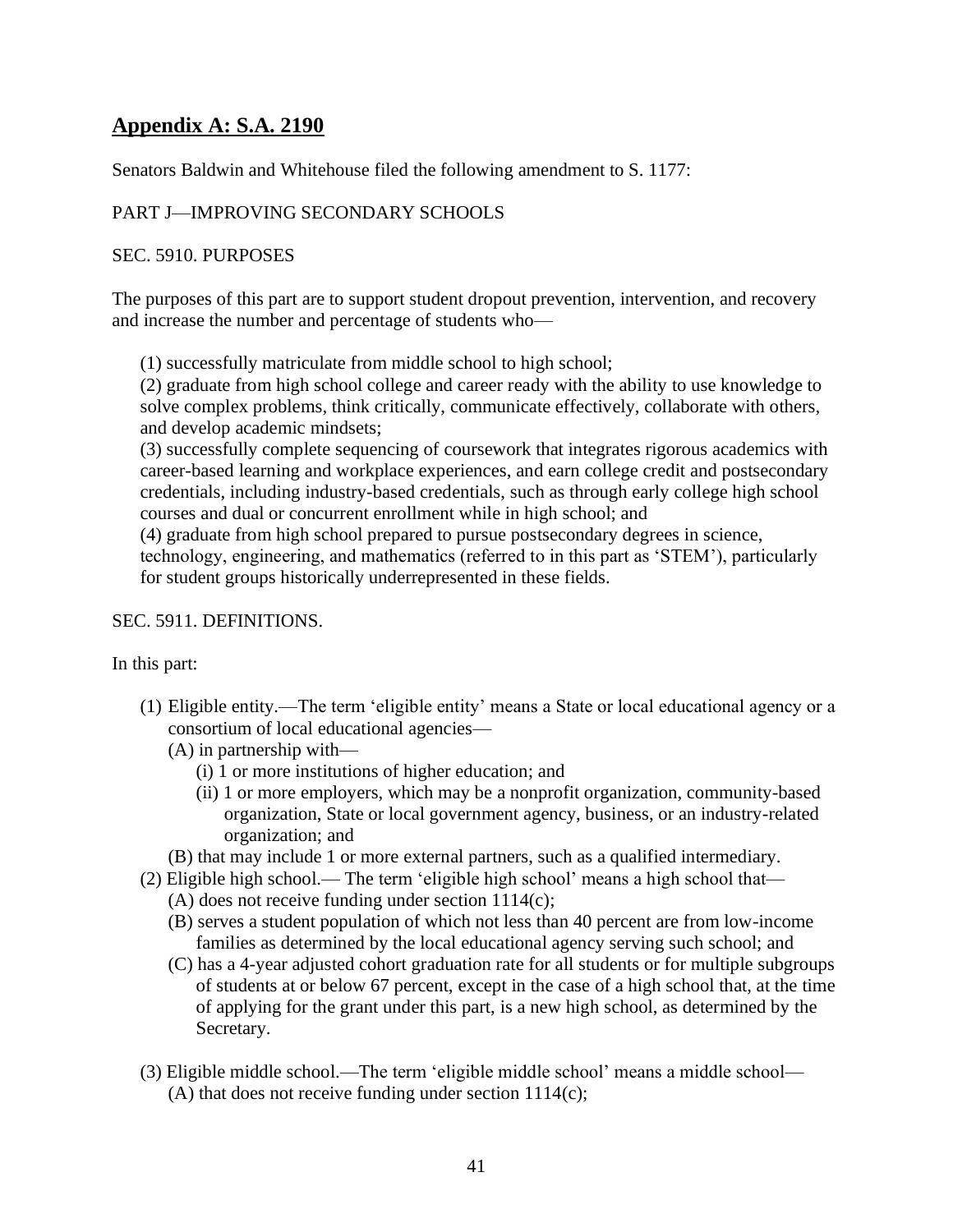## Appendix A: S.A. 2190

Senators Baldwin and Whitehouse filed the following amendment to S. 1177:

PART J—IMPROVING SECONDARY SCHOOLS

SEC. 5910. PURPOSES

The purposes of this part are to support student dropout prevention, intervention, and recovery and increase the number and percentage of students who—

(1) successfully matriculate from middle school to high school;
(2) graduate from high school college and career ready with the ability to use knowledge to solve complex problems, think critically, communicate effectively, collaborate with others, and develop academic mindsets;
(3) successfully complete sequencing of coursework that integrates rigorous academics with career-based learning and workplace experiences, and earn college credit and postsecondary credentials, including industry-based credentials, such as through early college high school courses and dual or concurrent enrollment while in high school; and
(4) graduate from high school prepared to pursue postsecondary degrees in science, technology, engineering, and mathematics (referred to in this part as 'STEM'), particularly for student groups historically underrepresented in these fields.

SEC. 5911. DEFINITIONS.

In this part:

- (1) Eligible entity.—The term 'eligible entity' means a State or local educational agency or a consortium of local educational agencies—
  - (A) in partnership with—
    - (i) 1 or more institutions of higher education; and
    - (ii) 1 or more employers, which may be a nonprofit organization, community-based organization, State or local government agency, business, or an industry-related organization; and
  - (B) that may include 1 or more external partners, such as a qualified intermediary.
- (2) Eligible high school.— The term 'eligible high school' means a high school that—
  - (A) does not receive funding under section 1114(c);
  - (B) serves a student population of which not less than 40 percent are from low-income families as determined by the local educational agency serving such school; and
  - (C) has a 4-year adjusted cohort graduation rate for all students or for multiple subgroups of students at or below 67 percent, except in the case of a high school that, at the time of applying for the grant under this part, is a new high school, as determined by the Secretary.
- (3) Eligible middle school.—The term 'eligible middle school' means a middle school—
  - (A) that does not receive funding under section 1114(c);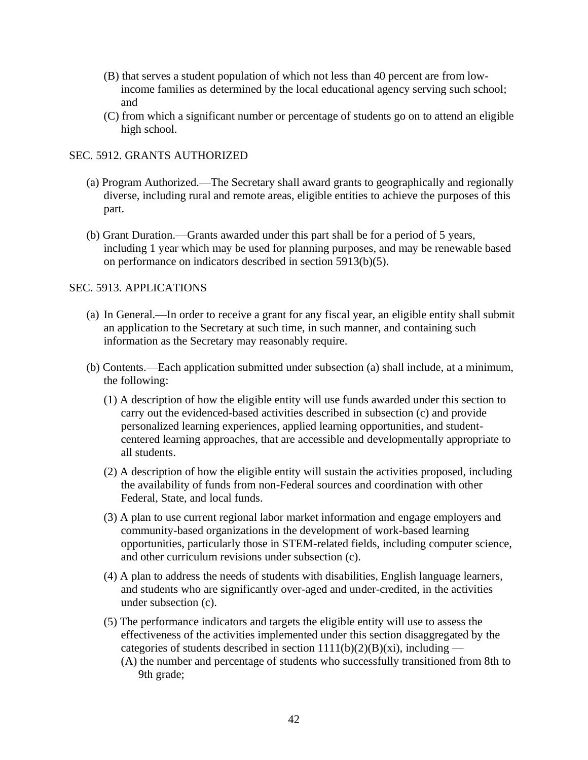(B) that serves a student population of which not less than 40 percent are from low-income families as determined by the local educational agency serving such school; and

(C) from which a significant number or percentage of students go on to attend an eligible high school.

SEC. 5912. GRANTS AUTHORIZED

(a) Program Authorized.—The Secretary shall award grants to geographically and regionally diverse, including rural and remote areas, eligible entities to achieve the purposes of this part.

(b) Grant Duration.—Grants awarded under this part shall be for a period of 5 years, including 1 year which may be used for planning purposes, and may be renewable based on performance on indicators described in section 5913(b)(5).

SEC. 5913. APPLICATIONS

(a) In General.—In order to receive a grant for any fiscal year, an eligible entity shall submit an application to the Secretary at such time, in such manner, and containing such information as the Secretary may reasonably require.

(b) Contents.—Each application submitted under subsection (a) shall include, at a minimum, the following:

(1) A description of how the eligible entity will use funds awarded under this section to carry out the evidenced-based activities described in subsection (c) and provide personalized learning experiences, applied learning opportunities, and student-centered learning approaches, that are accessible and developmentally appropriate to all students.

(2) A description of how the eligible entity will sustain the activities proposed, including the availability of funds from non-Federal sources and coordination with other Federal, State, and local funds.

(3) A plan to use current regional labor market information and engage employers and community-based organizations in the development of work-based learning opportunities, particularly those in STEM-related fields, including computer science, and other curriculum revisions under subsection (c).

(4) A plan to address the needs of students with disabilities, English language learners, and students who are significantly over-aged and under-credited, in the activities under subsection (c).

(5) The performance indicators and targets the eligible entity will use to assess the effectiveness of the activities implemented under this section disaggregated by the categories of students described in section 1111(b)(2)(B)(xi), including —

(A) the number and percentage of students who successfully transitioned from 8th to 9th grade;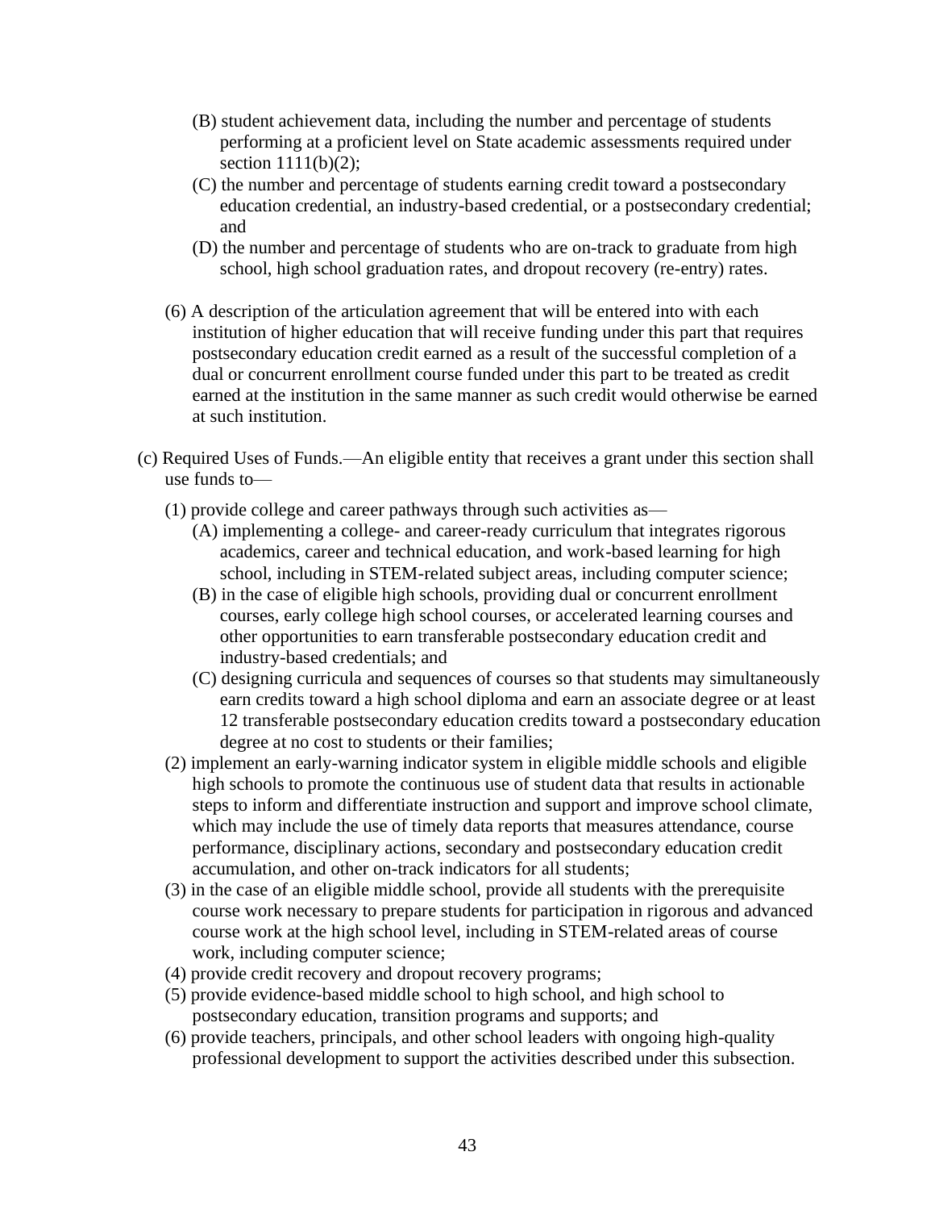(B) student achievement data, including the number and percentage of students performing at a proficient level on State academic assessments required under section 1111(b)(2);

(C) the number and percentage of students earning credit toward a postsecondary education credential, an industry-based credential, or a postsecondary credential; and

(D) the number and percentage of students who are on-track to graduate from high school, high school graduation rates, and dropout recovery (re-entry) rates.

(6) A description of the articulation agreement that will be entered into with each institution of higher education that will receive funding under this part that requires postsecondary education credit earned as a result of the successful completion of a dual or concurrent enrollment course funded under this part to be treated as credit earned at the institution in the same manner as such credit would otherwise be earned at such institution.

(c) Required Uses of Funds.—An eligible entity that receives a grant under this section shall use funds to—

(1) provide college and career pathways through such activities as—

(A) implementing a college- and career-ready curriculum that integrates rigorous academics, career and technical education, and work-based learning for high school, including in STEM-related subject areas, including computer science;

(B) in the case of eligible high schools, providing dual or concurrent enrollment courses, early college high school courses, or accelerated learning courses and other opportunities to earn transferable postsecondary education credit and industry-based credentials; and

(C) designing curricula and sequences of courses so that students may simultaneously earn credits toward a high school diploma and earn an associate degree or at least 12 transferable postsecondary education credits toward a postsecondary education degree at no cost to students or their families;

(2) implement an early-warning indicator system in eligible middle schools and eligible high schools to promote the continuous use of student data that results in actionable steps to inform and differentiate instruction and support and improve school climate, which may include the use of timely data reports that measures attendance, course performance, disciplinary actions, secondary and postsecondary education credit accumulation, and other on-track indicators for all students;

(3) in the case of an eligible middle school, provide all students with the prerequisite course work necessary to prepare students for participation in rigorous and advanced course work at the high school level, including in STEM-related areas of course work, including computer science;

(4) provide credit recovery and dropout recovery programs;

(5) provide evidence-based middle school to high school, and high school to postsecondary education, transition programs and supports; and

(6) provide teachers, principals, and other school leaders with ongoing high-quality professional development to support the activities described under this subsection.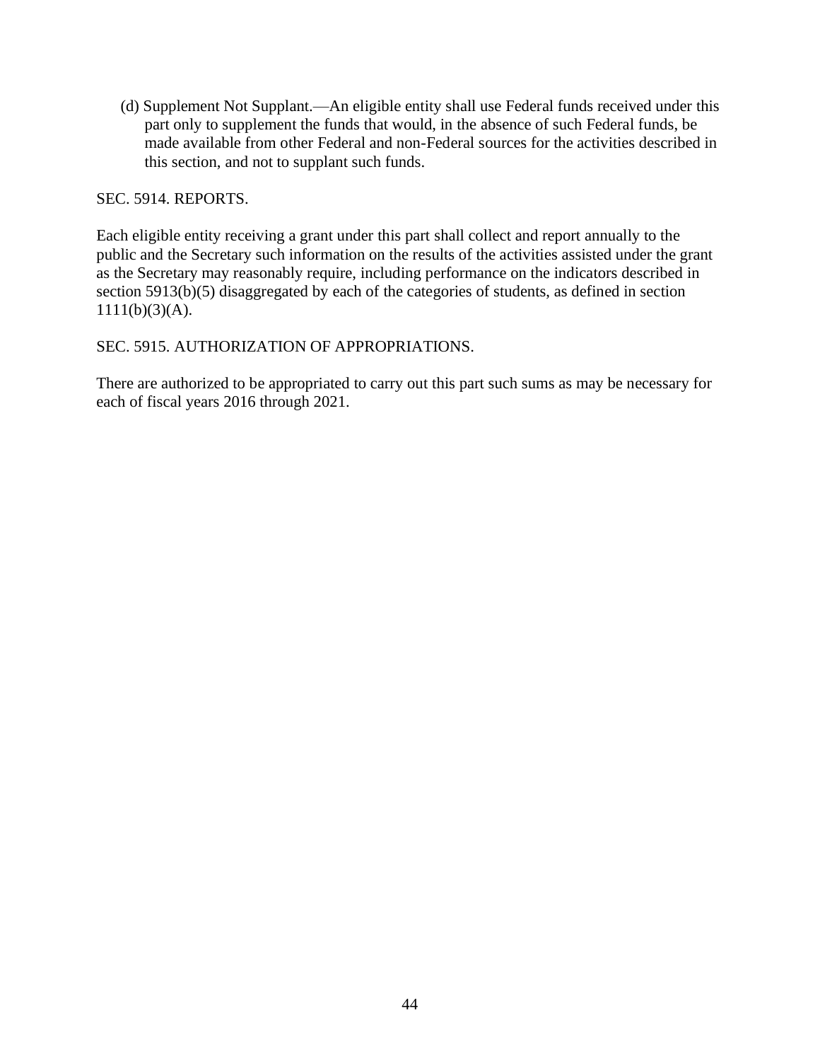(d) Supplement Not Supplant.—An eligible entity shall use Federal funds received under this part only to supplement the funds that would, in the absence of such Federal funds, be made available from other Federal and non-Federal sources for the activities described in this section, and not to supplant such funds.

SEC. 5914. REPORTS.

Each eligible entity receiving a grant under this part shall collect and report annually to the public and the Secretary such information on the results of the activities assisted under the grant as the Secretary may reasonably require, including performance on the indicators described in section 5913(b)(5) disaggregated by each of the categories of students, as defined in section 1111(b)(3)(A).

SEC. 5915. AUTHORIZATION OF APPROPRIATIONS.

There are authorized to be appropriated to carry out this part such sums as may be necessary for each of fiscal years 2016 through 2021.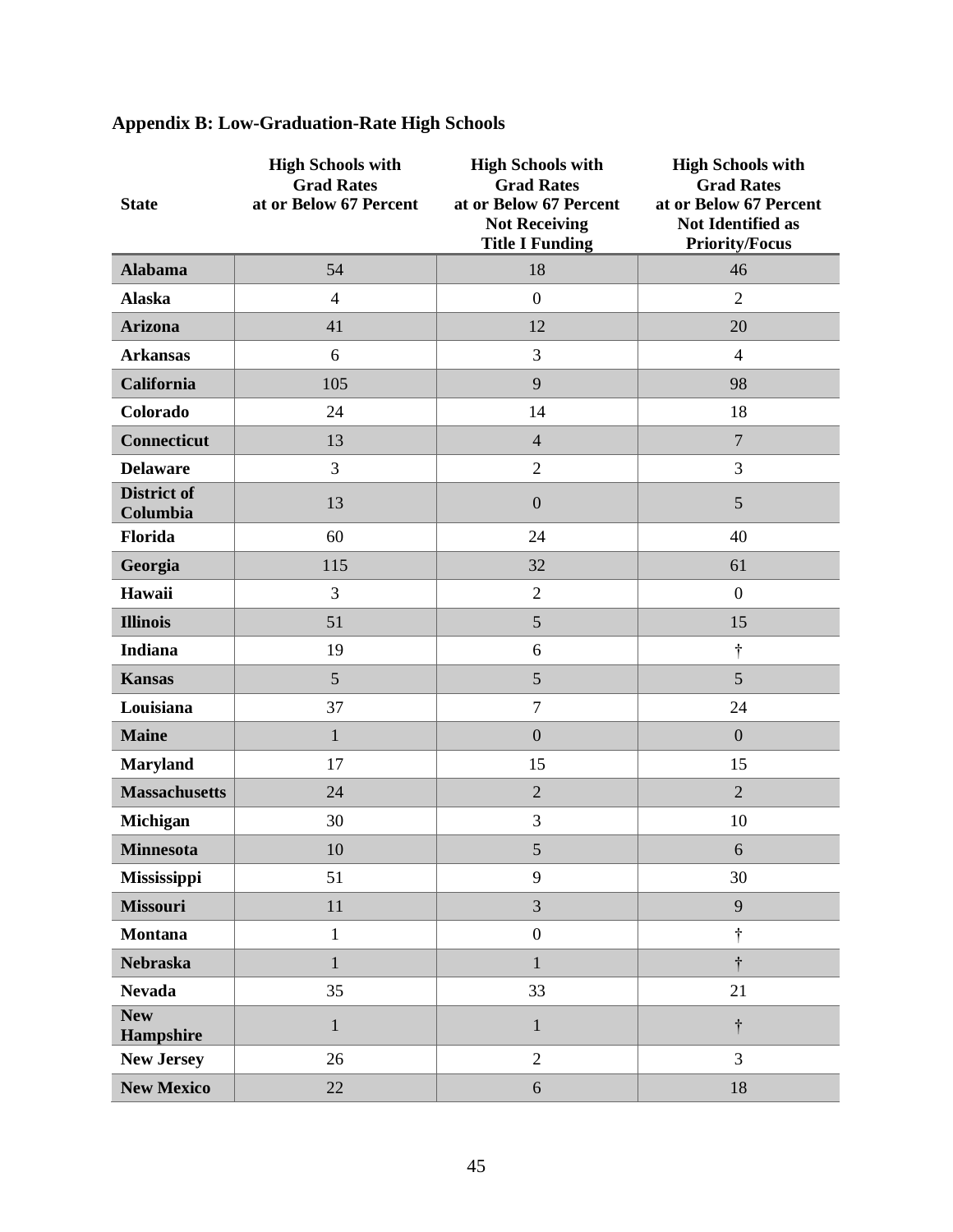## Appendix B: Low-Graduation-Rate High Schools

| State | High Schools with Grad Rates at or Below 67 Percent | High Schools with Grad Rates at or Below 67 Percent Not Receiving Title I Funding | High Schools with Grad Rates at or Below 67 Percent Not Identified as Priority/Focus |
|---|---|---|---|
| **Alabama** | 54 | 18 | 46 |
| **Alaska** | 4 | 0 | 2 |
| **Arizona** | 41 | 12 | 20 |
| **Arkansas** | 6 | 3 | 4 |
| **California** | 105 | 9 | 98 |
| **Colorado** | 24 | 14 | 18 |
| **Connecticut** | 13 | 4 | 7 |
| **Delaware** | 3 | 2 | 3 |
| **District of Columbia** | 13 | 0 | 5 |
| **Florida** | 60 | 24 | 40 |
| **Georgia** | 115 | 32 | 61 |
| **Hawaii** | 3 | 2 | 0 |
| **Illinois** | 51 | 5 | 15 |
| **Indiana** | 19 | 6 | † |
| **Kansas** | 5 | 5 | 5 |
| **Louisiana** | 37 | 7 | 24 |
| **Maine** | 1 | 0 | 0 |
| **Maryland** | 17 | 15 | 15 |
| **Massachusetts** | 24 | 2 | 2 |
| **Michigan** | 30 | 3 | 10 |
| **Minnesota** | 10 | 5 | 6 |
| **Mississippi** | 51 | 9 | 30 |
| **Missouri** | 11 | 3 | 9 |
| **Montana** | 1 | 0 | † |
| **Nebraska** | 1 | 1 | † |
| **Nevada** | 35 | 33 | 21 |
| **New Hampshire** | 1 | 1 | † |
| **New Jersey** | 26 | 2 | 3 |
| **New Mexico** | 22 | 6 | 18 |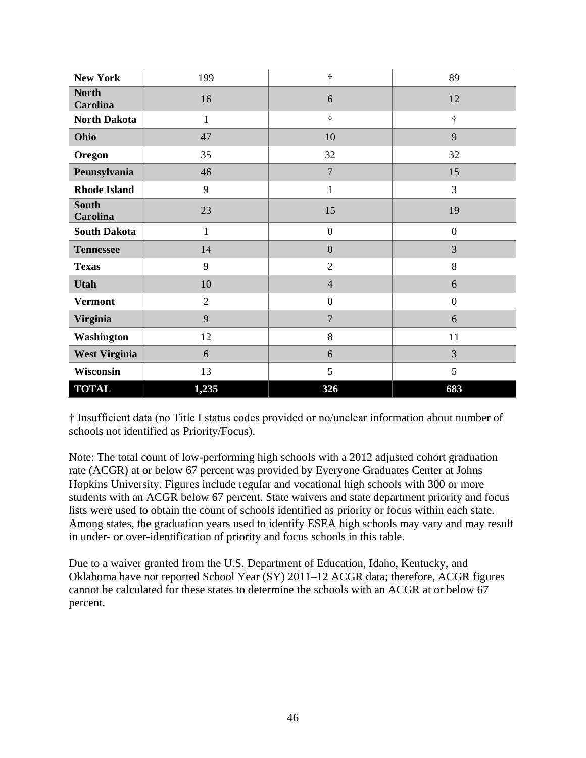| | | | |
|---|---|---|---|
| **New York** | 199 | † | 89 |
| **North Carolina** | 16 | 6 | 12 |
| **North Dakota** | 1 | † | † |
| **Ohio** | 47 | 10 | 9 |
| **Oregon** | 35 | 32 | 32 |
| **Pennsylvania** | 46 | 7 | 15 |
| **Rhode Island** | 9 | 1 | 3 |
| **South Carolina** | 23 | 15 | 19 |
| **South Dakota** | 1 | 0 | 0 |
| **Tennessee** | 14 | 0 | 3 |
| **Texas** | 9 | 2 | 8 |
| **Utah** | 10 | 4 | 6 |
| **Vermont** | 2 | 0 | 0 |
| **Virginia** | 9 | 7 | 6 |
| **Washington** | 12 | 8 | 11 |
| **West Virginia** | 6 | 6 | 3 |
| **Wisconsin** | 13 | 5 | 5 |
| **TOTAL** | **1,235** | **326** | **683** |

† Insufficient data (no Title I status codes provided or no/unclear information about number of schools not identified as Priority/Focus).

Note: The total count of low-performing high schools with a 2012 adjusted cohort graduation rate (ACGR) at or below 67 percent was provided by Everyone Graduates Center at Johns Hopkins University. Figures include regular and vocational high schools with 300 or more students with an ACGR below 67 percent. State waivers and state department priority and focus lists were used to obtain the count of schools identified as priority or focus within each state. Among states, the graduation years used to identify ESEA high schools may vary and may result in under- or over-identification of priority and focus schools in this table.

Due to a waiver granted from the U.S. Department of Education, Idaho, Kentucky, and Oklahoma have not reported School Year (SY) 2011–12 ACGR data; therefore, ACGR figures cannot be calculated for these states to determine the schools with an ACGR at or below 67 percent.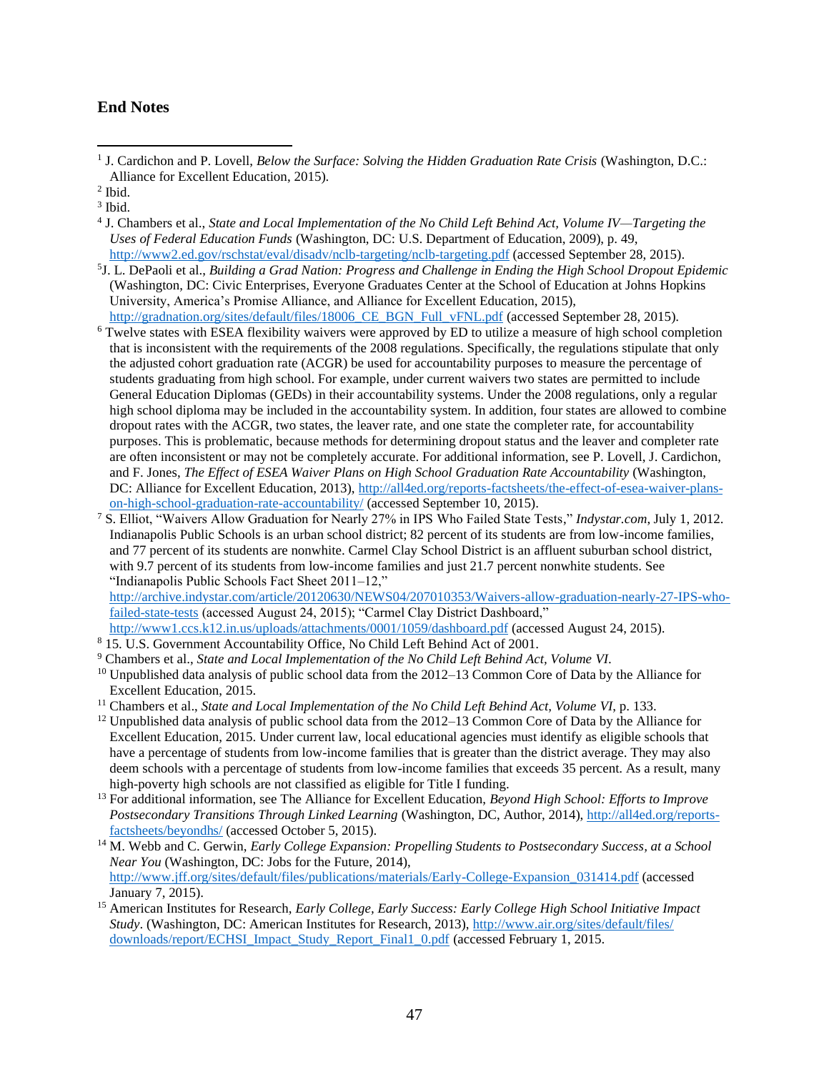## End Notes

[1] J. Cardichon and P. Lovell, *Below the Surface: Solving the Hidden Graduation Rate Crisis* (Washington, D.C.: Alliance for Excellent Education, 2015).

[2] Ibid.

[3] Ibid.

[4] J. Chambers et al., *State and Local Implementation of the No Child Left Behind Act, Volume IV—Targeting the Uses of Federal Education Funds* (Washington, DC: U.S. Department of Education, 2009), p. 49, http://www2.ed.gov/rschstat/eval/disadv/nclb-targeting/nclb-targeting.pdf (accessed September 28, 2015).

[5] J. L. DePaoli et al., *Building a Grad Nation: Progress and Challenge in Ending the High School Dropout Epidemic* (Washington, DC: Civic Enterprises, Everyone Graduates Center at the School of Education at Johns Hopkins University, America's Promise Alliance, and Alliance for Excellent Education, 2015), http://gradnation.org/sites/default/files/18006_CE_BGN_Full_vFNL.pdf (accessed September 28, 2015).

[6] Twelve states with ESEA flexibility waivers were approved by ED to utilize a measure of high school completion that is inconsistent with the requirements of the 2008 regulations. Specifically, the regulations stipulate that only the adjusted cohort graduation rate (ACGR) be used for accountability purposes to measure the percentage of students graduating from high school. For example, under current waivers two states are permitted to include General Education Diplomas (GEDs) in their accountability systems. Under the 2008 regulations, only a regular high school diploma may be included in the accountability system. In addition, four states are allowed to combine dropout rates with the ACGR, two states, the leaver rate, and one state the completer rate, for accountability purposes. This is problematic, because methods for determining dropout status and the leaver and completer rate are often inconsistent or may not be completely accurate. For additional information, see P. Lovell, J. Cardichon, and F. Jones, *The Effect of ESEA Waiver Plans on High School Graduation Rate Accountability* (Washington, DC: Alliance for Excellent Education, 2013), http://all4ed.org/reports-factsheets/the-effect-of-esea-waiver-plans-on-high-school-graduation-rate-accountability/ (accessed September 10, 2015).

[7] S. Elliot, "Waivers Allow Graduation for Nearly 27% in IPS Who Failed State Tests," *Indystar.com*, July 1, 2012. Indianapolis Public Schools is an urban school district; 82 percent of its students are from low-income families, and 77 percent of its students are nonwhite. Carmel Clay School District is an affluent suburban school district, with 9.7 percent of its students from low-income families and just 21.7 percent nonwhite students. See "Indianapolis Public Schools Fact Sheet 2011–12," http://archive.indystar.com/article/20120630/NEWS04/207010353/Waivers-allow-graduation-nearly-27-IPS-who-failed-state-tests (accessed August 24, 2015); "Carmel Clay District Dashboard," http://www1.ccs.k12.in.us/uploads/attachments/0001/1059/dashboard.pdf (accessed August 24, 2015).

[8] 15. U.S. Government Accountability Office, No Child Left Behind Act of 2001.

[9] Chambers et al., *State and Local Implementation of the No Child Left Behind Act, Volume VI*.

[10] Unpublished data analysis of public school data from the 2012–13 Common Core of Data by the Alliance for Excellent Education, 2015.

[11] Chambers et al., *State and Local Implementation of the No Child Left Behind Act, Volume VI*, p. 133.

[12] Unpublished data analysis of public school data from the 2012–13 Common Core of Data by the Alliance for Excellent Education, 2015. Under current law, local educational agencies must identify as eligible schools that have a percentage of students from low-income families that is greater than the district average. They may also deem schools with a percentage of students from low-income families that exceeds 35 percent. As a result, many high-poverty high schools are not classified as eligible for Title I funding.

[13] For additional information, see The Alliance for Excellent Education, *Beyond High School: Efforts to Improve Postsecondary Transitions Through Linked Learning* (Washington, DC, Author, 2014), http://all4ed.org/reports-factsheets/beyondhs/ (accessed October 5, 2015).

[14] M. Webb and C. Gerwin, *Early College Expansion: Propelling Students to Postsecondary Success, at a School Near You* (Washington, DC: Jobs for the Future, 2014), http://www.jff.org/sites/default/files/publications/materials/Early-College-Expansion_031414.pdf (accessed January 7, 2015).

[15] American Institutes for Research, *Early College, Early Success: Early College High School Initiative Impact Study*. (Washington, DC: American Institutes for Research, 2013), http://www.air.org/sites/default/files/downloads/report/ECHSI_Impact_Study_Report_Final1_0.pdf (accessed February 1, 2015.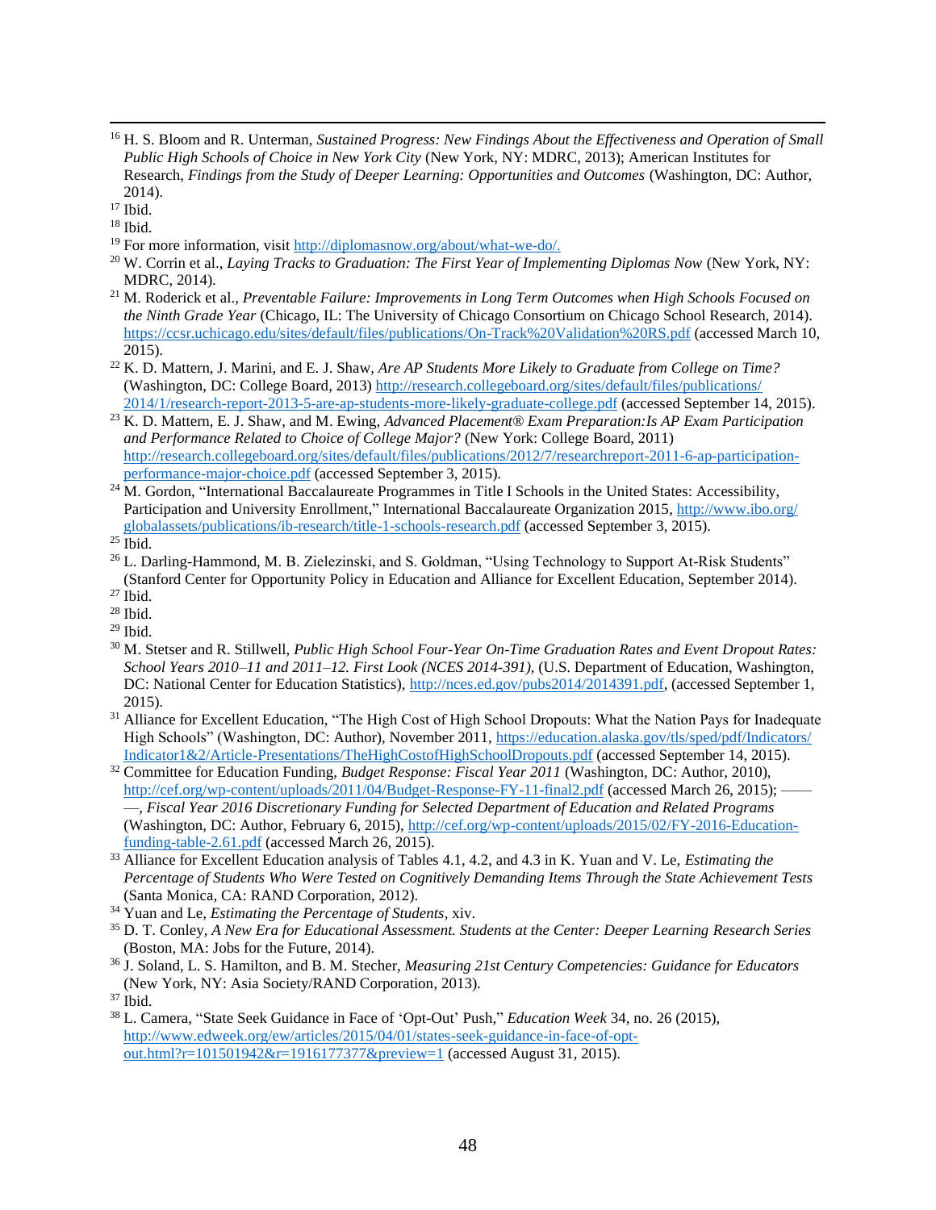[16] H. S. Bloom and R. Unterman, *Sustained Progress: New Findings About the Effectiveness and Operation of Small Public High Schools of Choice in New York City* (New York, NY: MDRC, 2013); American Institutes for Research, *Findings from the Study of Deeper Learning: Opportunities and Outcomes* (Washington, DC: Author, 2014).

[17] Ibid.

[18] Ibid.

[19] For more information, visit http://diplomasnow.org/about/what-we-do/.

[20] W. Corrin et al., *Laying Tracks to Graduation: The First Year of Implementing Diplomas Now* (New York, NY: MDRC, 2014).

[21] M. Roderick et al., *Preventable Failure: Improvements in Long Term Outcomes when High Schools Focused on the Ninth Grade Year* (Chicago, IL: The University of Chicago Consortium on Chicago School Research, 2014). https://ccsr.uchicago.edu/sites/default/files/publications/On-Track%20Validation%20RS.pdf (accessed March 10, 2015).

[22] K. D. Mattern, J. Marini, and E. J. Shaw, *Are AP Students More Likely to Graduate from College on Time?* (Washington, DC: College Board, 2013) http://research.collegeboard.org/sites/default/files/publications/2014/1/research-report-2013-5-are-ap-students-more-likely-graduate-college.pdf (accessed September 14, 2015).

[23] K. D. Mattern, E. J. Shaw, and M. Ewing, *Advanced Placement® Exam Preparation:Is AP Exam Participation and Performance Related to Choice of College Major?* (New York: College Board, 2011) http://research.collegeboard.org/sites/default/files/publications/2012/7/researchreport-2011-6-ap-participation-performance-major-choice.pdf (accessed September 3, 2015).

[24] M. Gordon, "International Baccalaureate Programmes in Title I Schools in the United States: Accessibility, Participation and University Enrollment," International Baccalaureate Organization 2015, http://www.ibo.org/globalassets/publications/ib-research/title-1-schools-research.pdf (accessed September 3, 2015).

[25] Ibid.

[26] L. Darling-Hammond, M. B. Zielezinski, and S. Goldman, "Using Technology to Support At-Risk Students" (Stanford Center for Opportunity Policy in Education and Alliance for Excellent Education, September 2014).

[27] Ibid.

[28] Ibid.

[29] Ibid.

[30] M. Stetser and R. Stillwell, *Public High School Four-Year On-Time Graduation Rates and Event Dropout Rates: School Years 2010–11 and 2011–12. First Look (NCES 2014-391)*, (U.S. Department of Education, Washington, DC: National Center for Education Statistics), http://nces.ed.gov/pubs2014/2014391.pdf, (accessed September 1, 2015).

[31] Alliance for Excellent Education, "The High Cost of High School Dropouts: What the Nation Pays for Inadequate High Schools" (Washington, DC: Author), November 2011, https://education.alaska.gov/tls/sped/pdf/Indicators/Indicator1&2/Article-Presentations/TheHighCostofHighSchoolDropouts.pdf (accessed September 14, 2015).

[32] Committee for Education Funding, *Budget Response: Fiscal Year 2011* (Washington, DC: Author, 2010), http://cef.org/wp-content/uploads/2011/04/Budget-Response-FY-11-final2.pdf (accessed March 26, 2015); ———, *Fiscal Year 2016 Discretionary Funding for Selected Department of Education and Related Programs* (Washington, DC: Author, February 6, 2015), http://cef.org/wp-content/uploads/2015/02/FY-2016-Education-funding-table-2.61.pdf (accessed March 26, 2015).

[33] Alliance for Excellent Education analysis of Tables 4.1, 4.2, and 4.3 in K. Yuan and V. Le, *Estimating the Percentage of Students Who Were Tested on Cognitively Demanding Items Through the State Achievement Tests* (Santa Monica, CA: RAND Corporation, 2012).

[34] Yuan and Le, *Estimating the Percentage of Students*, xiv.

[35] D. T. Conley, *A New Era for Educational Assessment. Students at the Center: Deeper Learning Research Series* (Boston, MA: Jobs for the Future, 2014).

[36] J. Soland, L. S. Hamilton, and B. M. Stecher, *Measuring 21st Century Competencies: Guidance for Educators* (New York, NY: Asia Society/RAND Corporation, 2013).

[37] Ibid.

[38] L. Camera, "State Seek Guidance in Face of 'Opt-Out' Push," *Education Week* 34, no. 26 (2015), http://www.edweek.org/ew/articles/2015/04/01/states-seek-guidance-in-face-of-opt-out.html?r=101501942&r=1916177377&preview=1 (accessed August 31, 2015).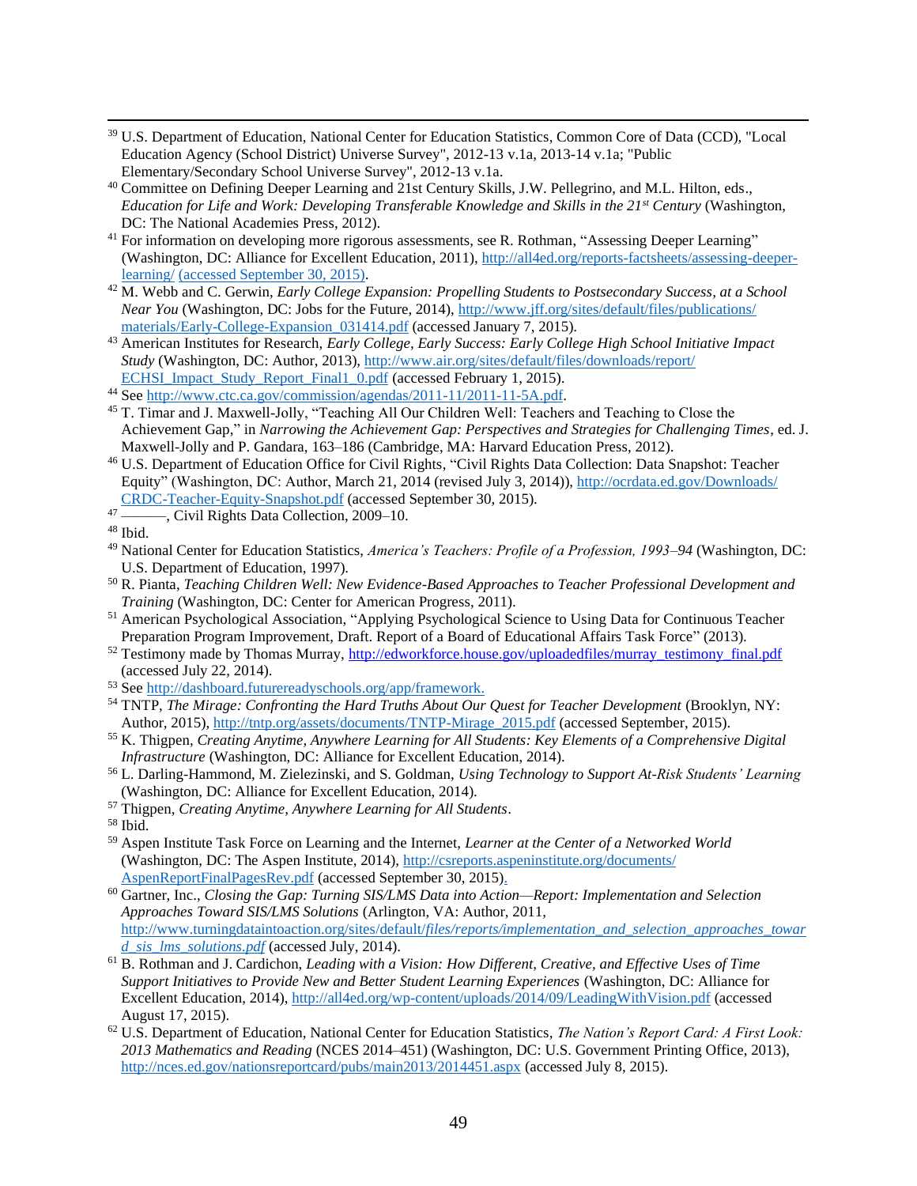[39] U.S. Department of Education, National Center for Education Statistics, Common Core of Data (CCD), "Local Education Agency (School District) Universe Survey", 2012-13 v.1a, 2013-14 v.1a; "Public Elementary/Secondary School Universe Survey", 2012-13 v.1a.

[40] Committee on Defining Deeper Learning and 21st Century Skills, J.W. Pellegrino, and M.L. Hilton, eds., *Education for Life and Work: Developing Transferable Knowledge and Skills in the 21st Century* (Washington, DC: The National Academies Press, 2012).

[41] For information on developing more rigorous assessments, see R. Rothman, "Assessing Deeper Learning" (Washington, DC: Alliance for Excellent Education, 2011), http://all4ed.org/reports-factsheets/assessing-deeper-learning/ (accessed September 30, 2015).

[42] M. Webb and C. Gerwin, *Early College Expansion: Propelling Students to Postsecondary Success, at a School Near You* (Washington, DC: Jobs for the Future, 2014), http://www.jff.org/sites/default/files/publications/materials/Early-College-Expansion_031414.pdf (accessed January 7, 2015).

[43] American Institutes for Research, *Early College, Early Success: Early College High School Initiative Impact Study* (Washington, DC: Author, 2013), http://www.air.org/sites/default/files/downloads/report/ECHSI_Impact_Study_Report_Final1_0.pdf (accessed February 1, 2015).

[44] See http://www.ctc.ca.gov/commission/agendas/2011-11/2011-11-5A.pdf.

[45] T. Timar and J. Maxwell-Jolly, "Teaching All Our Children Well: Teachers and Teaching to Close the Achievement Gap," in *Narrowing the Achievement Gap: Perspectives and Strategies for Challenging Times*, ed. J. Maxwell-Jolly and P. Gandara, 163–186 (Cambridge, MA: Harvard Education Press, 2012).

[46] U.S. Department of Education Office for Civil Rights, "Civil Rights Data Collection: Data Snapshot: Teacher Equity" (Washington, DC: Author, March 21, 2014 (revised July 3, 2014)), http://ocrdata.ed.gov/Downloads/CRDC-Teacher-Equity-Snapshot.pdf (accessed September 30, 2015).

[47] ———, Civil Rights Data Collection, 2009–10.

[48] Ibid.

[49] National Center for Education Statistics, *America's Teachers: Profile of a Profession, 1993–94* (Washington, DC: U.S. Department of Education, 1997).

[50] R. Pianta, *Teaching Children Well: New Evidence-Based Approaches to Teacher Professional Development and Training* (Washington, DC: Center for American Progress, 2011).

[51] American Psychological Association, "Applying Psychological Science to Using Data for Continuous Teacher Preparation Program Improvement, Draft. Report of a Board of Educational Affairs Task Force" (2013).

[52] Testimony made by Thomas Murray, http://edworkforce.house.gov/uploadedfiles/murray_testimony_final.pdf (accessed July 22, 2014).

[53] See http://dashboard.futurereadyschools.org/app/framework.

[54] TNTP, *The Mirage: Confronting the Hard Truths About Our Quest for Teacher Development* (Brooklyn, NY: Author, 2015), http://tntp.org/assets/documents/TNTP-Mirage_2015.pdf (accessed September, 2015).

[55] K. Thigpen, *Creating Anytime, Anywhere Learning for All Students: Key Elements of a Comprehensive Digital Infrastructure* (Washington, DC: Alliance for Excellent Education, 2014).

[56] L. Darling-Hammond, M. Zielezinski, and S. Goldman, *Using Technology to Support At-Risk Students' Learning* (Washington, DC: Alliance for Excellent Education, 2014).

[57] Thigpen, *Creating Anytime, Anywhere Learning for All Students*.

[58] Ibid.

[59] Aspen Institute Task Force on Learning and the Internet, *Learner at the Center of a Networked World* (Washington, DC: The Aspen Institute, 2014), http://csreports.aspeninstitute.org/documents/AspenReportFinalPagesRev.pdf (accessed September 30, 2015).

[60] Gartner, Inc., *Closing the Gap: Turning SIS/LMS Data into Action—Report: Implementation and Selection Approaches Toward SIS/LMS Solutions* (Arlington, VA: Author, 2011, http://www.turningdataintoaction.org/sites/default/files/reports/implementation_and_selection_approaches_toward_sis_lms_solutions.pdf (accessed July, 2014).

[61] B. Rothman and J. Cardichon, *Leading with a Vision: How Different, Creative, and Effective Uses of Time Support Initiatives to Provide New and Better Student Learning Experiences* (Washington, DC: Alliance for Excellent Education, 2014), http://all4ed.org/wp-content/uploads/2014/09/LeadingWithVision.pdf (accessed August 17, 2015).

[62] U.S. Department of Education, National Center for Education Statistics, *The Nation's Report Card: A First Look: 2013 Mathematics and Reading* (NCES 2014–451) (Washington, DC: U.S. Government Printing Office, 2013), http://nces.ed.gov/nationsreportcard/pubs/main2013/2014451.aspx (accessed July 8, 2015).